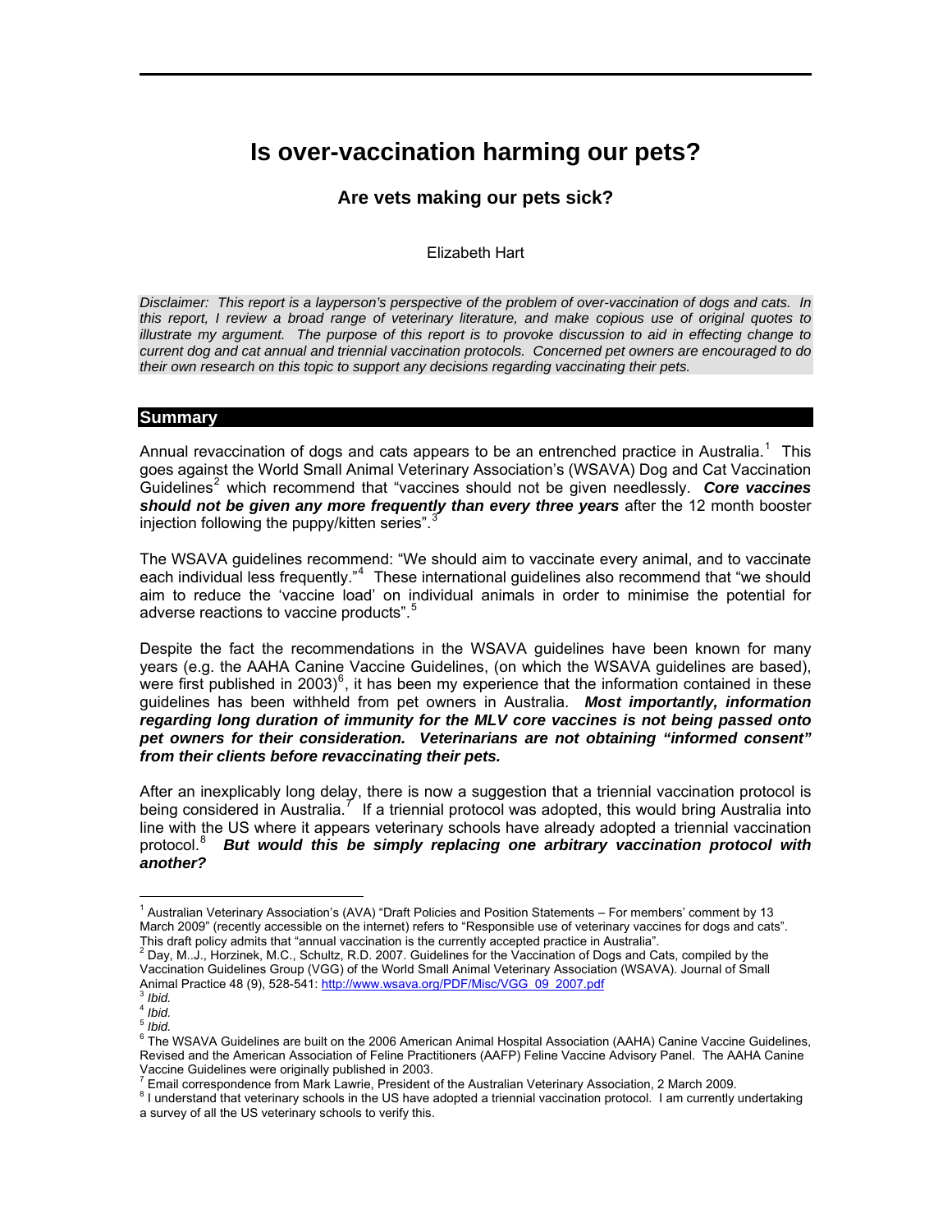# Is over-vaccination harming our pets?

## Are vets making our pets sick?

Elizabeth Hart

*Disclaimer: This report is a layperson's perspective of the problem of over-vaccination of dogs and cats. In this report, I review a broad range of veterinary literature, and make copious use of original quotes to illustrate my argument. The purpose of this report is to provoke discussion to aid in effecting change to current dog and cat annual and triennial vaccination protocols. Concerned pet owners are encouraged to do their own research on this topic to support any decisions regarding vaccinating their pets.*

## Summary

Annual revaccination of dogs and cats appears to be an entrenched practice in Australia.[1] This goes against the World Small Animal Veterinary Association's (WSAVA) Dog and Cat Vaccination Guidelines[2] which recommend that "vaccines should not be given needlessly. ***Core vaccines should not be given any more frequently than every three years*** after the 12 month booster injection following the puppy/kitten series".[3]

The WSAVA guidelines recommend: "We should aim to vaccinate every animal, and to vaccinate each individual less frequently."[4] These international guidelines also recommend that "we should aim to reduce the 'vaccine load' on individual animals in order to minimise the potential for adverse reactions to vaccine products".[5]

Despite the fact the recommendations in the WSAVA guidelines have been known for many years (e.g. the AAHA Canine Vaccine Guidelines, (on which the WSAVA guidelines are based), were first published in 2003)[6], it has been my experience that the information contained in these guidelines has been withheld from pet owners in Australia. ***Most importantly, information regarding long duration of immunity for the MLV core vaccines is not being passed onto pet owners for their consideration. Veterinarians are not obtaining "informed consent" from their clients before revaccinating their pets.***

After an inexplicably long delay, there is now a suggestion that a triennial vaccination protocol is being considered in Australia.[7] If a triennial protocol was adopted, this would bring Australia into line with the US where it appears veterinary schools have already adopted a triennial vaccination protocol.[8] ***But would this be simply replacing one arbitrary vaccination protocol with another?***

---

[1] Australian Veterinary Association's (AVA) "Draft Policies and Position Statements – For members' comment by 13 March 2009" (recently accessible on the internet) refers to "Responsible use of veterinary vaccines for dogs and cats". This draft policy admits that "annual vaccination is the currently accepted practice in Australia".

[2] Day, M..J., Horzinek, M.C., Schultz, R.D. 2007. Guidelines for the Vaccination of Dogs and Cats, compiled by the Vaccination Guidelines Group (VGG) of the World Small Animal Veterinary Association (WSAVA). Journal of Small Animal Practice 48 (9), 528-541: http://www.wsava.org/PDF/Misc/VGG_09_2007.pdf

[3] *Ibid.*

[4] *Ibid.*

[5] *Ibid.*

[6] The WSAVA Guidelines are built on the 2006 American Animal Hospital Association (AAHA) Canine Vaccine Guidelines, Revised and the American Association of Feline Practitioners (AAFP) Feline Vaccine Advisory Panel. The AAHA Canine Vaccine Guidelines were originally published in 2003.

[7] Email correspondence from Mark Lawrie, President of the Australian Veterinary Association, 2 March 2009.

[8] I understand that veterinary schools in the US have adopted a triennial vaccination protocol. I am currently undertaking a survey of all the US veterinary schools to verify this.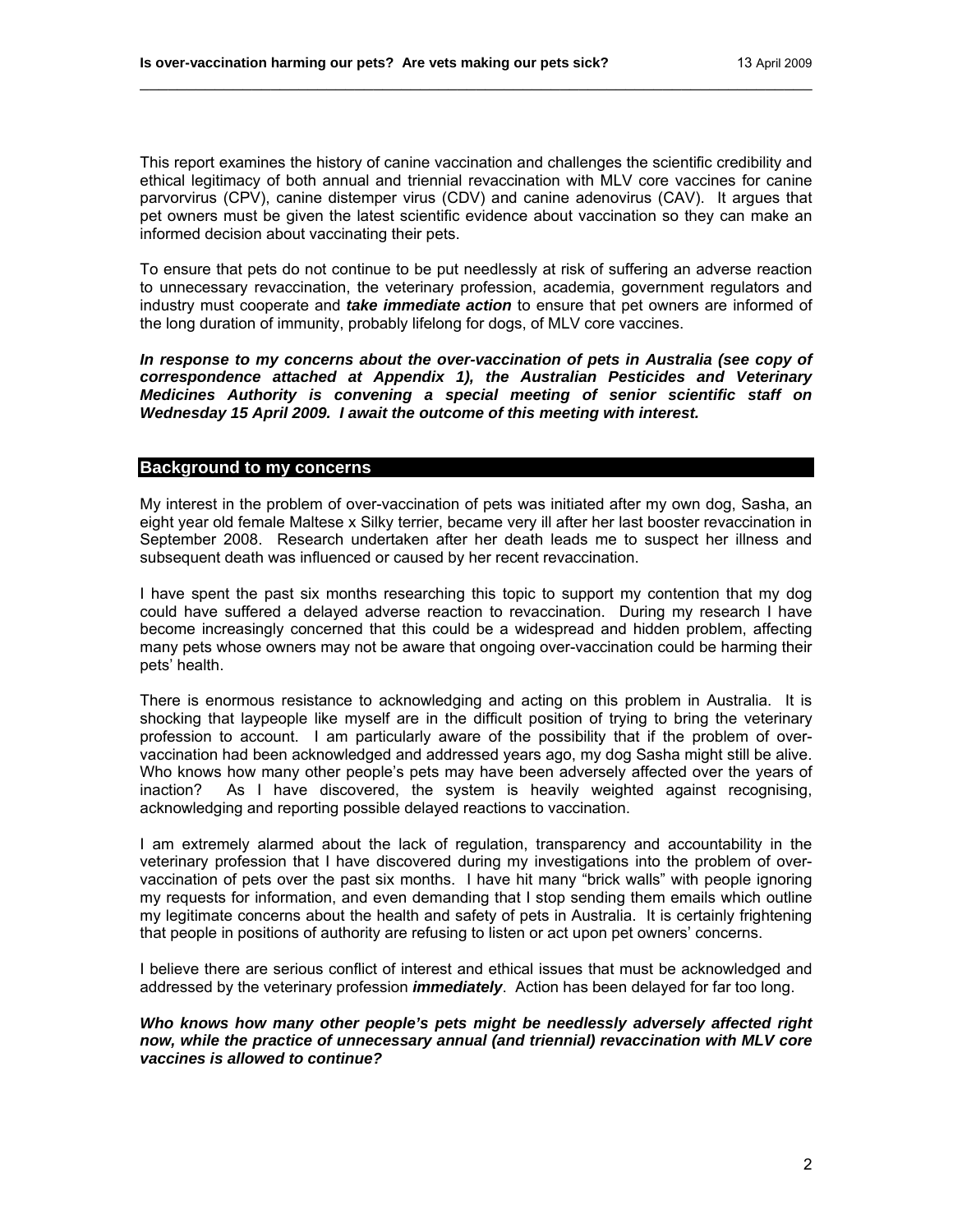This report examines the history of canine vaccination and challenges the scientific credibility and ethical legitimacy of both annual and triennial revaccination with MLV core vaccines for canine parvorvirus (CPV), canine distemper virus (CDV) and canine adenovirus (CAV). It argues that pet owners must be given the latest scientific evidence about vaccination so they can make an informed decision about vaccinating their pets.

To ensure that pets do not continue to be put needlessly at risk of suffering an adverse reaction to unnecessary revaccination, the veterinary profession, academia, government regulators and industry must cooperate and ***take immediate action*** to ensure that pet owners are informed of the long duration of immunity, probably lifelong for dogs, of MLV core vaccines.

***In response to my concerns about the over-vaccination of pets in Australia (see copy of correspondence attached at Appendix 1), the Australian Pesticides and Veterinary Medicines Authority is convening a special meeting of senior scientific staff on Wednesday 15 April 2009. I await the outcome of this meeting with interest.***

## Background to my concerns

My interest in the problem of over-vaccination of pets was initiated after my own dog, Sasha, an eight year old female Maltese x Silky terrier, became very ill after her last booster revaccination in September 2008. Research undertaken after her death leads me to suspect her illness and subsequent death was influenced or caused by her recent revaccination.

I have spent the past six months researching this topic to support my contention that my dog could have suffered a delayed adverse reaction to revaccination. During my research I have become increasingly concerned that this could be a widespread and hidden problem, affecting many pets whose owners may not be aware that ongoing over-vaccination could be harming their pets' health.

There is enormous resistance to acknowledging and acting on this problem in Australia. It is shocking that laypeople like myself are in the difficult position of trying to bring the veterinary profession to account. I am particularly aware of the possibility that if the problem of over-vaccination had been acknowledged and addressed years ago, my dog Sasha might still be alive. Who knows how many other people's pets may have been adversely affected over the years of inaction? As I have discovered, the system is heavily weighted against recognising, acknowledging and reporting possible delayed reactions to vaccination.

I am extremely alarmed about the lack of regulation, transparency and accountability in the veterinary profession that I have discovered during my investigations into the problem of over-vaccination of pets over the past six months. I have hit many "brick walls" with people ignoring my requests for information, and even demanding that I stop sending them emails which outline my legitimate concerns about the health and safety of pets in Australia. It is certainly frightening that people in positions of authority are refusing to listen or act upon pet owners' concerns.

I believe there are serious conflict of interest and ethical issues that must be acknowledged and addressed by the veterinary profession ***immediately***. Action has been delayed for far too long.

***Who knows how many other people's pets might be needlessly adversely affected right now, while the practice of unnecessary annual (and triennial) revaccination with MLV core vaccines is allowed to continue?***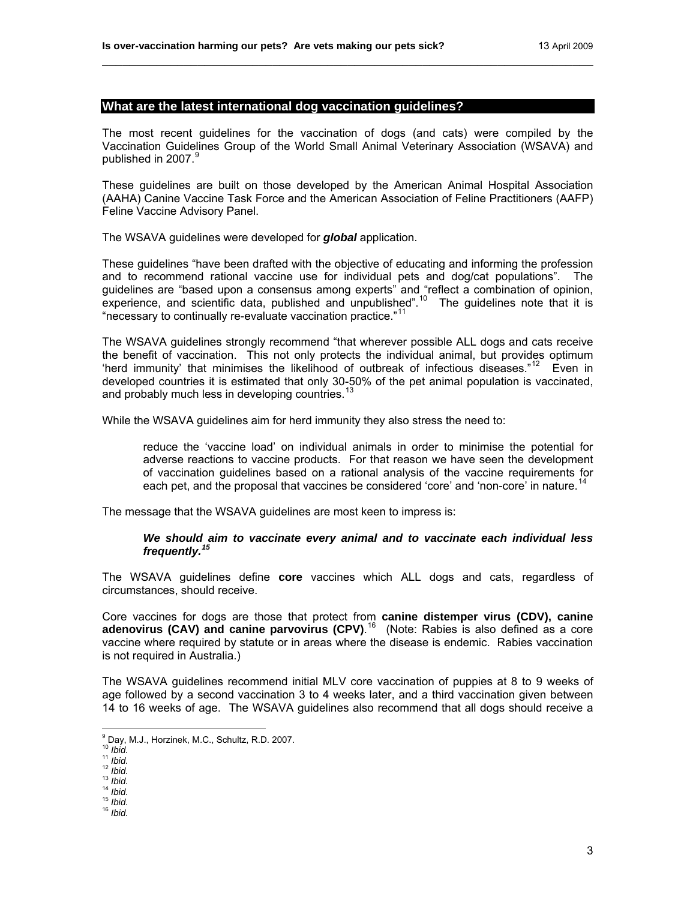## What are the latest international dog vaccination guidelines?

The most recent guidelines for the vaccination of dogs (and cats) were compiled by the Vaccination Guidelines Group of the World Small Animal Veterinary Association (WSAVA) and published in 2007.[9]

These guidelines are built on those developed by the American Animal Hospital Association (AAHA) Canine Vaccine Task Force and the American Association of Feline Practitioners (AAFP) Feline Vaccine Advisory Panel.

The WSAVA guidelines were developed for ***global*** application.

These guidelines "have been drafted with the objective of educating and informing the profession and to recommend rational vaccine use for individual pets and dog/cat populations". The guidelines are "based upon a consensus among experts" and "reflect a combination of opinion, experience, and scientific data, published and unpublished".[10] The guidelines note that it is "necessary to continually re-evaluate vaccination practice."[11]

The WSAVA guidelines strongly recommend "that wherever possible ALL dogs and cats receive the benefit of vaccination. This not only protects the individual animal, but provides optimum 'herd immunity' that minimises the likelihood of outbreak of infectious diseases."[12] Even in developed countries it is estimated that only 30-50% of the pet animal population is vaccinated, and probably much less in developing countries.[13]

While the WSAVA guidelines aim for herd immunity they also stress the need to:

> reduce the 'vaccine load' on individual animals in order to minimise the potential for adverse reactions to vaccine products. For that reason we have seen the development of vaccination guidelines based on a rational analysis of the vaccine requirements for each pet, and the proposal that vaccines be considered 'core' and 'non-core' in nature.[14]

The message that the WSAVA guidelines are most keen to impress is:

> ***We should aim to vaccinate every animal and to vaccinate each individual less frequently.[15]***

The WSAVA guidelines define **core** vaccines which ALL dogs and cats, regardless of circumstances, should receive.

Core vaccines for dogs are those that protect from **canine distemper virus (CDV), canine adenovirus (CAV) and canine parvovirus (CPV)**.[16] (Note: Rabies is also defined as a core vaccine where required by statute or in areas where the disease is endemic. Rabies vaccination is not required in Australia.)

The WSAVA guidelines recommend initial MLV core vaccination of puppies at 8 to 9 weeks of age followed by a second vaccination 3 to 4 weeks later, and a third vaccination given between 14 to 16 weeks of age. The WSAVA guidelines also recommend that all dogs should receive a

---

[9] Day, M.J., Horzinek, M.C., Schultz, R.D. 2007.
[10] *Ibid.*
[11] *Ibid.*
[12] *Ibid.*
[13] *Ibid.*
[14] *Ibid.*
[15] *Ibid.*
[16] *Ibid.*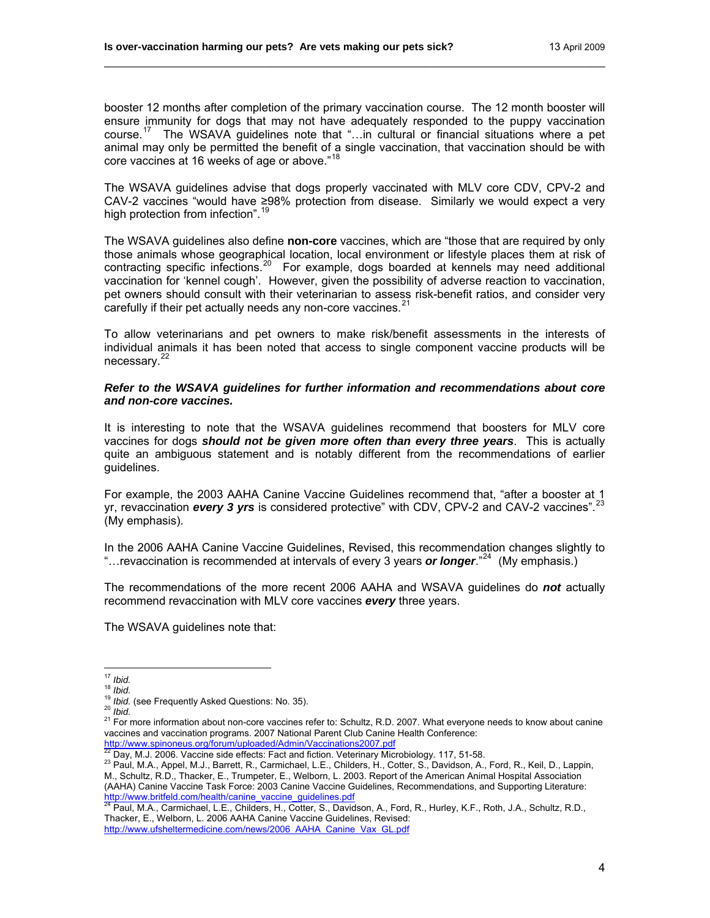booster 12 months after completion of the primary vaccination course. The 12 month booster will ensure immunity for dogs that may not have adequately responded to the puppy vaccination course.[17] The WSAVA guidelines note that "…in cultural or financial situations where a pet animal may only be permitted the benefit of a single vaccination, that vaccination should be with core vaccines at 16 weeks of age or above."[18]

The WSAVA guidelines advise that dogs properly vaccinated with MLV core CDV, CPV-2 and CAV-2 vaccines "would have ≥98% protection from disease. Similarly we would expect a very high protection from infection".[19]

The WSAVA guidelines also define **non-core** vaccines, which are "those that are required by only those animals whose geographical location, local environment or lifestyle places them at risk of contracting specific infections.[20] For example, dogs boarded at kennels may need additional vaccination for 'kennel cough'. However, given the possibility of adverse reaction to vaccination, pet owners should consult with their veterinarian to assess risk-benefit ratios, and consider very carefully if their pet actually needs any non-core vaccines.[21]

To allow veterinarians and pet owners to make risk/benefit assessments in the interests of individual animals it has been noted that access to single component vaccine products will be necessary.[22]

***Refer to the WSAVA guidelines for further information and recommendations about core and non-core vaccines.***

It is interesting to note that the WSAVA guidelines recommend that boosters for MLV core vaccines for dogs ***should not be given more often than every three years***. This is actually quite an ambiguous statement and is notably different from the recommendations of earlier guidelines.

For example, the 2003 AAHA Canine Vaccine Guidelines recommend that, "after a booster at 1 yr, revaccination ***every 3 yrs*** is considered protective" with CDV, CPV-2 and CAV-2 vaccines".[23] (My emphasis).

In the 2006 AAHA Canine Vaccine Guidelines, Revised, this recommendation changes slightly to "…revaccination is recommended at intervals of every 3 years ***or longer***."[24] (My emphasis.)

The recommendations of the more recent 2006 AAHA and WSAVA guidelines do ***not*** actually recommend revaccination with MLV core vaccines ***every*** three years.

The WSAVA guidelines note that:

---

[17] *Ibid.*

[18] *Ibid.*

[19] *Ibid.* (see Frequently Asked Questions: No. 35).

[20] *Ibid.*

[21] For more information about non-core vaccines refer to: Schultz, R.D. 2007. What everyone needs to know about canine vaccines and vaccination programs. 2007 National Parent Club Canine Health Conference: http://www.spinoneus.org/forum/uploaded/Admin/Vaccinations2007.pdf

[22] Day, M.J. 2006. Vaccine side effects: Fact and fiction. Veterinary Microbiology. 117, 51-58.

[23] Paul, M.A., Appel, M.J., Barrett, R., Carmichael, L.E., Childers, H., Cotter, S., Davidson, A., Ford, R., Keil, D., Lappin, M., Schultz, R.D., Thacker, E., Trumpeter, E., Welborn, L. 2003. Report of the American Animal Hospital Association (AAHA) Canine Vaccine Task Force: 2003 Canine Vaccine Guidelines, Recommendations, and Supporting Literature: http://www.britfeld.com/health/canine_vaccine_guidelines.pdf

[24] Paul, M.A., Carmichael, L.E., Childers, H., Cotter, S., Davidson, A., Ford, R., Hurley, K.F., Roth, J.A., Schultz, R.D., Thacker, E., Welborn, L. 2006 AAHA Canine Vaccine Guidelines, Revised: http://www.ufsheltermedicine.com/news/2006_AAHA_Canine_Vax_GL.pdf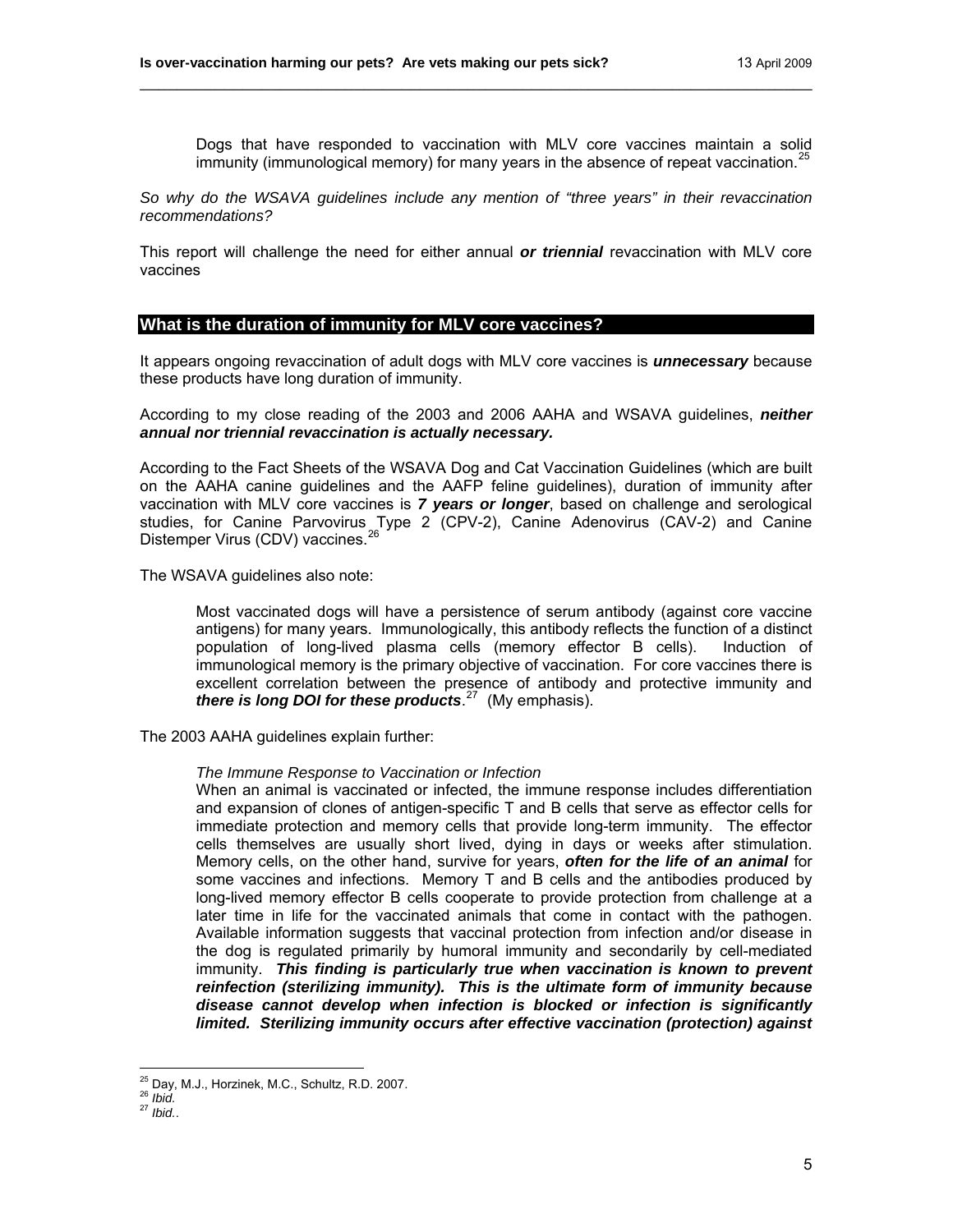> Dogs that have responded to vaccination with MLV core vaccines maintain a solid immunity (immunological memory) for many years in the absence of repeat vaccination.[25]

*So why do the WSAVA guidelines include any mention of "three years" in their revaccination recommendations?*

This report will challenge the need for either annual ***or triennial*** revaccination with MLV core vaccines

## What is the duration of immunity for MLV core vaccines?

It appears ongoing revaccination of adult dogs with MLV core vaccines is ***unnecessary*** because these products have long duration of immunity.

According to my close reading of the 2003 and 2006 AAHA and WSAVA guidelines, ***neither annual nor triennial revaccination is actually necessary.***

According to the Fact Sheets of the WSAVA Dog and Cat Vaccination Guidelines (which are built on the AAHA canine guidelines and the AAFP feline guidelines), duration of immunity after vaccination with MLV core vaccines is ***7 years or longer***, based on challenge and serological studies, for Canine Parvovirus Type 2 (CPV-2), Canine Adenovirus (CAV-2) and Canine Distemper Virus (CDV) vaccines.[26]

The WSAVA guidelines also note:

> Most vaccinated dogs will have a persistence of serum antibody (against core vaccine antigens) for many years. Immunologically, this antibody reflects the function of a distinct population of long-lived plasma cells (memory effector B cells). Induction of immunological memory is the primary objective of vaccination. For core vaccines there is excellent correlation between the presence of antibody and protective immunity and ***there is long DOI for these products***.[27] (My emphasis).

The 2003 AAHA guidelines explain further:

> *The Immune Response to Vaccination or Infection*
>
> When an animal is vaccinated or infected, the immune response includes differentiation and expansion of clones of antigen-specific T and B cells that serve as effector cells for immediate protection and memory cells that provide long-term immunity. The effector cells themselves are usually short lived, dying in days or weeks after stimulation. Memory cells, on the other hand, survive for years, ***often for the life of an animal*** for some vaccines and infections. Memory T and B cells and the antibodies produced by long-lived memory effector B cells cooperate to provide protection from challenge at a later time in life for the vaccinated animals that come in contact with the pathogen. Available information suggests that vaccinal protection from infection and/or disease in the dog is regulated primarily by humoral immunity and secondarily by cell-mediated immunity. ***This finding is particularly true when vaccination is known to prevent reinfection (sterilizing immunity). This is the ultimate form of immunity because disease cannot develop when infection is blocked or infection is significantly limited. Sterilizing immunity occurs after effective vaccination (protection) against***

---

[25] Day, M.J., Horzinek, M.C., Schultz, R.D. 2007.

[26] *Ibid.*

[27] *Ibid.*.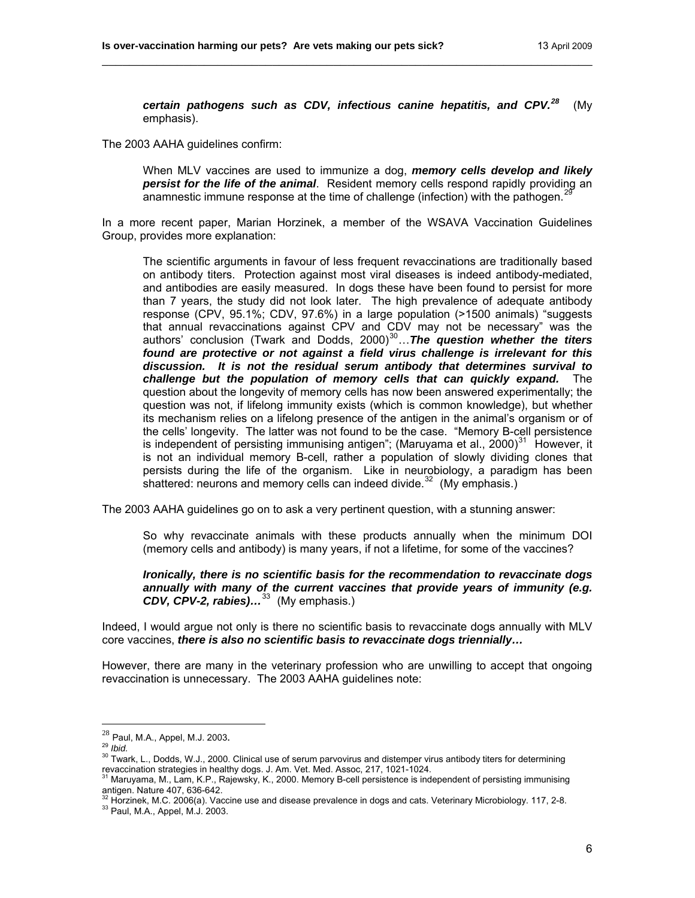> ***certain pathogens such as CDV, infectious canine hepatitis, and CPV.***[28] (My emphasis).

The 2003 AAHA guidelines confirm:

> When MLV vaccines are used to immunize a dog, ***memory cells develop and likely persist for the life of the animal***. Resident memory cells respond rapidly providing an anamnestic immune response at the time of challenge (infection) with the pathogen.[29]

In a more recent paper, Marian Horzinek, a member of the WSAVA Vaccination Guidelines Group, provides more explanation:

> The scientific arguments in favour of less frequent revaccinations are traditionally based on antibody titers. Protection against most viral diseases is indeed antibody-mediated, and antibodies are easily measured. In dogs these have been found to persist for more than 7 years, the study did not look later. The high prevalence of adequate antibody response (CPV, 95.1%; CDV, 97.6%) in a large population (>1500 animals) "suggests that annual revaccinations against CPV and CDV may not be necessary" was the authors' conclusion (Twark and Dodds, 2000)[30]…***The question whether the titers found are protective or not against a field virus challenge is irrelevant for this discussion. It is not the residual serum antibody that determines survival to challenge but the population of memory cells that can quickly expand.*** The question about the longevity of memory cells has now been answered experimentally; the question was not, if lifelong immunity exists (which is common knowledge), but whether its mechanism relies on a lifelong presence of the antigen in the animal's organism or of the cells' longevity. The latter was not found to be the case. "Memory B-cell persistence is independent of persisting immunising antigen"; (Maruyama et al., 2000)[31] However, it is not an individual memory B-cell, rather a population of slowly dividing clones that persists during the life of the organism. Like in neurobiology, a paradigm has been shattered: neurons and memory cells can indeed divide.[32] (My emphasis.)

The 2003 AAHA guidelines go on to ask a very pertinent question, with a stunning answer:

> So why revaccinate animals with these products annually when the minimum DOI (memory cells and antibody) is many years, if not a lifetime, for some of the vaccines?
>
> ***Ironically, there is no scientific basis for the recommendation to revaccinate dogs annually with many of the current vaccines that provide years of immunity (e.g. CDV, CPV-2, rabies)…***[33] (My emphasis.)

Indeed, I would argue not only is there no scientific basis to revaccinate dogs annually with MLV core vaccines, ***there is also no scientific basis to revaccinate dogs triennially…***

However, there are many in the veterinary profession who are unwilling to accept that ongoing revaccination is unnecessary. The 2003 AAHA guidelines note:

---

[28] Paul, M.A., Appel, M.J. 2003.

[29] *Ibid.*

[30] Twark, L., Dodds, W.J., 2000. Clinical use of serum parvovirus and distemper virus antibody titers for determining revaccination strategies in healthy dogs. J. Am. Vet. Med. Assoc, 217, 1021-1024.

[31] Maruyama, M., Lam, K.P., Rajewsky, K., 2000. Memory B-cell persistence is independent of persisting immunising antigen. Nature 407, 636-642.

[32] Horzinek, M.C. 2006(a). Vaccine use and disease prevalence in dogs and cats. Veterinary Microbiology. 117, 2-8.

[33] Paul, M.A., Appel, M.J. 2003.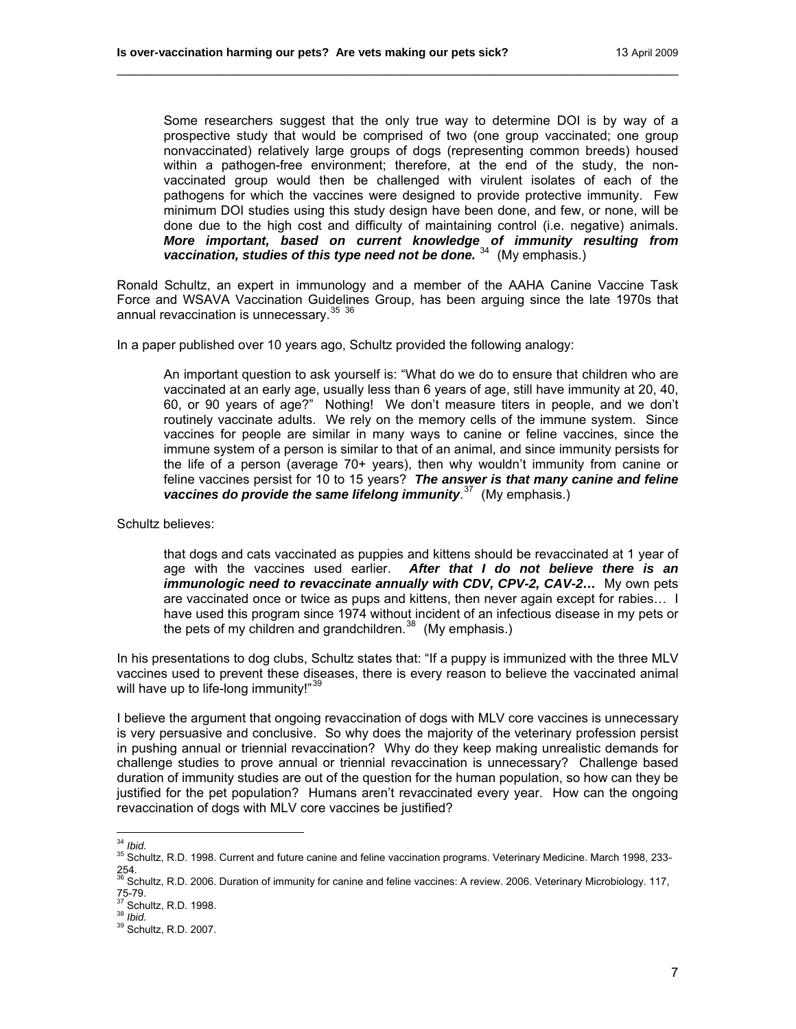> Some researchers suggest that the only true way to determine DOI is by way of a prospective study that would be comprised of two (one group vaccinated; one group nonvaccinated) relatively large groups of dogs (representing common breeds) housed within a pathogen-free environment; therefore, at the end of the study, the non-vaccinated group would then be challenged with virulent isolates of each of the pathogens for which the vaccines were designed to provide protective immunity. Few minimum DOI studies using this study design have been done, and few, or none, will be done due to the high cost and difficulty of maintaining control (i.e. negative) animals. ***More important, based on current knowledge of immunity resulting from vaccination, studies of this type need not be done.*** [34] (My emphasis.)

Ronald Schultz, an expert in immunology and a member of the AAHA Canine Vaccine Task Force and WSAVA Vaccination Guidelines Group, has been arguing since the late 1970s that annual revaccination is unnecessary.[35] [36]

In a paper published over 10 years ago, Schultz provided the following analogy:

> An important question to ask yourself is: "What do we do to ensure that children who are vaccinated at an early age, usually less than 6 years of age, still have immunity at 20, 40, 60, or 90 years of age?" Nothing! We don't measure titers in people, and we don't routinely vaccinate adults. We rely on the memory cells of the immune system. Since vaccines for people are similar in many ways to canine or feline vaccines, since the immune system of a person is similar to that of an animal, and since immunity persists for the life of a person (average 70+ years), then why wouldn't immunity from canine or feline vaccines persist for 10 to 15 years? ***The answer is that many canine and feline vaccines do provide the same lifelong immunity***.[37] (My emphasis.)

Schultz believes:

> that dogs and cats vaccinated as puppies and kittens should be revaccinated at 1 year of age with the vaccines used earlier. ***After that I do not believe there is an immunologic need to revaccinate annually with CDV, CPV-2, CAV-2…*** My own pets are vaccinated once or twice as pups and kittens, then never again except for rabies… I have used this program since 1974 without incident of an infectious disease in my pets or the pets of my children and grandchildren.[38] (My emphasis.)

In his presentations to dog clubs, Schultz states that: "If a puppy is immunized with the three MLV vaccines used to prevent these diseases, there is every reason to believe the vaccinated animal will have up to life-long immunity!"[39]

I believe the argument that ongoing revaccination of dogs with MLV core vaccines is unnecessary is very persuasive and conclusive. So why does the majority of the veterinary profession persist in pushing annual or triennial revaccination? Why do they keep making unrealistic demands for challenge studies to prove annual or triennial revaccination is unnecessary? Challenge based duration of immunity studies are out of the question for the human population, so how can they be justified for the pet population? Humans aren't revaccinated every year. How can the ongoing revaccination of dogs with MLV core vaccines be justified?

---

[34] *Ibid.*

[35] Schultz, R.D. 1998. Current and future canine and feline vaccination programs. Veterinary Medicine. March 1998, 233-254.

[36] Schultz, R.D. 2006. Duration of immunity for canine and feline vaccines: A review. 2006. Veterinary Microbiology. 117, 75-79.

[37] Schultz, R.D. 1998.

[38] *Ibid.*

[39] Schultz, R.D. 2007.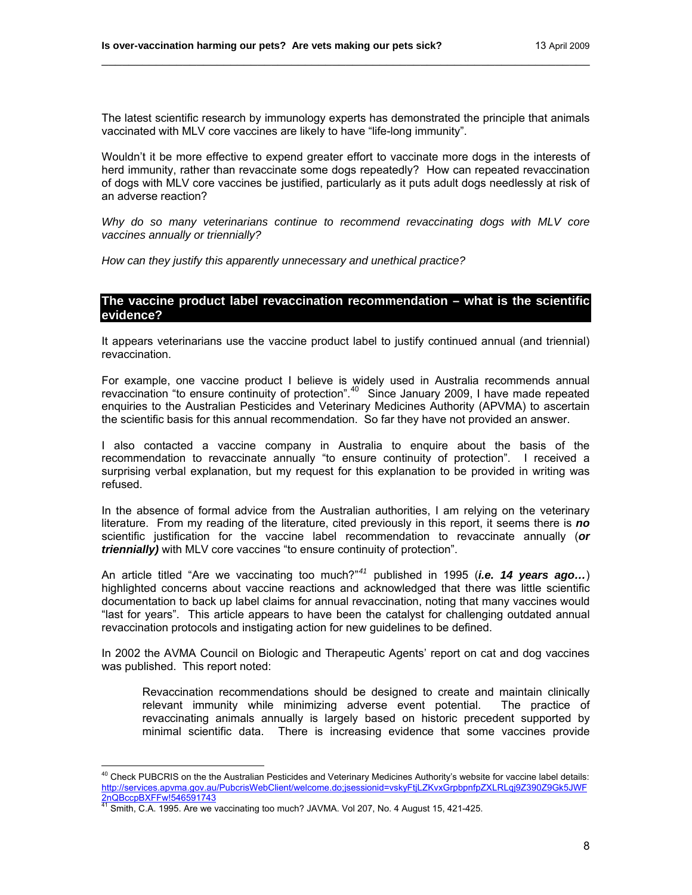The latest scientific research by immunology experts has demonstrated the principle that animals vaccinated with MLV core vaccines are likely to have "life-long immunity".

Wouldn't it be more effective to expend greater effort to vaccinate more dogs in the interests of herd immunity, rather than revaccinate some dogs repeatedly? How can repeated revaccination of dogs with MLV core vaccines be justified, particularly as it puts adult dogs needlessly at risk of an adverse reaction?

*Why do so many veterinarians continue to recommend revaccinating dogs with MLV core vaccines annually or triennially?*

*How can they justify this apparently unnecessary and unethical practice?*

## The vaccine product label revaccination recommendation – what is the scientific evidence?

It appears veterinarians use the vaccine product label to justify continued annual (and triennial) revaccination.

For example, one vaccine product I believe is widely used in Australia recommends annual revaccination "to ensure continuity of protection".[40] Since January 2009, I have made repeated enquiries to the Australian Pesticides and Veterinary Medicines Authority (APVMA) to ascertain the scientific basis for this annual recommendation. So far they have not provided an answer.

I also contacted a vaccine company in Australia to enquire about the basis of the recommendation to revaccinate annually "to ensure continuity of protection". I received a surprising verbal explanation, but my request for this explanation to be provided in writing was refused.

In the absence of formal advice from the Australian authorities, I am relying on the veterinary literature. From my reading of the literature, cited previously in this report, it seems there is ***no*** scientific justification for the vaccine label recommendation to revaccinate annually (***or triennially)*** with MLV core vaccines "to ensure continuity of protection".

An article titled "Are we vaccinating too much?"[41] published in 1995 (***i.e. 14 years ago…***) highlighted concerns about vaccine reactions and acknowledged that there was little scientific documentation to back up label claims for annual revaccination, noting that many vaccines would "last for years". This article appears to have been the catalyst for challenging outdated annual revaccination protocols and instigating action for new guidelines to be defined.

In 2002 the AVMA Council on Biologic and Therapeutic Agents' report on cat and dog vaccines was published. This report noted:

> Revaccination recommendations should be designed to create and maintain clinically relevant immunity while minimizing adverse event potential. The practice of revaccinating animals annually is largely based on historic precedent supported by minimal scientific data. There is increasing evidence that some vaccines provide

---

[40] Check PUBCRIS on the the Australian Pesticides and Veterinary Medicines Authority's website for vaccine label details: http://services.apvma.gov.au/PubcrisWebClient/welcome.do;jsessionid=vskyFtjLZKvxGrpbpnfpZXLRLqj9Z390Z9Gk5JWF2nQBccpBXFFw!546591743

[41] Smith, C.A. 1995. Are we vaccinating too much? JAVMA. Vol 207, No. 4 August 15, 421-425.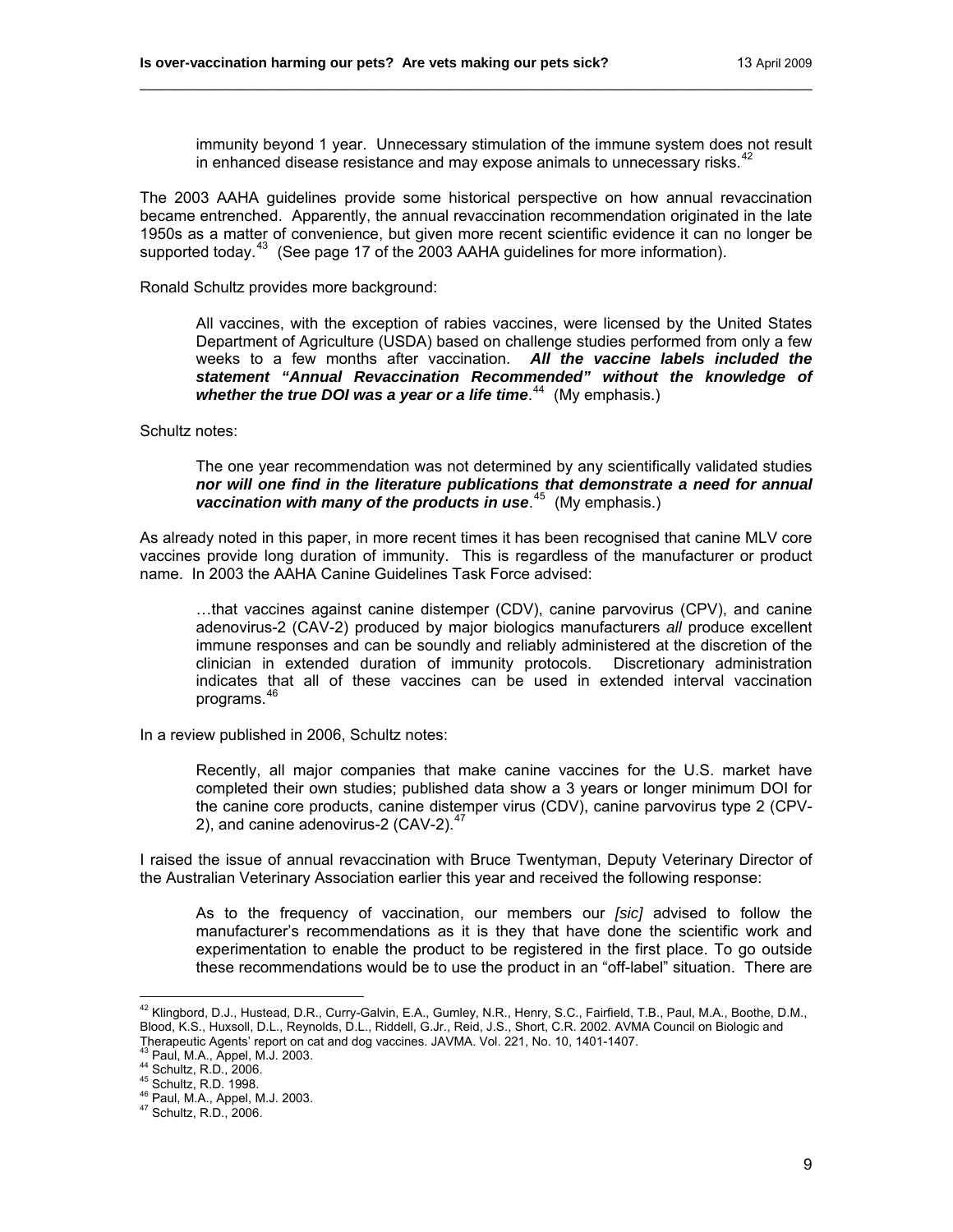immunity beyond 1 year. Unnecessary stimulation of the immune system does not result in enhanced disease resistance and may expose animals to unnecessary risks.[42]

The 2003 AAHA guidelines provide some historical perspective on how annual revaccination became entrenched. Apparently, the annual revaccination recommendation originated in the late 1950s as a matter of convenience, but given more recent scientific evidence it can no longer be supported today.[43] (See page 17 of the 2003 AAHA guidelines for more information).

Ronald Schultz provides more background:

> All vaccines, with the exception of rabies vaccines, were licensed by the United States Department of Agriculture (USDA) based on challenge studies performed from only a few weeks to a few months after vaccination. ***All the vaccine labels included the statement "Annual Revaccination Recommended" without the knowledge of whether the true DOI was a year or a life time***.[44] (My emphasis.)

Schultz notes:

> The one year recommendation was not determined by any scientifically validated studies ***nor will one find in the literature publications that demonstrate a need for annual vaccination with many of the products in use***.[45] (My emphasis.)

As already noted in this paper, in more recent times it has been recognised that canine MLV core vaccines provide long duration of immunity. This is regardless of the manufacturer or product name. In 2003 the AAHA Canine Guidelines Task Force advised:

> …that vaccines against canine distemper (CDV), canine parvovirus (CPV), and canine adenovirus-2 (CAV-2) produced by major biologics manufacturers *all* produce excellent immune responses and can be soundly and reliably administered at the discretion of the clinician in extended duration of immunity protocols. Discretionary administration indicates that all of these vaccines can be used in extended interval vaccination programs.[46]

In a review published in 2006, Schultz notes:

> Recently, all major companies that make canine vaccines for the U.S. market have completed their own studies; published data show a 3 years or longer minimum DOI for the canine core products, canine distemper virus (CDV), canine parvovirus type 2 (CPV-2), and canine adenovirus-2 (CAV-2).[47]

I raised the issue of annual revaccination with Bruce Twentyman, Deputy Veterinary Director of the Australian Veterinary Association earlier this year and received the following response:

> As to the frequency of vaccination, our members our *[sic]* advised to follow the manufacturer's recommendations as it is they that have done the scientific work and experimentation to enable the product to be registered in the first place. To go outside these recommendations would be to use the product in an "off-label" situation. There are

---

[42] Klingbord, D.J., Hustead, D.R., Curry-Galvin, E.A., Gumley, N.R., Henry, S.C., Fairfield, T.B., Paul, M.A., Boothe, D.M., Blood, K.S., Huxsoll, D.L., Reynolds, D.L., Riddell, G.Jr., Reid, J.S., Short, C.R. 2002. AVMA Council on Biologic and Therapeutic Agents' report on cat and dog vaccines. JAVMA. Vol. 221, No. 10, 1401-1407.
[43] Paul, M.A., Appel, M.J. 2003.
[44] Schultz, R.D., 2006.
[45] Schultz, R.D. 1998.
[46] Paul, M.A., Appel, M.J. 2003.
[47] Schultz, R.D., 2006.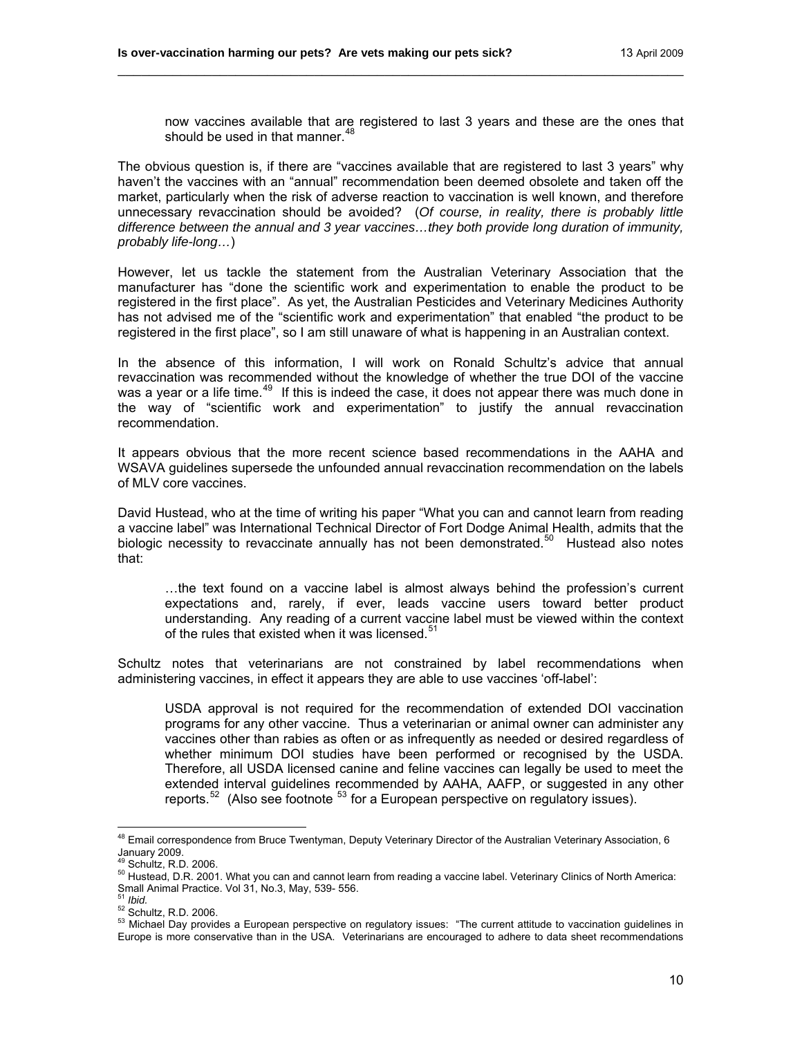> now vaccines available that are registered to last 3 years and these are the ones that should be used in that manner.[48]

The obvious question is, if there are "vaccines available that are registered to last 3 years" why haven't the vaccines with an "annual" recommendation been deemed obsolete and taken off the market, particularly when the risk of adverse reaction to vaccination is well known, and therefore unnecessary revaccination should be avoided? (*Of course, in reality, there is probably little difference between the annual and 3 year vaccines…they both provide long duration of immunity, probably life-long…*)

However, let us tackle the statement from the Australian Veterinary Association that the manufacturer has "done the scientific work and experimentation to enable the product to be registered in the first place". As yet, the Australian Pesticides and Veterinary Medicines Authority has not advised me of the "scientific work and experimentation" that enabled "the product to be registered in the first place", so I am still unaware of what is happening in an Australian context.

In the absence of this information, I will work on Ronald Schultz's advice that annual revaccination was recommended without the knowledge of whether the true DOI of the vaccine was a year or a life time.[49] If this is indeed the case, it does not appear there was much done in the way of "scientific work and experimentation" to justify the annual revaccination recommendation.

It appears obvious that the more recent science based recommendations in the AAHA and WSAVA guidelines supersede the unfounded annual revaccination recommendation on the labels of MLV core vaccines.

David Hustead, who at the time of writing his paper "What you can and cannot learn from reading a vaccine label" was International Technical Director of Fort Dodge Animal Health, admits that the biologic necessity to revaccinate annually has not been demonstrated.[50] Hustead also notes that:

> …the text found on a vaccine label is almost always behind the profession's current expectations and, rarely, if ever, leads vaccine users toward better product understanding. Any reading of a current vaccine label must be viewed within the context of the rules that existed when it was licensed.[51]

Schultz notes that veterinarians are not constrained by label recommendations when administering vaccines, in effect it appears they are able to use vaccines 'off-label':

> USDA approval is not required for the recommendation of extended DOI vaccination programs for any other vaccine. Thus a veterinarian or animal owner can administer any vaccines other than rabies as often or as infrequently as needed or desired regardless of whether minimum DOI studies have been performed or recognised by the USDA. Therefore, all USDA licensed canine and feline vaccines can legally be used to meet the extended interval guidelines recommended by AAHA, AAFP, or suggested in any other reports.[52] (Also see footnote [53] for a European perspective on regulatory issues).

---

[48] Email correspondence from Bruce Twentyman, Deputy Veterinary Director of the Australian Veterinary Association, 6 January 2009.

[49] Schultz, R.D. 2006.

[50] Hustead, D.R. 2001. What you can and cannot learn from reading a vaccine label. Veterinary Clinics of North America: Small Animal Practice. Vol 31, No.3, May, 539- 556.

[51] *Ibid.*

[52] Schultz, R.D. 2006.

[53] Michael Day provides a European perspective on regulatory issues: "The current attitude to vaccination guidelines in Europe is more conservative than in the USA. Veterinarians are encouraged to adhere to data sheet recommendations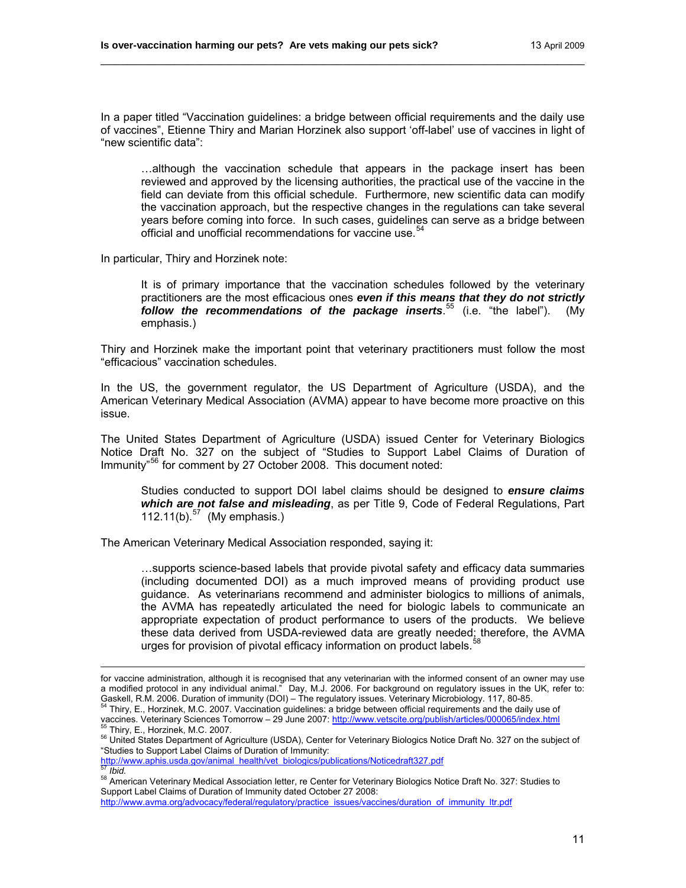In a paper titled "Vaccination guidelines: a bridge between official requirements and the daily use of vaccines", Etienne Thiry and Marian Horzinek also support 'off-label' use of vaccines in light of "new scientific data":

> …although the vaccination schedule that appears in the package insert has been reviewed and approved by the licensing authorities, the practical use of the vaccine in the field can deviate from this official schedule. Furthermore, new scientific data can modify the vaccination approach, but the respective changes in the regulations can take several years before coming into force. In such cases, guidelines can serve as a bridge between official and unofficial recommendations for vaccine use.[54]

In particular, Thiry and Horzinek note:

> It is of primary importance that the vaccination schedules followed by the veterinary practitioners are the most efficacious ones ***even if this means that they do not strictly follow the recommendations of the package inserts***.[55] (i.e. "the label"). (My emphasis.)

Thiry and Horzinek make the important point that veterinary practitioners must follow the most "efficacious" vaccination schedules.

In the US, the government regulator, the US Department of Agriculture (USDA), and the American Veterinary Medical Association (AVMA) appear to have become more proactive on this issue.

The United States Department of Agriculture (USDA) issued Center for Veterinary Biologics Notice Draft No. 327 on the subject of "Studies to Support Label Claims of Duration of Immunity"[56] for comment by 27 October 2008. This document noted:

> Studies conducted to support DOI label claims should be designed to ***ensure claims which are not false and misleading***, as per Title 9, Code of Federal Regulations, Part 112.11(b).[57] (My emphasis.)

The American Veterinary Medical Association responded, saying it:

> …supports science-based labels that provide pivotal safety and efficacy data summaries (including documented DOI) as a much improved means of providing product use guidance. As veterinarians recommend and administer biologics to millions of animals, the AVMA has repeatedly articulated the need for biologic labels to communicate an appropriate expectation of product performance to users of the products. We believe these data derived from USDA-reviewed data are greatly needed; therefore, the AVMA urges for provision of pivotal efficacy information on product labels.[58]

---

for vaccine administration, although it is recognised that any veterinarian with the informed consent of an owner may use a modified protocol in any individual animal." Day, M.J. 2006. For background on regulatory issues in the UK, refer to: Gaskell, R.M. 2006. Duration of immunity (DOI) – The regulatory issues. Veterinary Microbiology. 117, 80-85.

[54] Thiry, E., Horzinek, M.C. 2007. Vaccination guidelines: a bridge between official requirements and the daily use of vaccines. Veterinary Sciences Tomorrow – 29 June 2007: http://www.vetscite.org/publish/articles/000065/index.html

[55] Thiry, E., Horzinek, M.C. 2007.

[56] United States Department of Agriculture (USDA), Center for Veterinary Biologics Notice Draft No. 327 on the subject of "Studies to Support Label Claims of Duration of Immunity: http://www.aphis.usda.gov/animal_health/vet_biologics/publications/Noticedraft327.pdf

[57] *Ibid.*

[58] American Veterinary Medical Association letter, re Center for Veterinary Biologics Notice Draft No. 327: Studies to Support Label Claims of Duration of Immunity dated October 27 2008: http://www.avma.org/advocacy/federal/regulatory/practice_issues/vaccines/duration_of_immunity_ltr.pdf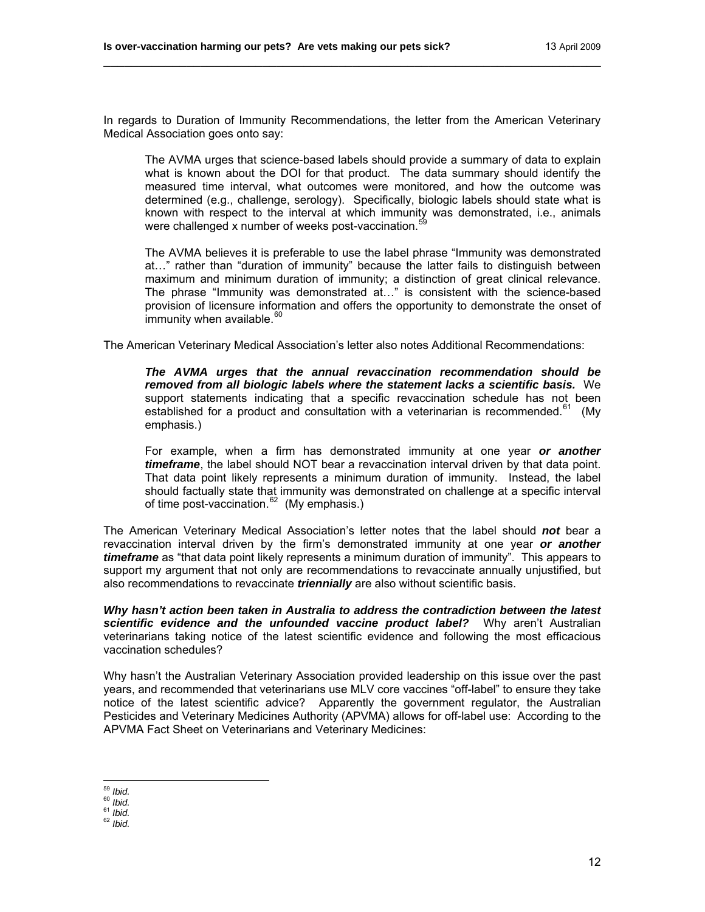In regards to Duration of Immunity Recommendations, the letter from the American Veterinary Medical Association goes onto say:

> The AVMA urges that science-based labels should provide a summary of data to explain what is known about the DOI for that product. The data summary should identify the measured time interval, what outcomes were monitored, and how the outcome was determined (e.g., challenge, serology). Specifically, biologic labels should state what is known with respect to the interval at which immunity was demonstrated, i.e., animals were challenged x number of weeks post-vaccination.[59]
>
> The AVMA believes it is preferable to use the label phrase "Immunity was demonstrated at…" rather than "duration of immunity" because the latter fails to distinguish between maximum and minimum duration of immunity; a distinction of great clinical relevance. The phrase "Immunity was demonstrated at…" is consistent with the science-based provision of licensure information and offers the opportunity to demonstrate the onset of immunity when available.[60]

The American Veterinary Medical Association's letter also notes Additional Recommendations:

> ***The AVMA urges that the annual revaccination recommendation should be removed from all biologic labels where the statement lacks a scientific basis.*** We support statements indicating that a specific revaccination schedule has not been established for a product and consultation with a veterinarian is recommended.[61] (My emphasis.)
>
> For example, when a firm has demonstrated immunity at one year ***or another timeframe***, the label should NOT bear a revaccination interval driven by that data point. That data point likely represents a minimum duration of immunity. Instead, the label should factually state that immunity was demonstrated on challenge at a specific interval of time post-vaccination.[62] (My emphasis.)

The American Veterinary Medical Association's letter notes that the label should ***not*** bear a revaccination interval driven by the firm's demonstrated immunity at one year ***or another timeframe*** as "that data point likely represents a minimum duration of immunity". This appears to support my argument that not only are recommendations to revaccinate annually unjustified, but also recommendations to revaccinate ***triennially*** are also without scientific basis.

***Why hasn't action been taken in Australia to address the contradiction between the latest scientific evidence and the unfounded vaccine product label?*** Why aren't Australian veterinarians taking notice of the latest scientific evidence and following the most efficacious vaccination schedules?

Why hasn't the Australian Veterinary Association provided leadership on this issue over the past years, and recommended that veterinarians use MLV core vaccines "off-label" to ensure they take notice of the latest scientific advice? Apparently the government regulator, the Australian Pesticides and Veterinary Medicines Authority (APVMA) allows for off-label use: According to the APVMA Fact Sheet on Veterinarians and Veterinary Medicines:

---

[59] *Ibid.*
[60] *Ibid.*
[61] *Ibid.*
[62] *Ibid.*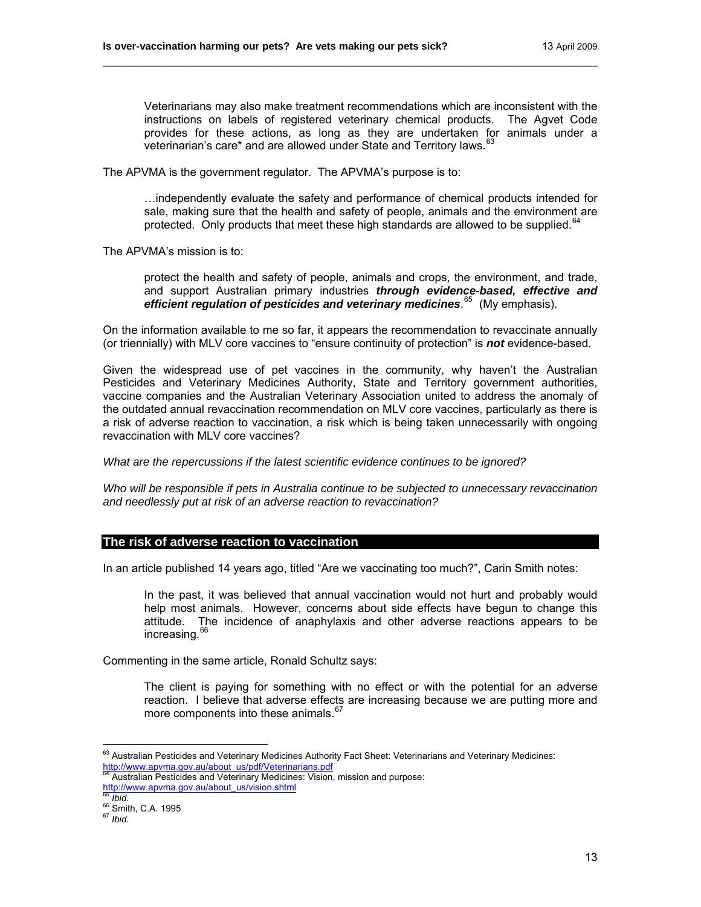> Veterinarians may also make treatment recommendations which are inconsistent with the instructions on labels of registered veterinary chemical products. The Agvet Code provides for these actions, as long as they are undertaken for animals under a veterinarian's care* and are allowed under State and Territory laws.[63]

The APVMA is the government regulator. The APVMA's purpose is to:

> …independently evaluate the safety and performance of chemical products intended for sale, making sure that the health and safety of people, animals and the environment are protected. Only products that meet these high standards are allowed to be supplied.[64]

The APVMA's mission is to:

> protect the health and safety of people, animals and crops, the environment, and trade, and support Australian primary industries ***through evidence-based, effective and efficient regulation of pesticides and veterinary medicines***.[65] (My emphasis).

On the information available to me so far, it appears the recommendation to revaccinate annually (or triennially) with MLV core vaccines to "ensure continuity of protection" is ***not*** evidence-based.

Given the widespread use of pet vaccines in the community, why haven't the Australian Pesticides and Veterinary Medicines Authority, State and Territory government authorities, vaccine companies and the Australian Veterinary Association united to address the anomaly of the outdated annual revaccination recommendation on MLV core vaccines, particularly as there is a risk of adverse reaction to vaccination, a risk which is being taken unnecessarily with ongoing revaccination with MLV core vaccines?

*What are the repercussions if the latest scientific evidence continues to be ignored?*

*Who will be responsible if pets in Australia continue to be subjected to unnecessary revaccination and needlessly put at risk of an adverse reaction to revaccination?*

## The risk of adverse reaction to vaccination

In an article published 14 years ago, titled "Are we vaccinating too much?", Carin Smith notes:

> In the past, it was believed that annual vaccination would not hurt and probably would help most animals. However, concerns about side effects have begun to change this attitude. The incidence of anaphylaxis and other adverse reactions appears to be increasing.[66]

Commenting in the same article, Ronald Schultz says:

> The client is paying for something with no effect or with the potential for an adverse reaction. I believe that adverse effects are increasing because we are putting more and more components into these animals.[67]

---

[63] Australian Pesticides and Veterinary Medicines Authority Fact Sheet: Veterinarians and Veterinary Medicines: http://www.apvma.gov.au/about_us/pdf/Veterinarians.pdf

[64] Australian Pesticides and Veterinary Medicines: Vision, mission and purpose: http://www.apvma.gov.au/about_us/vision.shtml

[65] *Ibid.*

[66] Smith, C.A. 1995

[67] *Ibid.*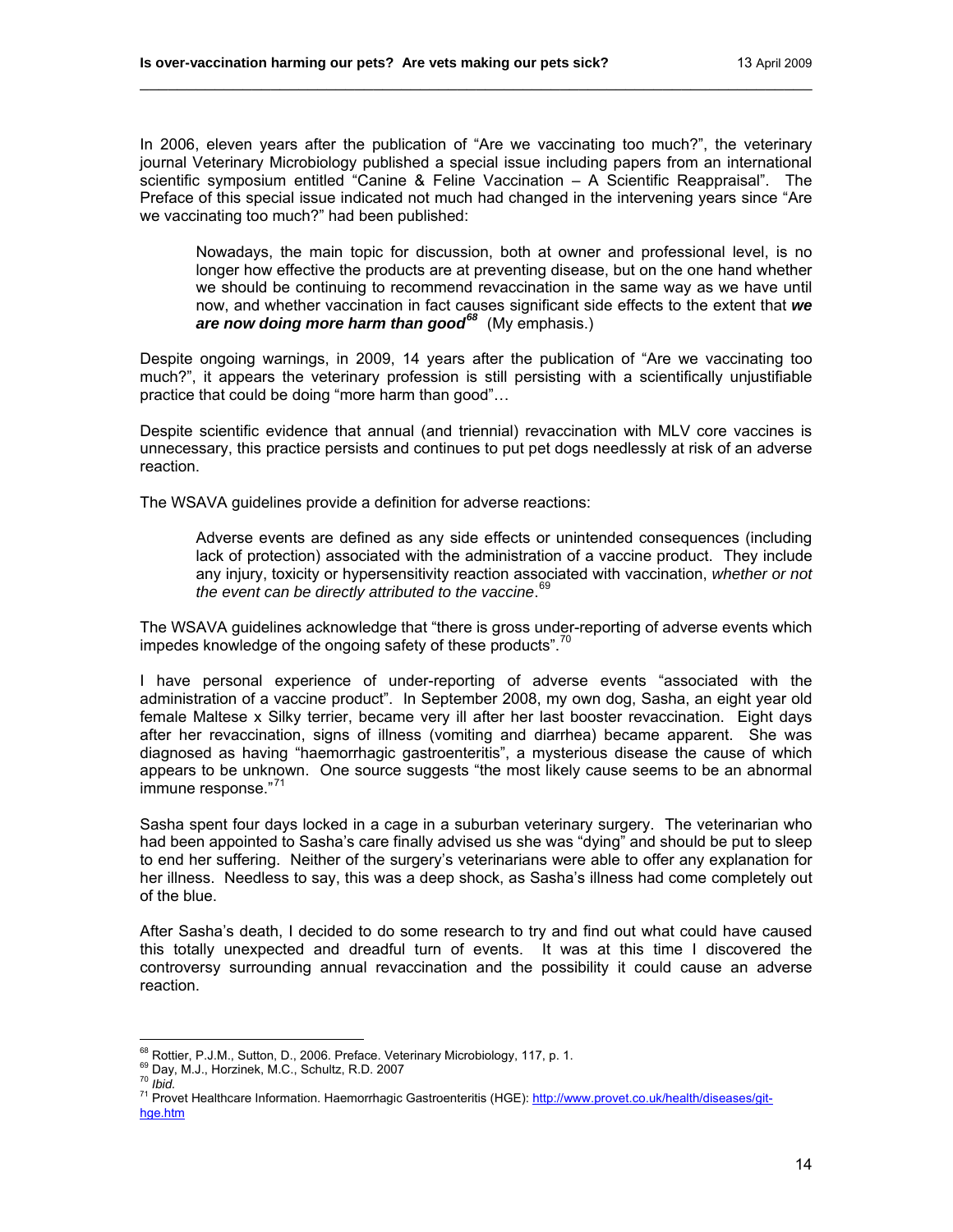In 2006, eleven years after the publication of "Are we vaccinating too much?", the veterinary journal Veterinary Microbiology published a special issue including papers from an international scientific symposium entitled "Canine & Feline Vaccination – A Scientific Reappraisal". The Preface of this special issue indicated not much had changed in the intervening years since "Are we vaccinating too much?" had been published:

> Nowadays, the main topic for discussion, both at owner and professional level, is no longer how effective the products are at preventing disease, but on the one hand whether we should be continuing to recommend revaccination in the same way as we have until now, and whether vaccination in fact causes significant side effects to the extent that ***we are now doing more harm than good***[68] (My emphasis.)

Despite ongoing warnings, in 2009, 14 years after the publication of "Are we vaccinating too much?", it appears the veterinary profession is still persisting with a scientifically unjustifiable practice that could be doing "more harm than good"…

Despite scientific evidence that annual (and triennial) revaccination with MLV core vaccines is unnecessary, this practice persists and continues to put pet dogs needlessly at risk of an adverse reaction.

The WSAVA guidelines provide a definition for adverse reactions:

> Adverse events are defined as any side effects or unintended consequences (including lack of protection) associated with the administration of a vaccine product. They include any injury, toxicity or hypersensitivity reaction associated with vaccination, *whether or not the event can be directly attributed to the vaccine*.[69]

The WSAVA guidelines acknowledge that "there is gross under-reporting of adverse events which impedes knowledge of the ongoing safety of these products".[70]

I have personal experience of under-reporting of adverse events "associated with the administration of a vaccine product". In September 2008, my own dog, Sasha, an eight year old female Maltese x Silky terrier, became very ill after her last booster revaccination. Eight days after her revaccination, signs of illness (vomiting and diarrhea) became apparent. She was diagnosed as having "haemorrhagic gastroenteritis", a mysterious disease the cause of which appears to be unknown. One source suggests "the most likely cause seems to be an abnormal immune response."[71]

Sasha spent four days locked in a cage in a suburban veterinary surgery. The veterinarian who had been appointed to Sasha's care finally advised us she was "dying" and should be put to sleep to end her suffering. Neither of the surgery's veterinarians were able to offer any explanation for her illness. Needless to say, this was a deep shock, as Sasha's illness had come completely out of the blue.

After Sasha's death, I decided to do some research to try and find out what could have caused this totally unexpected and dreadful turn of events. It was at this time I discovered the controversy surrounding annual revaccination and the possibility it could cause an adverse reaction.

---

[68] Rottier, P.J.M., Sutton, D., 2006. Preface. Veterinary Microbiology, 117, p. 1.
[69] Day, M.J., Horzinek, M.C., Schultz, R.D. 2007
[70] *Ibid.*
[71] Provet Healthcare Information. Haemorrhagic Gastroenteritis (HGE): http://www.provet.co.uk/health/diseases/git-hge.htm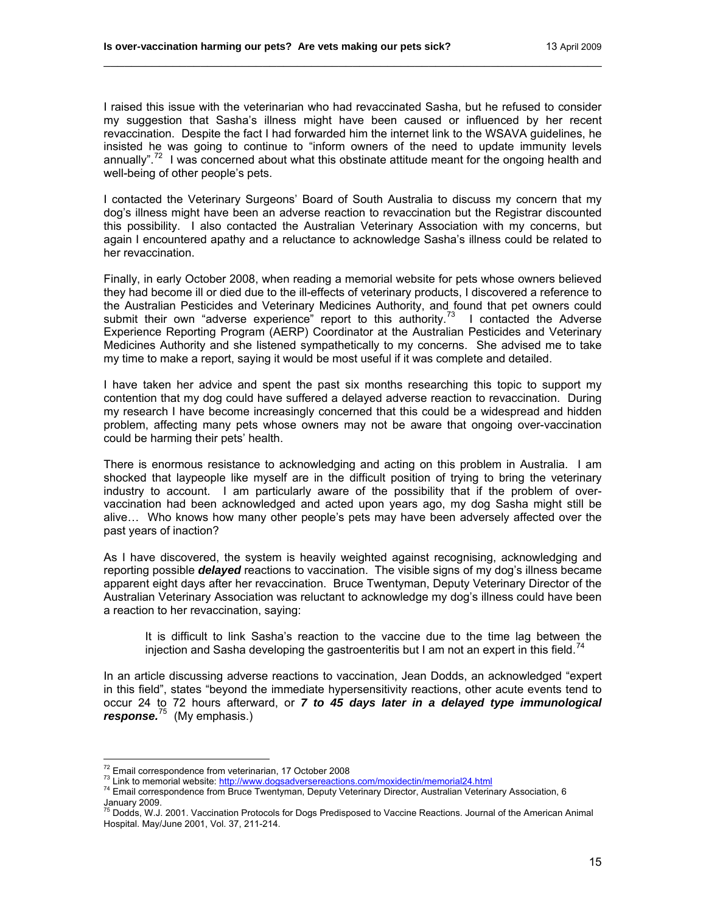I raised this issue with the veterinarian who had revaccinated Sasha, but he refused to consider my suggestion that Sasha's illness might have been caused or influenced by her recent revaccination. Despite the fact I had forwarded him the internet link to the WSAVA guidelines, he insisted he was going to continue to "inform owners of the need to update immunity levels annually".[72] I was concerned about what this obstinate attitude meant for the ongoing health and well-being of other people's pets.

I contacted the Veterinary Surgeons' Board of South Australia to discuss my concern that my dog's illness might have been an adverse reaction to revaccination but the Registrar discounted this possibility. I also contacted the Australian Veterinary Association with my concerns, but again I encountered apathy and a reluctance to acknowledge Sasha's illness could be related to her revaccination.

Finally, in early October 2008, when reading a memorial website for pets whose owners believed they had become ill or died due to the ill-effects of veterinary products, I discovered a reference to the Australian Pesticides and Veterinary Medicines Authority, and found that pet owners could submit their own "adverse experience" report to this authority.[73] I contacted the Adverse Experience Reporting Program (AERP) Coordinator at the Australian Pesticides and Veterinary Medicines Authority and she listened sympathetically to my concerns. She advised me to take my time to make a report, saying it would be most useful if it was complete and detailed.

I have taken her advice and spent the past six months researching this topic to support my contention that my dog could have suffered a delayed adverse reaction to revaccination. During my research I have become increasingly concerned that this could be a widespread and hidden problem, affecting many pets whose owners may not be aware that ongoing over-vaccination could be harming their pets' health.

There is enormous resistance to acknowledging and acting on this problem in Australia. I am shocked that laypeople like myself are in the difficult position of trying to bring the veterinary industry to account. I am particularly aware of the possibility that if the problem of over-vaccination had been acknowledged and acted upon years ago, my dog Sasha might still be alive… Who knows how many other people's pets may have been adversely affected over the past years of inaction?

As I have discovered, the system is heavily weighted against recognising, acknowledging and reporting possible ***delayed*** reactions to vaccination. The visible signs of my dog's illness became apparent eight days after her revaccination. Bruce Twentyman, Deputy Veterinary Director of the Australian Veterinary Association was reluctant to acknowledge my dog's illness could have been a reaction to her revaccination, saying:

> It is difficult to link Sasha's reaction to the vaccine due to the time lag between the injection and Sasha developing the gastroenteritis but I am not an expert in this field.[74]

In an article discussing adverse reactions to vaccination, Jean Dodds, an acknowledged "expert in this field", states "beyond the immediate hypersensitivity reactions, other acute events tend to occur 24 to 72 hours afterward, or ***7 to 45 days later in a delayed type immunological response.***[75] (My emphasis.)

---

[72] Email correspondence from veterinarian, 17 October 2008

[73] Link to memorial website: http://www.dogsadversereactions.com/moxidectin/memorial24.html

[74] Email correspondence from Bruce Twentyman, Deputy Veterinary Director, Australian Veterinary Association, 6 January 2009.

[75] Dodds, W.J. 2001. Vaccination Protocols for Dogs Predisposed to Vaccine Reactions. Journal of the American Animal Hospital. May/June 2001, Vol. 37, 211-214.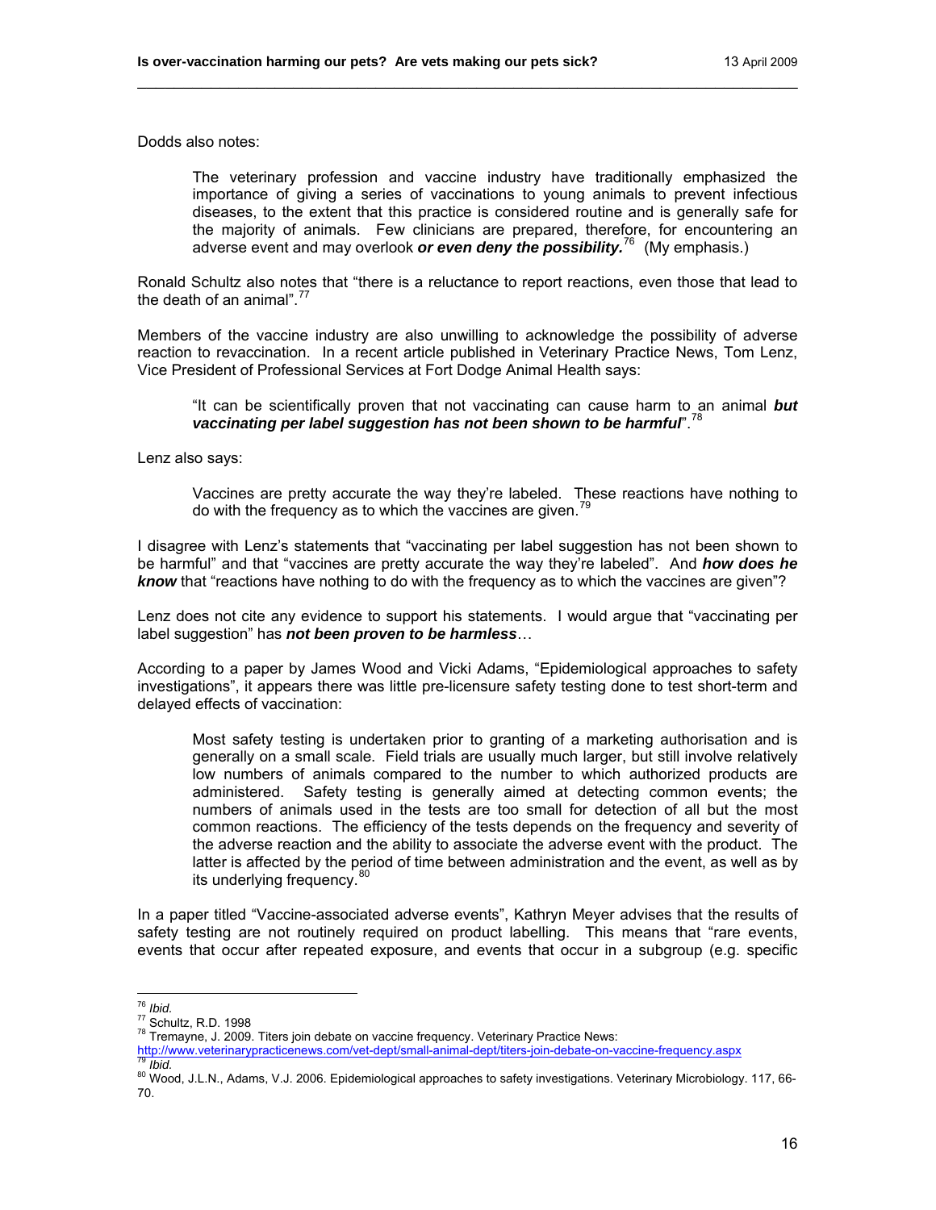Dodds also notes:

> The veterinary profession and vaccine industry have traditionally emphasized the importance of giving a series of vaccinations to young animals to prevent infectious diseases, to the extent that this practice is considered routine and is generally safe for the majority of animals. Few clinicians are prepared, therefore, for encountering an adverse event and may overlook ***or even deny the possibility.***[76] (My emphasis.)

Ronald Schultz also notes that "there is a reluctance to report reactions, even those that lead to the death of an animal".[77]

Members of the vaccine industry are also unwilling to acknowledge the possibility of adverse reaction to revaccination. In a recent article published in Veterinary Practice News, Tom Lenz, Vice President of Professional Services at Fort Dodge Animal Health says:

> "It can be scientifically proven that not vaccinating can cause harm to an animal ***but vaccinating per label suggestion has not been shown to be harmful***".[78]

Lenz also says:

> Vaccines are pretty accurate the way they're labeled. These reactions have nothing to do with the frequency as to which the vaccines are given.[79]

I disagree with Lenz's statements that "vaccinating per label suggestion has not been shown to be harmful" and that "vaccines are pretty accurate the way they're labeled". And ***how does he know*** that "reactions have nothing to do with the frequency as to which the vaccines are given"?

Lenz does not cite any evidence to support his statements. I would argue that "vaccinating per label suggestion" has ***not been proven to be harmless***…

According to a paper by James Wood and Vicki Adams, "Epidemiological approaches to safety investigations", it appears there was little pre-licensure safety testing done to test short-term and delayed effects of vaccination:

> Most safety testing is undertaken prior to granting of a marketing authorisation and is generally on a small scale. Field trials are usually much larger, but still involve relatively low numbers of animals compared to the number to which authorized products are administered. Safety testing is generally aimed at detecting common events; the numbers of animals used in the tests are too small for detection of all but the most common reactions. The efficiency of the tests depends on the frequency and severity of the adverse reaction and the ability to associate the adverse event with the product. The latter is affected by the period of time between administration and the event, as well as by its underlying frequency.[80]

In a paper titled "Vaccine-associated adverse events", Kathryn Meyer advises that the results of safety testing are not routinely required on product labelling. This means that "rare events, events that occur after repeated exposure, and events that occur in a subgroup (e.g. specific

---

[76] *Ibid.*
[77] Schultz, R.D. 1998
[78] Tremayne, J. 2009. Titers join debate on vaccine frequency. Veterinary Practice News: http://www.veterinarypracticenews.com/vet-dept/small-animal-dept/titers-join-debate-on-vaccine-frequency.aspx
[79] *Ibid.*
[80] Wood, J.L.N., Adams, V.J. 2006. Epidemiological approaches to safety investigations. Veterinary Microbiology. 117, 66-70.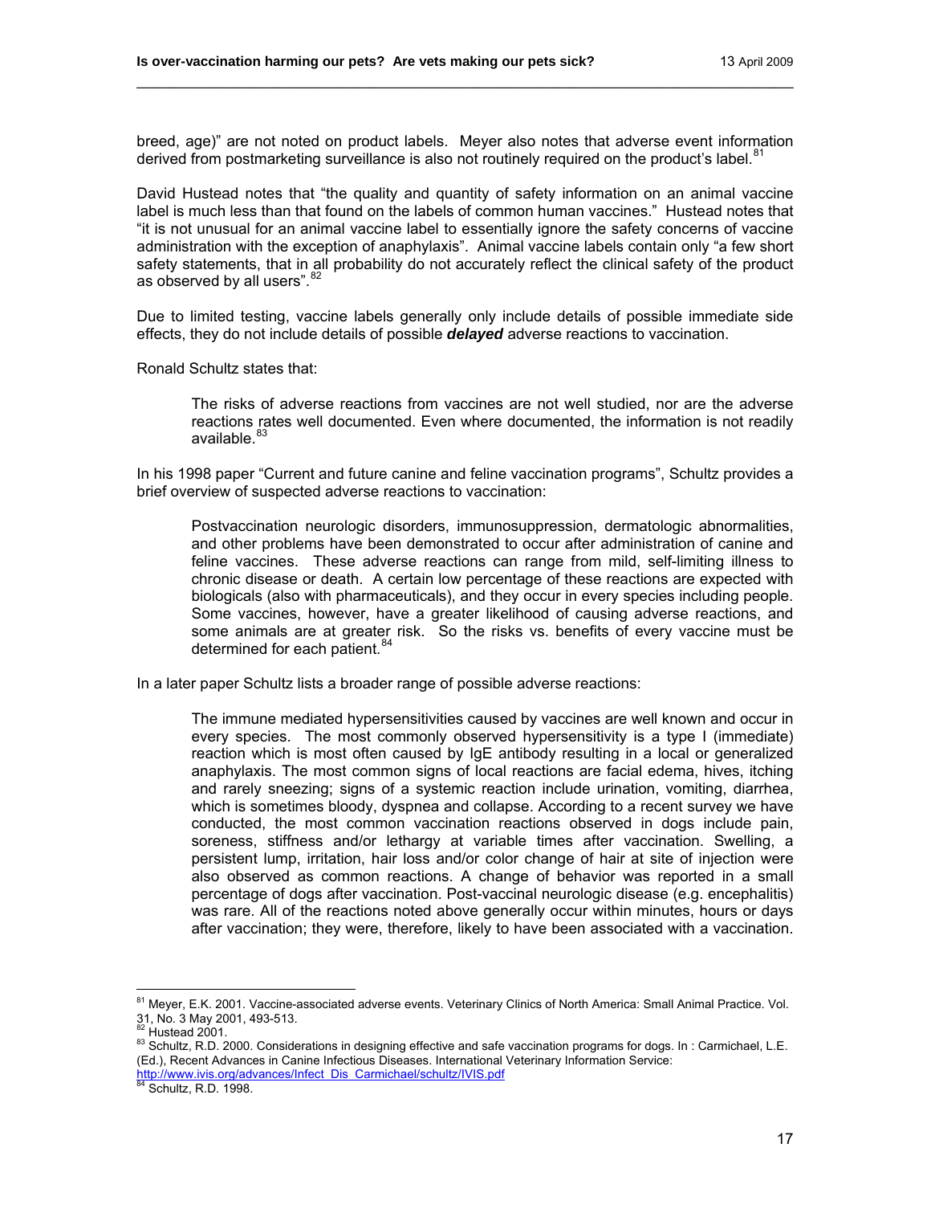breed, age)" are not noted on product labels. Meyer also notes that adverse event information derived from postmarketing surveillance is also not routinely required on the product's label.[81]

David Hustead notes that "the quality and quantity of safety information on an animal vaccine label is much less than that found on the labels of common human vaccines." Hustead notes that "it is not unusual for an animal vaccine label to essentially ignore the safety concerns of vaccine administration with the exception of anaphylaxis". Animal vaccine labels contain only "a few short safety statements, that in all probability do not accurately reflect the clinical safety of the product as observed by all users".[82]

Due to limited testing, vaccine labels generally only include details of possible immediate side effects, they do not include details of possible ***delayed*** adverse reactions to vaccination.

Ronald Schultz states that:

> The risks of adverse reactions from vaccines are not well studied, nor are the adverse reactions rates well documented. Even where documented, the information is not readily available.[83]

In his 1998 paper "Current and future canine and feline vaccination programs", Schultz provides a brief overview of suspected adverse reactions to vaccination:

> Postvaccination neurologic disorders, immunosuppression, dermatologic abnormalities, and other problems have been demonstrated to occur after administration of canine and feline vaccines. These adverse reactions can range from mild, self-limiting illness to chronic disease or death. A certain low percentage of these reactions are expected with biologicals (also with pharmaceuticals), and they occur in every species including people. Some vaccines, however, have a greater likelihood of causing adverse reactions, and some animals are at greater risk. So the risks vs. benefits of every vaccine must be determined for each patient.[84]

In a later paper Schultz lists a broader range of possible adverse reactions:

> The immune mediated hypersensitivities caused by vaccines are well known and occur in every species. The most commonly observed hypersensitivity is a type I (immediate) reaction which is most often caused by IgE antibody resulting in a local or generalized anaphylaxis. The most common signs of local reactions are facial edema, hives, itching and rarely sneezing; signs of a systemic reaction include urination, vomiting, diarrhea, which is sometimes bloody, dyspnea and collapse. According to a recent survey we have conducted, the most common vaccination reactions observed in dogs include pain, soreness, stiffness and/or lethargy at variable times after vaccination. Swelling, a persistent lump, irritation, hair loss and/or color change of hair at site of injection were also observed as common reactions. A change of behavior was reported in a small percentage of dogs after vaccination. Post-vaccinal neurologic disease (e.g. encephalitis) was rare. All of the reactions noted above generally occur within minutes, hours or days after vaccination; they were, therefore, likely to have been associated with a vaccination.

---

[81] Meyer, E.K. 2001. Vaccine-associated adverse events. Veterinary Clinics of North America: Small Animal Practice. Vol. 31, No. 3 May 2001, 493-513.

[82] Hustead 2001.

[83] Schultz, R.D. 2000. Considerations in designing effective and safe vaccination programs for dogs. In : Carmichael, L.E. (Ed.), Recent Advances in Canine Infectious Diseases. International Veterinary Information Service: http://www.ivis.org/advances/Infect_Dis_Carmichael/schultz/IVIS.pdf

[84] Schultz, R.D. 1998.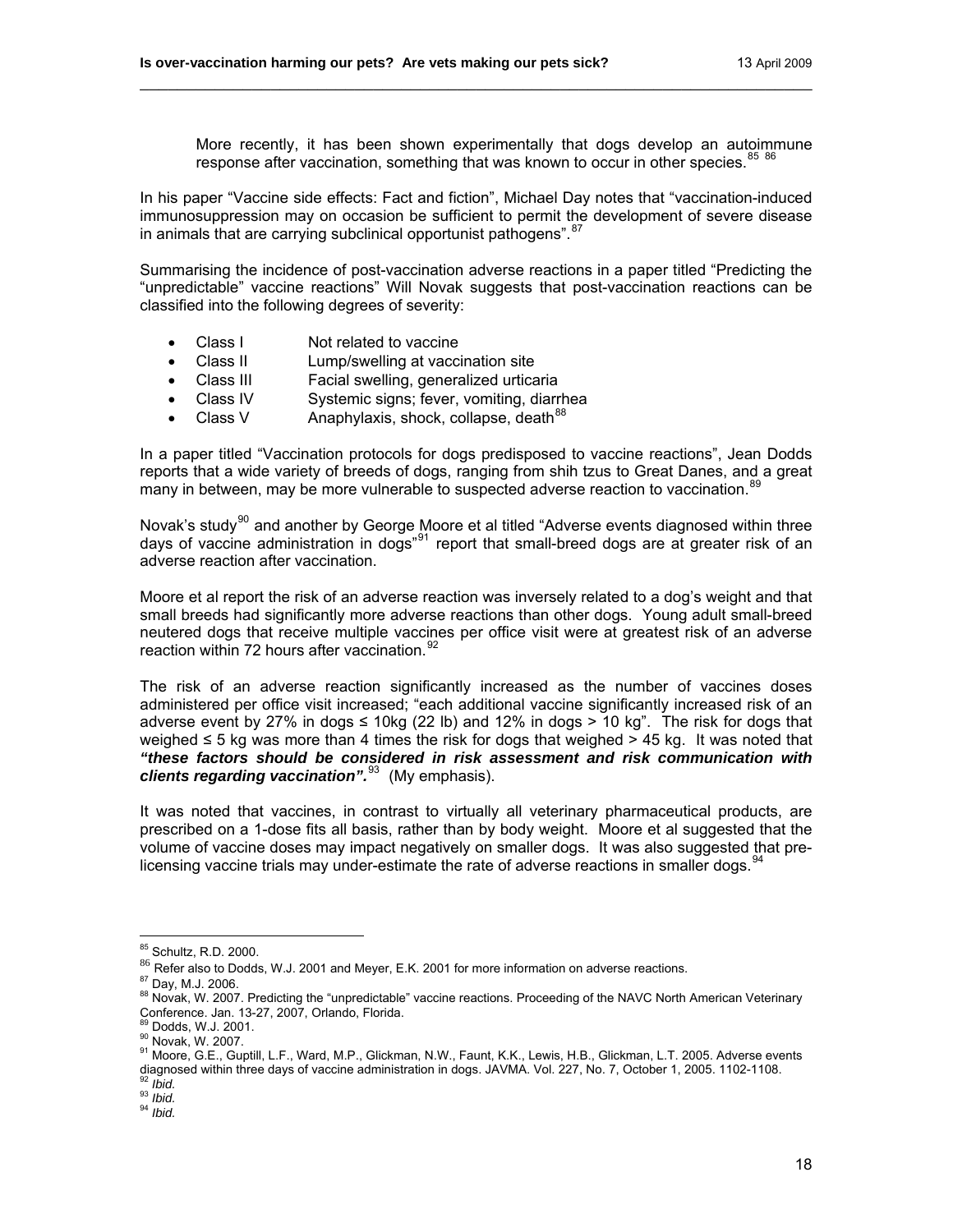> More recently, it has been shown experimentally that dogs develop an autoimmune response after vaccination, something that was known to occur in other species.[85] [86]

In his paper "Vaccine side effects: Fact and fiction", Michael Day notes that "vaccination-induced immunosuppression may on occasion be sufficient to permit the development of severe disease in animals that are carrying subclinical opportunist pathogens".[87]

Summarising the incidence of post-vaccination adverse reactions in a paper titled "Predicting the "unpredictable" vaccine reactions" Will Novak suggests that post-vaccination reactions can be classified into the following degrees of severity:

- Class I Not related to vaccine
- Class II Lump/swelling at vaccination site
- Class III Facial swelling, generalized urticaria
- Class IV Systemic signs; fever, vomiting, diarrhea
- Class V Anaphylaxis, shock, collapse, death[88]

In a paper titled "Vaccination protocols for dogs predisposed to vaccine reactions", Jean Dodds reports that a wide variety of breeds of dogs, ranging from shih tzus to Great Danes, and a great many in between, may be more vulnerable to suspected adverse reaction to vaccination.[89]

Novak's study[90] and another by George Moore et al titled "Adverse events diagnosed within three days of vaccine administration in dogs"[91] report that small-breed dogs are at greater risk of an adverse reaction after vaccination.

Moore et al report the risk of an adverse reaction was inversely related to a dog's weight and that small breeds had significantly more adverse reactions than other dogs. Young adult small-breed neutered dogs that receive multiple vaccines per office visit were at greatest risk of an adverse reaction within 72 hours after vaccination.[92]

The risk of an adverse reaction significantly increased as the number of vaccines doses administered per office visit increased; "each additional vaccine significantly increased risk of an adverse event by 27% in dogs ≤ 10kg (22 lb) and 12% in dogs > 10 kg". The risk for dogs that weighed ≤ 5 kg was more than 4 times the risk for dogs that weighed > 45 kg. It was noted that ***"these factors should be considered in risk assessment and risk communication with clients regarding vaccination".***[93] (My emphasis).

It was noted that vaccines, in contrast to virtually all veterinary pharmaceutical products, are prescribed on a 1-dose fits all basis, rather than by body weight. Moore et al suggested that the volume of vaccine doses may impact negatively on smaller dogs. It was also suggested that pre-licensing vaccine trials may under-estimate the rate of adverse reactions in smaller dogs.[94]

---

[85] Schultz, R.D. 2000.
[86] Refer also to Dodds, W.J. 2001 and Meyer, E.K. 2001 for more information on adverse reactions.
[87] Day, M.J. 2006.
[88] Novak, W. 2007. Predicting the "unpredictable" vaccine reactions. Proceeding of the NAVC North American Veterinary Conference. Jan. 13-27, 2007, Orlando, Florida.
[89] Dodds, W.J. 2001.
[90] Novak, W. 2007.
[91] Moore, G.E., Guptill, L.F., Ward, M.P., Glickman, N.W., Faunt, K.K., Lewis, H.B., Glickman, L.T. 2005. Adverse events diagnosed within three days of vaccine administration in dogs. JAVMA. Vol. 227, No. 7, October 1, 2005. 1102-1108.
[92] *Ibid.*
[93] *Ibid.*
[94] *Ibid.*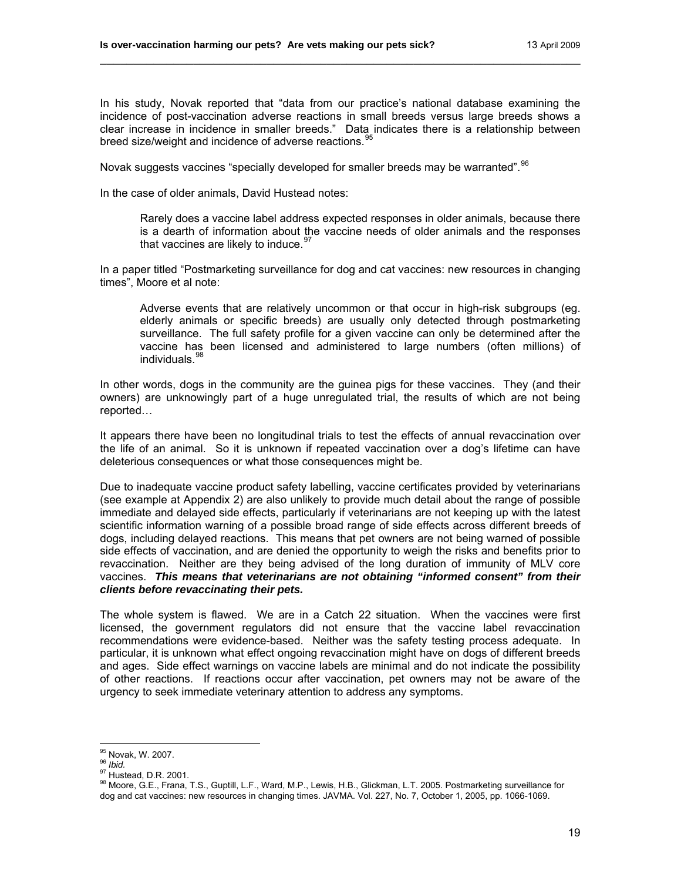In his study, Novak reported that "data from our practice's national database examining the incidence of post-vaccination adverse reactions in small breeds versus large breeds shows a clear increase in incidence in smaller breeds." Data indicates there is a relationship between breed size/weight and incidence of adverse reactions.[95]

Novak suggests vaccines "specially developed for smaller breeds may be warranted".[96]

In the case of older animals, David Hustead notes:

> Rarely does a vaccine label address expected responses in older animals, because there is a dearth of information about the vaccine needs of older animals and the responses that vaccines are likely to induce.[97]

In a paper titled "Postmarketing surveillance for dog and cat vaccines: new resources in changing times", Moore et al note:

> Adverse events that are relatively uncommon or that occur in high-risk subgroups (eg. elderly animals or specific breeds) are usually only detected through postmarketing surveillance. The full safety profile for a given vaccine can only be determined after the vaccine has been licensed and administered to large numbers (often millions) of individuals.[98]

In other words, dogs in the community are the guinea pigs for these vaccines. They (and their owners) are unknowingly part of a huge unregulated trial, the results of which are not being reported…

It appears there have been no longitudinal trials to test the effects of annual revaccination over the life of an animal. So it is unknown if repeated vaccination over a dog's lifetime can have deleterious consequences or what those consequences might be.

Due to inadequate vaccine product safety labelling, vaccine certificates provided by veterinarians (see example at Appendix 2) are also unlikely to provide much detail about the range of possible immediate and delayed side effects, particularly if veterinarians are not keeping up with the latest scientific information warning of a possible broad range of side effects across different breeds of dogs, including delayed reactions. This means that pet owners are not being warned of possible side effects of vaccination, and are denied the opportunity to weigh the risks and benefits prior to revaccination. Neither are they being advised of the long duration of immunity of MLV core vaccines. ***This means that veterinarians are not obtaining "informed consent" from their clients before revaccinating their pets.***

The whole system is flawed. We are in a Catch 22 situation. When the vaccines were first licensed, the government regulators did not ensure that the vaccine label revaccination recommendations were evidence-based. Neither was the safety testing process adequate. In particular, it is unknown what effect ongoing revaccination might have on dogs of different breeds and ages. Side effect warnings on vaccine labels are minimal and do not indicate the possibility of other reactions. If reactions occur after vaccination, pet owners may not be aware of the urgency to seek immediate veterinary attention to address any symptoms.

---

[95] Novak, W. 2007.
[96] *Ibid.*
[97] Hustead, D.R. 2001.
[98] Moore, G.E., Frana, T.S., Guptill, L.F., Ward, M.P., Lewis, H.B., Glickman, L.T. 2005. Postmarketing surveillance for dog and cat vaccines: new resources in changing times. JAVMA. Vol. 227, No. 7, October 1, 2005, pp. 1066-1069.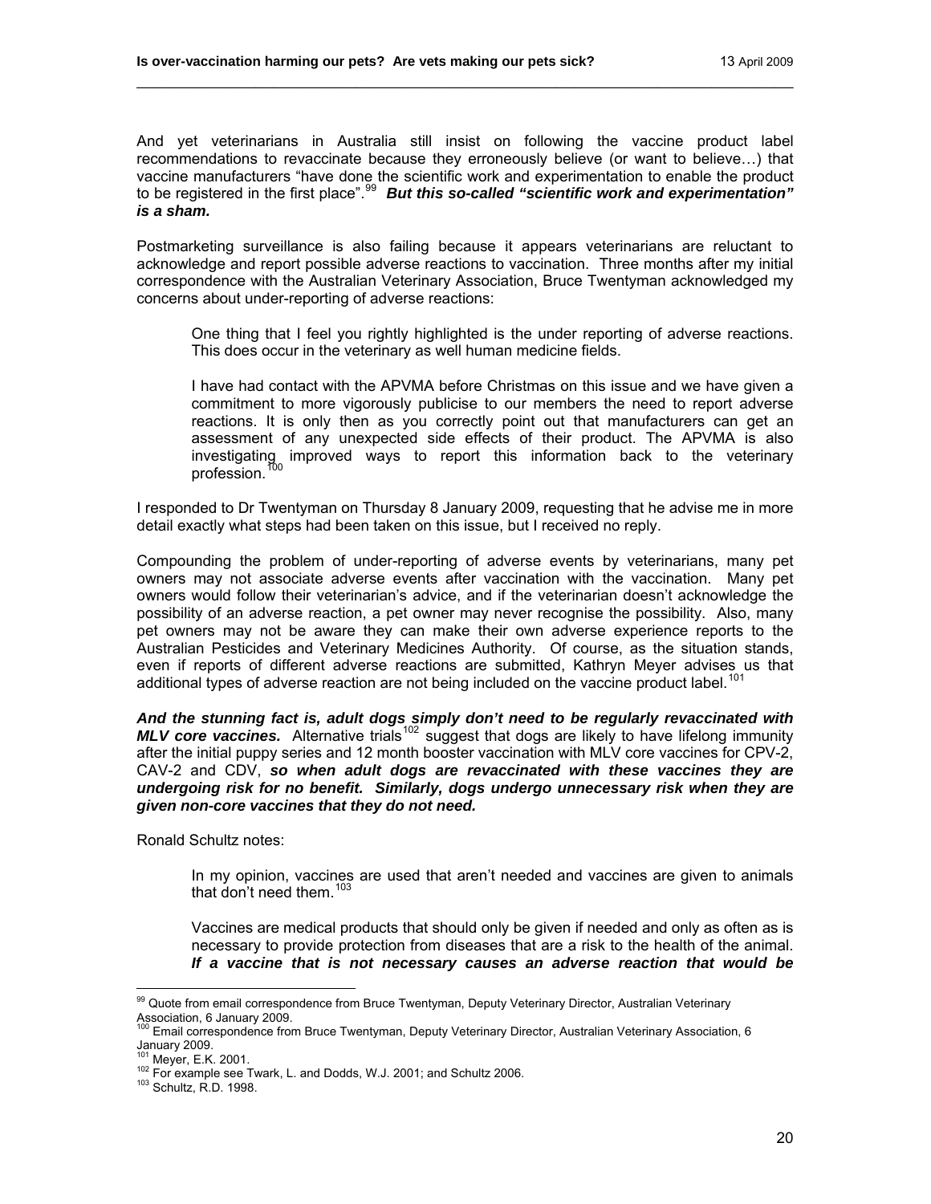And yet veterinarians in Australia still insist on following the vaccine product label recommendations to revaccinate because they erroneously believe (or want to believe…) that vaccine manufacturers "have done the scientific work and experimentation to enable the product to be registered in the first place".[99] ***But this so-called "scientific work and experimentation" is a sham.***

Postmarketing surveillance is also failing because it appears veterinarians are reluctant to acknowledge and report possible adverse reactions to vaccination. Three months after my initial correspondence with the Australian Veterinary Association, Bruce Twentyman acknowledged my concerns about under-reporting of adverse reactions:

> One thing that I feel you rightly highlighted is the under reporting of adverse reactions. This does occur in the veterinary as well human medicine fields.
>
> I have had contact with the APVMA before Christmas on this issue and we have given a commitment to more vigorously publicise to our members the need to report adverse reactions. It is only then as you correctly point out that manufacturers can get an assessment of any unexpected side effects of their product. The APVMA is also investigating improved ways to report this information back to the veterinary profession.[100]

I responded to Dr Twentyman on Thursday 8 January 2009, requesting that he advise me in more detail exactly what steps had been taken on this issue, but I received no reply.

Compounding the problem of under-reporting of adverse events by veterinarians, many pet owners may not associate adverse events after vaccination with the vaccination. Many pet owners would follow their veterinarian's advice, and if the veterinarian doesn't acknowledge the possibility of an adverse reaction, a pet owner may never recognise the possibility. Also, many pet owners may not be aware they can make their own adverse experience reports to the Australian Pesticides and Veterinary Medicines Authority. Of course, as the situation stands, even if reports of different adverse reactions are submitted, Kathryn Meyer advises us that additional types of adverse reaction are not being included on the vaccine product label.[101]

***And the stunning fact is, adult dogs simply don't need to be regularly revaccinated with MLV core vaccines.*** Alternative trials[102] suggest that dogs are likely to have lifelong immunity after the initial puppy series and 12 month booster vaccination with MLV core vaccines for CPV-2, CAV-2 and CDV, ***so when adult dogs are revaccinated with these vaccines they are undergoing risk for no benefit. Similarly, dogs undergo unnecessary risk when they are given non-core vaccines that they do not need.***

Ronald Schultz notes:

> In my opinion, vaccines are used that aren't needed and vaccines are given to animals that don't need them.[103]
>
> Vaccines are medical products that should only be given if needed and only as often as is necessary to provide protection from diseases that are a risk to the health of the animal. ***If a vaccine that is not necessary causes an adverse reaction that would be***

---

[99] Quote from email correspondence from Bruce Twentyman, Deputy Veterinary Director, Australian Veterinary Association, 6 January 2009.

[100] Email correspondence from Bruce Twentyman, Deputy Veterinary Director, Australian Veterinary Association, 6 January 2009.

[101] Meyer, E.K. 2001.

[102] For example see Twark, L. and Dodds, W.J. 2001; and Schultz 2006.

[103] Schultz, R.D. 1998.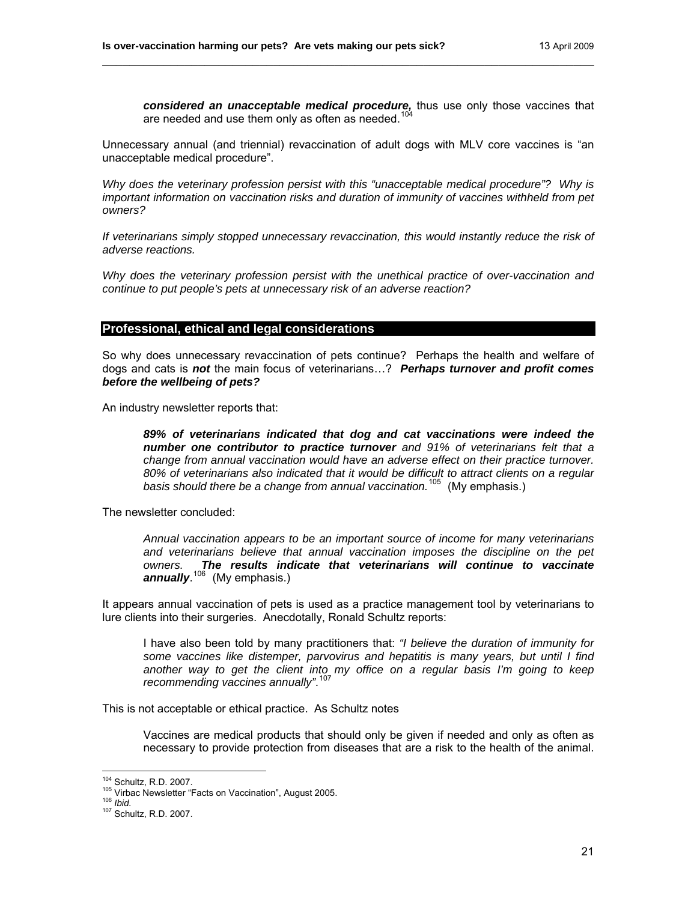> ***considered an unacceptable medical procedure,*** thus use only those vaccines that are needed and use them only as often as needed.[104]

Unnecessary annual (and triennial) revaccination of adult dogs with MLV core vaccines is "an unacceptable medical procedure".

*Why does the veterinary profession persist with this "unacceptable medical procedure"? Why is important information on vaccination risks and duration of immunity of vaccines withheld from pet owners?*

*If veterinarians simply stopped unnecessary revaccination, this would instantly reduce the risk of adverse reactions.*

*Why does the veterinary profession persist with the unethical practice of over-vaccination and continue to put people's pets at unnecessary risk of an adverse reaction?*

## Professional, ethical and legal considerations

So why does unnecessary revaccination of pets continue? Perhaps the health and welfare of dogs and cats is ***not*** the main focus of veterinarians…? ***Perhaps turnover and profit comes before the wellbeing of pets?***

An industry newsletter reports that:

> ***89% of veterinarians indicated that dog and cat vaccinations were indeed the number one contributor to practice turnover*** *and 91% of veterinarians felt that a change from annual vaccination would have an adverse effect on their practice turnover. 80% of veterinarians also indicated that it would be difficult to attract clients on a regular basis should there be a change from annual vaccination.*[105] (My emphasis.)

The newsletter concluded:

> *Annual vaccination appears to be an important source of income for many veterinarians and veterinarians believe that annual vaccination imposes the discipline on the pet owners.* ***The results indicate that veterinarians will continue to vaccinate annually***.[106] (My emphasis.)

It appears annual vaccination of pets is used as a practice management tool by veterinarians to lure clients into their surgeries. Anecdotally, Ronald Schultz reports:

> I have also been told by many practitioners that: *"I believe the duration of immunity for some vaccines like distemper, parvovirus and hepatitis is many years, but until I find another way to get the client into my office on a regular basis I'm going to keep recommending vaccines annually"*.[107]

This is not acceptable or ethical practice. As Schultz notes

> Vaccines are medical products that should only be given if needed and only as often as necessary to provide protection from diseases that are a risk to the health of the animal.

---

[104] Schultz, R.D. 2007.
[105] Virbac Newsletter "Facts on Vaccination", August 2005.
[106] *Ibid.*
[107] Schultz, R.D. 2007.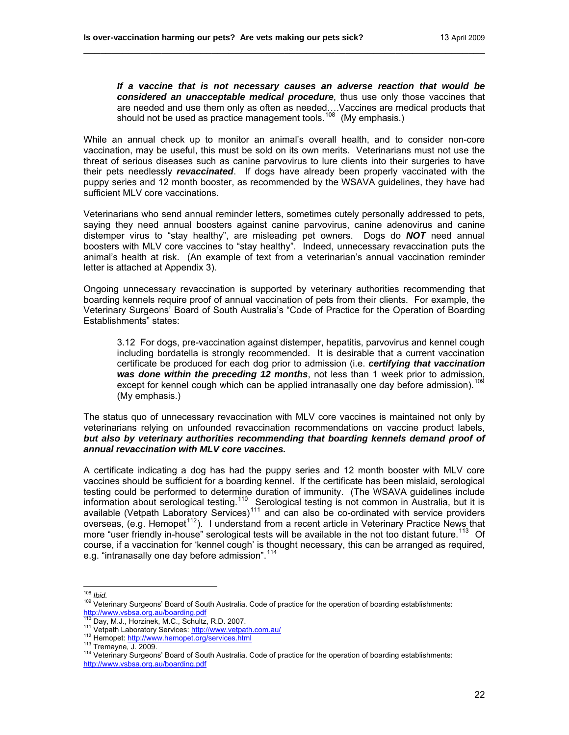> ***If a vaccine that is not necessary causes an adverse reaction that would be considered an unacceptable medical procedure***, thus use only those vaccines that are needed and use them only as often as needed….Vaccines are medical products that should not be used as practice management tools.[108] (My emphasis.)

While an annual check up to monitor an animal's overall health, and to consider non-core vaccination, may be useful, this must be sold on its own merits. Veterinarians must not use the threat of serious diseases such as canine parvovirus to lure clients into their surgeries to have their pets needlessly ***revaccinated***. If dogs have already been properly vaccinated with the puppy series and 12 month booster, as recommended by the WSAVA guidelines, they have had sufficient MLV core vaccinations.

Veterinarians who send annual reminder letters, sometimes cutely personally addressed to pets, saying they need annual boosters against canine parvovirus, canine adenovirus and canine distemper virus to "stay healthy", are misleading pet owners. Dogs do ***NOT*** need annual boosters with MLV core vaccines to "stay healthy". Indeed, unnecessary revaccination puts the animal's health at risk. (An example of text from a veterinarian's annual vaccination reminder letter is attached at Appendix 3).

Ongoing unnecessary revaccination is supported by veterinary authorities recommending that boarding kennels require proof of annual vaccination of pets from their clients. For example, the Veterinary Surgeons' Board of South Australia's "Code of Practice for the Operation of Boarding Establishments" states:

> 3.12 For dogs, pre-vaccination against distemper, hepatitis, parvovirus and kennel cough including bordatella is strongly recommended. It is desirable that a current vaccination certificate be produced for each dog prior to admission (i.e. ***certifying that vaccination was done within the preceding 12 months***, not less than 1 week prior to admission, except for kennel cough which can be applied intranasally one day before admission).[109] (My emphasis.)

The status quo of unnecessary revaccination with MLV core vaccines is maintained not only by veterinarians relying on unfounded revaccination recommendations on vaccine product labels, ***but also by veterinary authorities recommending that boarding kennels demand proof of annual revaccination with MLV core vaccines.***

A certificate indicating a dog has had the puppy series and 12 month booster with MLV core vaccines should be sufficient for a boarding kennel. If the certificate has been mislaid, serological testing could be performed to determine duration of immunity. (The WSAVA guidelines include information about serological testing.[110] Serological testing is not common in Australia, but it is available (Vetpath Laboratory Services)[111] and can also be co-ordinated with service providers overseas, (e.g. Hemopet[112]). I understand from a recent article in Veterinary Practice News that more "user friendly in-house" serological tests will be available in the not too distant future.[113] Of course, if a vaccination for 'kennel cough' is thought necessary, this can be arranged as required, e.g. "intranasally one day before admission".[114]

---

[108] *Ibid.*

[109] Veterinary Surgeons' Board of South Australia. Code of practice for the operation of boarding establishments: http://www.vsbsa.org.au/boarding.pdf

[110] Day, M.J., Horzinek, M.C., Schultz, R.D. 2007.

[111] Vetpath Laboratory Services: http://www.vetpath.com.au/

[112] Hemopet: http://www.hemopet.org/services.html

[113] Tremayne, J. 2009.

[114] Veterinary Surgeons' Board of South Australia. Code of practice for the operation of boarding establishments: http://www.vsbsa.org.au/boarding.pdf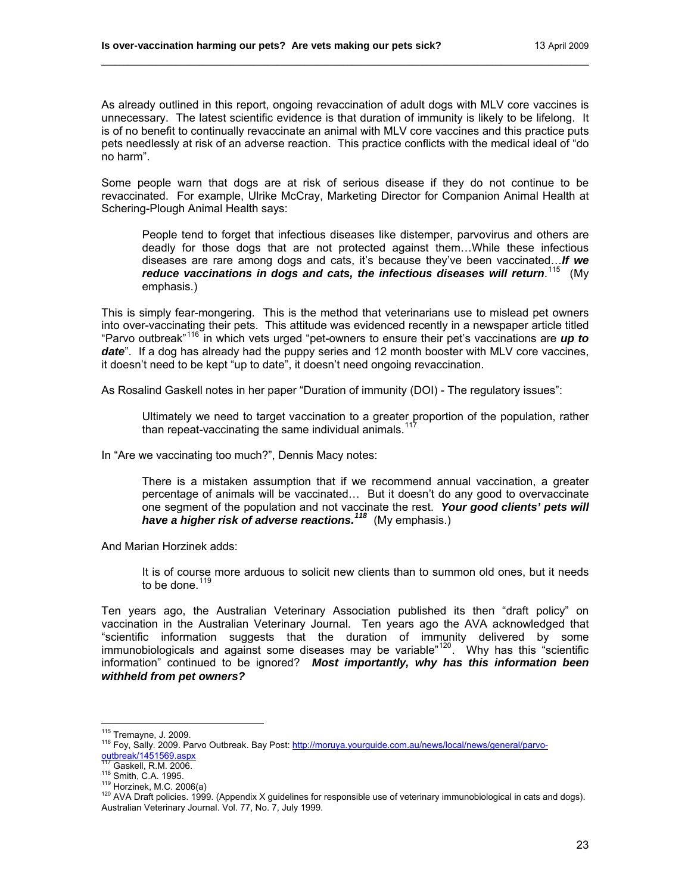As already outlined in this report, ongoing revaccination of adult dogs with MLV core vaccines is unnecessary. The latest scientific evidence is that duration of immunity is likely to be lifelong. It is of no benefit to continually revaccinate an animal with MLV core vaccines and this practice puts pets needlessly at risk of an adverse reaction. This practice conflicts with the medical ideal of "do no harm".

Some people warn that dogs are at risk of serious disease if they do not continue to be revaccinated. For example, Ulrike McCray, Marketing Director for Companion Animal Health at Schering-Plough Animal Health says:

> People tend to forget that infectious diseases like distemper, parvovirus and others are deadly for those dogs that are not protected against them…While these infectious diseases are rare among dogs and cats, it's because they've been vaccinated…***If we reduce vaccinations in dogs and cats, the infectious diseases will return***.[115] (My emphasis.)

This is simply fear-mongering. This is the method that veterinarians use to mislead pet owners into over-vaccinating their pets. This attitude was evidenced recently in a newspaper article titled "Parvo outbreak"[116] in which vets urged "pet-owners to ensure their pet's vaccinations are ***up to date***". If a dog has already had the puppy series and 12 month booster with MLV core vaccines, it doesn't need to be kept "up to date", it doesn't need ongoing revaccination.

As Rosalind Gaskell notes in her paper "Duration of immunity (DOI) - The regulatory issues":

> Ultimately we need to target vaccination to a greater proportion of the population, rather than repeat-vaccinating the same individual animals.[117]

In "Are we vaccinating too much?", Dennis Macy notes:

> There is a mistaken assumption that if we recommend annual vaccination, a greater percentage of animals will be vaccinated… But it doesn't do any good to overvaccinate one segment of the population and not vaccinate the rest. ***Your good clients' pets will have a higher risk of adverse reactions.***[118] (My emphasis.)

And Marian Horzinek adds:

> It is of course more arduous to solicit new clients than to summon old ones, but it needs to be done.[119]

Ten years ago, the Australian Veterinary Association published its then "draft policy" on vaccination in the Australian Veterinary Journal. Ten years ago the AVA acknowledged that "scientific information suggests that the duration of immunity delivered by some immunobiologicals and against some diseases may be variable"[120]. Why has this "scientific information" continued to be ignored? ***Most importantly, why has this information been withheld from pet owners?***

---

[115] Tremayne, J. 2009.

[116] Foy, Sally. 2009. Parvo Outbreak. Bay Post: http://moruya.yourguide.com.au/news/local/news/general/parvo-outbreak/1451569.aspx

[117] Gaskell, R.M. 2006.

[118] Smith, C.A. 1995.

[119] Horzinek, M.C. 2006(a)

[120] AVA Draft policies. 1999. (Appendix X guidelines for responsible use of veterinary immunobiological in cats and dogs). Australian Veterinary Journal. Vol. 77, No. 7, July 1999.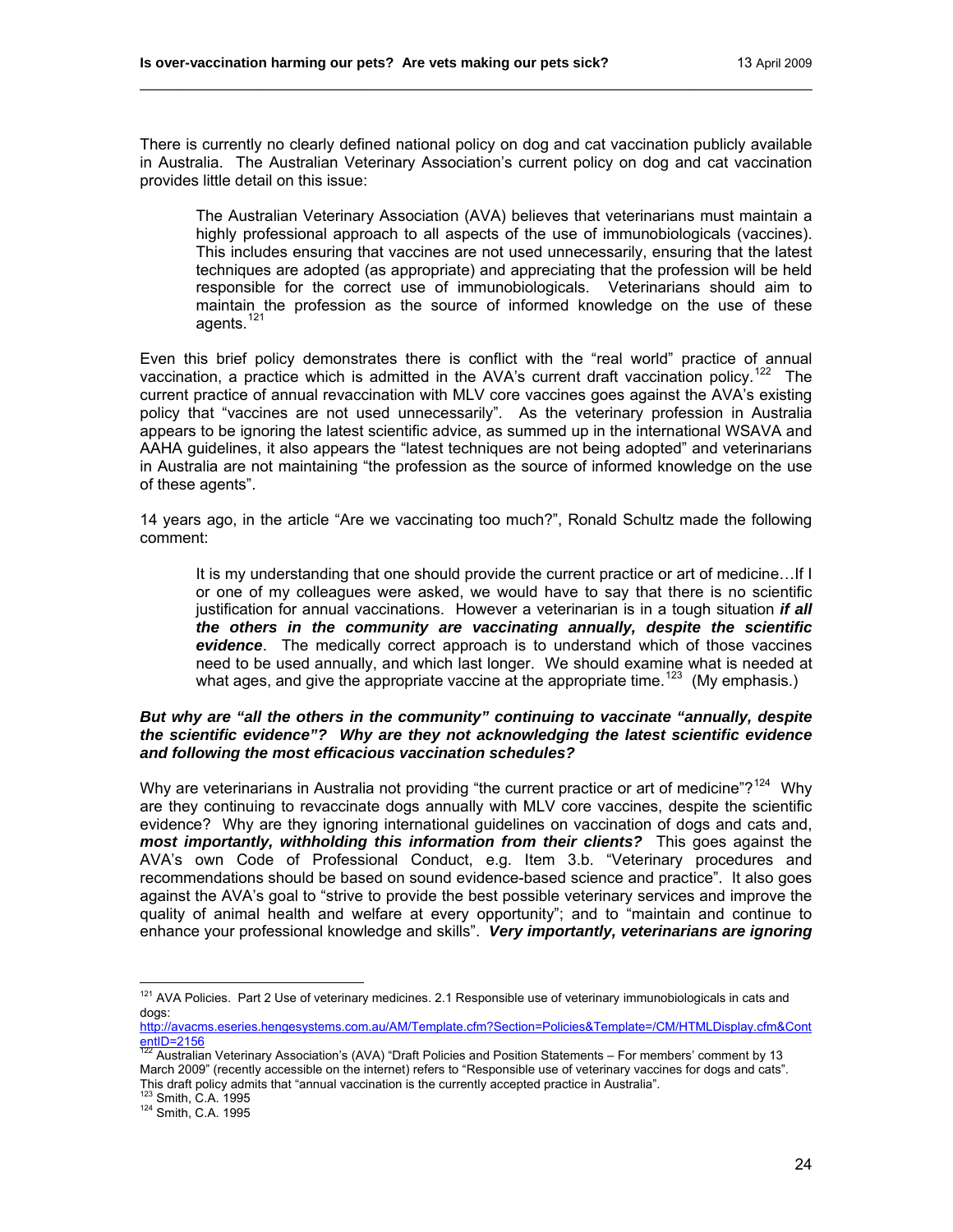There is currently no clearly defined national policy on dog and cat vaccination publicly available in Australia. The Australian Veterinary Association's current policy on dog and cat vaccination provides little detail on this issue:

> The Australian Veterinary Association (AVA) believes that veterinarians must maintain a highly professional approach to all aspects of the use of immunobiologicals (vaccines). This includes ensuring that vaccines are not used unnecessarily, ensuring that the latest techniques are adopted (as appropriate) and appreciating that the profession will be held responsible for the correct use of immunobiologicals. Veterinarians should aim to maintain the profession as the source of informed knowledge on the use of these agents.[121]

Even this brief policy demonstrates there is conflict with the "real world" practice of annual vaccination, a practice which is admitted in the AVA's current draft vaccination policy.[122] The current practice of annual revaccination with MLV core vaccines goes against the AVA's existing policy that "vaccines are not used unnecessarily". As the veterinary profession in Australia appears to be ignoring the latest scientific advice, as summed up in the international WSAVA and AAHA guidelines, it also appears the "latest techniques are not being adopted" and veterinarians in Australia are not maintaining "the profession as the source of informed knowledge on the use of these agents".

14 years ago, in the article "Are we vaccinating too much?", Ronald Schultz made the following comment:

> It is my understanding that one should provide the current practice or art of medicine…If I or one of my colleagues were asked, we would have to say that there is no scientific justification for annual vaccinations. However a veterinarian is in a tough situation ***if all the others in the community are vaccinating annually, despite the scientific evidence***. The medically correct approach is to understand which of those vaccines need to be used annually, and which last longer. We should examine what is needed at what ages, and give the appropriate vaccine at the appropriate time.[123] (My emphasis.)

***But why are "all the others in the community" continuing to vaccinate "annually, despite the scientific evidence"? Why are they not acknowledging the latest scientific evidence and following the most efficacious vaccination schedules?***

Why are veterinarians in Australia not providing "the current practice or art of medicine"?[124] Why are they continuing to revaccinate dogs annually with MLV core vaccines, despite the scientific evidence? Why are they ignoring international guidelines on vaccination of dogs and cats and, ***most importantly, withholding this information from their clients?*** This goes against the AVA's own Code of Professional Conduct, e.g. Item 3.b. "Veterinary procedures and recommendations should be based on sound evidence-based science and practice". It also goes against the AVA's goal to "strive to provide the best possible veterinary services and improve the quality of animal health and welfare at every opportunity"; and to "maintain and continue to enhance your professional knowledge and skills". ***Very importantly, veterinarians are ignoring***

---

[121] AVA Policies. Part 2 Use of veterinary medicines. 2.1 Responsible use of veterinary immunobiologicals in cats and dogs: http://avacms.eseries.hengesystems.com.au/AM/Template.cfm?Section=Policies&Template=/CM/HTMLDisplay.cfm&ContentID=2156

[122] Australian Veterinary Association's (AVA) "Draft Policies and Position Statements – For members' comment by 13 March 2009" (recently accessible on the internet) refers to "Responsible use of veterinary vaccines for dogs and cats". This draft policy admits that "annual vaccination is the currently accepted practice in Australia".

[123] Smith, C.A. 1995

[124] Smith, C.A. 1995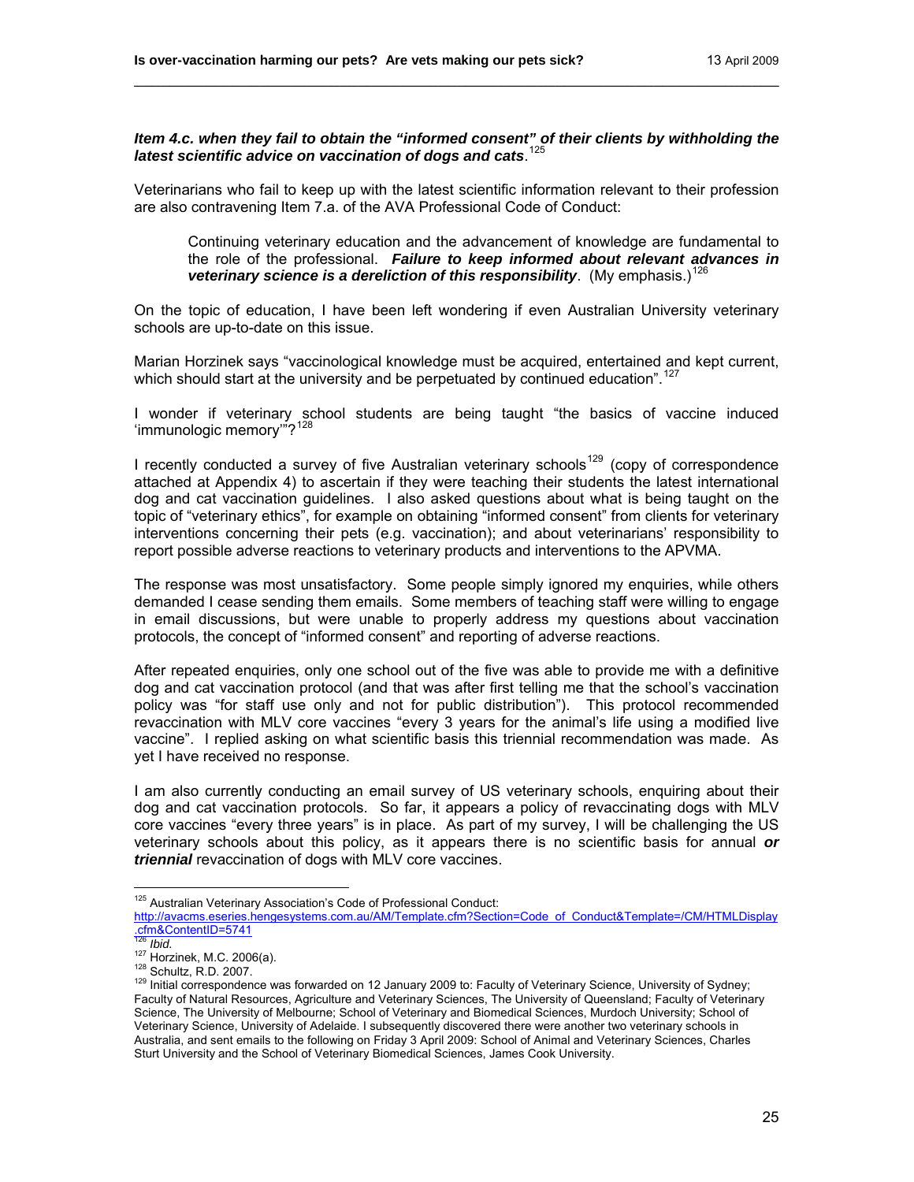***Item 4.c. when they fail to obtain the "informed consent" of their clients by withholding the latest scientific advice on vaccination of dogs and cats***.[125]

Veterinarians who fail to keep up with the latest scientific information relevant to their profession are also contravening Item 7.a. of the AVA Professional Code of Conduct:

> Continuing veterinary education and the advancement of knowledge are fundamental to the role of the professional. ***Failure to keep informed about relevant advances in veterinary science is a dereliction of this responsibility***. (My emphasis.)[126]

On the topic of education, I have been left wondering if even Australian University veterinary schools are up-to-date on this issue.

Marian Horzinek says "vaccinological knowledge must be acquired, entertained and kept current, which should start at the university and be perpetuated by continued education".[127]

I wonder if veterinary school students are being taught "the basics of vaccine induced 'immunologic memory'"?[128]

I recently conducted a survey of five Australian veterinary schools[129] (copy of correspondence attached at Appendix 4) to ascertain if they were teaching their students the latest international dog and cat vaccination guidelines. I also asked questions about what is being taught on the topic of "veterinary ethics", for example on obtaining "informed consent" from clients for veterinary interventions concerning their pets (e.g. vaccination); and about veterinarians' responsibility to report possible adverse reactions to veterinary products and interventions to the APVMA.

The response was most unsatisfactory. Some people simply ignored my enquiries, while others demanded I cease sending them emails. Some members of teaching staff were willing to engage in email discussions, but were unable to properly address my questions about vaccination protocols, the concept of "informed consent" and reporting of adverse reactions.

After repeated enquiries, only one school out of the five was able to provide me with a definitive dog and cat vaccination protocol (and that was after first telling me that the school's vaccination policy was "for staff use only and not for public distribution"). This protocol recommended revaccination with MLV core vaccines "every 3 years for the animal's life using a modified live vaccine". I replied asking on what scientific basis this triennial recommendation was made. As yet I have received no response.

I am also currently conducting an email survey of US veterinary schools, enquiring about their dog and cat vaccination protocols. So far, it appears a policy of revaccinating dogs with MLV core vaccines "every three years" is in place. As part of my survey, I will be challenging the US veterinary schools about this policy, as it appears there is no scientific basis for annual ***or triennial*** revaccination of dogs with MLV core vaccines.

---

[125] Australian Veterinary Association's Code of Professional Conduct: http://avacms.eseries.hengesystems.com.au/AM/Template.cfm?Section=Code_of_Conduct&Template=/CM/HTMLDisplay.cfm&ContentID=5741

[126] *Ibid.*

[127] Horzinek, M.C. 2006(a).

[128] Schultz, R.D. 2007.

[129] Initial correspondence was forwarded on 12 January 2009 to: Faculty of Veterinary Science, University of Sydney; Faculty of Natural Resources, Agriculture and Veterinary Sciences, The University of Queensland; Faculty of Veterinary Science, The University of Melbourne; School of Veterinary and Biomedical Sciences, Murdoch University; School of Veterinary Science, University of Adelaide. I subsequently discovered there were another two veterinary schools in Australia, and sent emails to the following on Friday 3 April 2009: School of Animal and Veterinary Sciences, Charles Sturt University and the School of Veterinary Biomedical Sciences, James Cook University.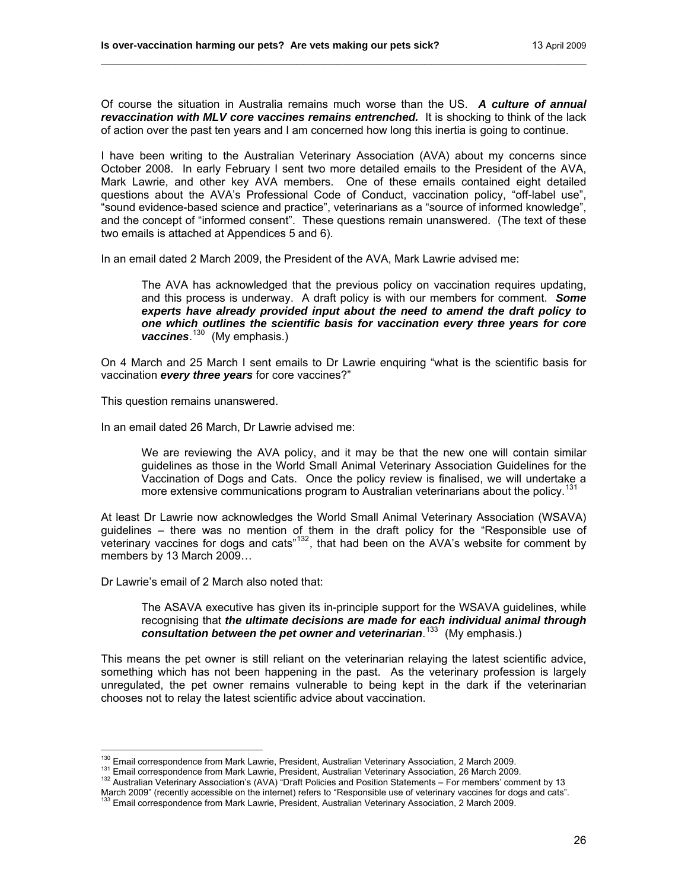Of course the situation in Australia remains much worse than the US. ***A culture of annual revaccination with MLV core vaccines remains entrenched.*** It is shocking to think of the lack of action over the past ten years and I am concerned how long this inertia is going to continue.

I have been writing to the Australian Veterinary Association (AVA) about my concerns since October 2008. In early February I sent two more detailed emails to the President of the AVA, Mark Lawrie, and other key AVA members. One of these emails contained eight detailed questions about the AVA's Professional Code of Conduct, vaccination policy, "off-label use", "sound evidence-based science and practice", veterinarians as a "source of informed knowledge", and the concept of "informed consent". These questions remain unanswered. (The text of these two emails is attached at Appendices 5 and 6).

In an email dated 2 March 2009, the President of the AVA, Mark Lawrie advised me:

> The AVA has acknowledged that the previous policy on vaccination requires updating, and this process is underway. A draft policy is with our members for comment. ***Some experts have already provided input about the need to amend the draft policy to one which outlines the scientific basis for vaccination every three years for core vaccines***.[130] (My emphasis.)

On 4 March and 25 March I sent emails to Dr Lawrie enquiring "what is the scientific basis for vaccination ***every three years*** for core vaccines?"

This question remains unanswered.

In an email dated 26 March, Dr Lawrie advised me:

> We are reviewing the AVA policy, and it may be that the new one will contain similar guidelines as those in the World Small Animal Veterinary Association Guidelines for the Vaccination of Dogs and Cats. Once the policy review is finalised, we will undertake a more extensive communications program to Australian veterinarians about the policy.[131]

At least Dr Lawrie now acknowledges the World Small Animal Veterinary Association (WSAVA) guidelines – there was no mention of them in the draft policy for the "Responsible use of veterinary vaccines for dogs and cats"[132], that had been on the AVA's website for comment by members by 13 March 2009…

Dr Lawrie's email of 2 March also noted that:

> The ASAVA executive has given its in-principle support for the WSAVA guidelines, while recognising that ***the ultimate decisions are made for each individual animal through consultation between the pet owner and veterinarian***.[133] (My emphasis.)

This means the pet owner is still reliant on the veterinarian relaying the latest scientific advice, something which has not been happening in the past. As the veterinary profession is largely unregulated, the pet owner remains vulnerable to being kept in the dark if the veterinarian chooses not to relay the latest scientific advice about vaccination.

---

[130] Email correspondence from Mark Lawrie, President, Australian Veterinary Association, 2 March 2009.
[131] Email correspondence from Mark Lawrie, President, Australian Veterinary Association, 26 March 2009.
[132] Australian Veterinary Association's (AVA) "Draft Policies and Position Statements – For members' comment by 13 March 2009" (recently accessible on the internet) refers to "Responsible use of veterinary vaccines for dogs and cats".
[133] Email correspondence from Mark Lawrie, President, Australian Veterinary Association, 2 March 2009.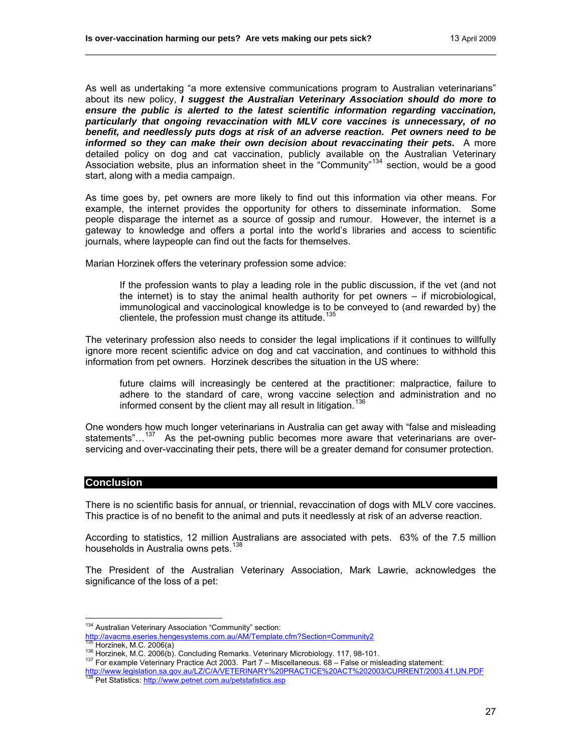As well as undertaking "a more extensive communications program to Australian veterinarians" about its new policy, ***I suggest the Australian Veterinary Association should do more to ensure the public is alerted to the latest scientific information regarding vaccination, particularly that ongoing revaccination with MLV core vaccines is unnecessary, of no benefit, and needlessly puts dogs at risk of an adverse reaction. Pet owners need to be informed so they can make their own decision about revaccinating their pets.*** A more detailed policy on dog and cat vaccination, publicly available on the Australian Veterinary Association website, plus an information sheet in the "Community"[134] section, would be a good start, along with a media campaign.

As time goes by, pet owners are more likely to find out this information via other means. For example, the internet provides the opportunity for others to disseminate information. Some people disparage the internet as a source of gossip and rumour. However, the internet is a gateway to knowledge and offers a portal into the world's libraries and access to scientific journals, where laypeople can find out the facts for themselves.

Marian Horzinek offers the veterinary profession some advice:

> If the profession wants to play a leading role in the public discussion, if the vet (and not the internet) is to stay the animal health authority for pet owners – if microbiological, immunological and vaccinological knowledge is to be conveyed to (and rewarded by) the clientele, the profession must change its attitude.[135]

The veterinary profession also needs to consider the legal implications if it continues to willfully ignore more recent scientific advice on dog and cat vaccination, and continues to withhold this information from pet owners. Horzinek describes the situation in the US where:

> future claims will increasingly be centered at the practitioner: malpractice, failure to adhere to the standard of care, wrong vaccine selection and administration and no informed consent by the client may all result in litigation.[136]

One wonders how much longer veterinarians in Australia can get away with "false and misleading statements"…[137] As the pet-owning public becomes more aware that veterinarians are over-servicing and over-vaccinating their pets, there will be a greater demand for consumer protection.

## Conclusion

There is no scientific basis for annual, or triennial, revaccination of dogs with MLV core vaccines. This practice is of no benefit to the animal and puts it needlessly at risk of an adverse reaction.

According to statistics, 12 million Australians are associated with pets. 63% of the 7.5 million households in Australia owns pets.[138]

The President of the Australian Veterinary Association, Mark Lawrie, acknowledges the significance of the loss of a pet:

---

[134] Australian Veterinary Association "Community" section: http://avacms.eseries.hengesystems.com.au/AM/Template.cfm?Section=Community2

[135] Horzinek, M.C. 2006(a)

[136] Horzinek, M.C. 2006(b). Concluding Remarks. Veterinary Microbiology. 117, 98-101.

[137] For example Veterinary Practice Act 2003. Part 7 – Miscellaneous. 68 – False or misleading statement: http://www.legislation.sa.gov.au/LZ/C/A/VETERINARY%20PRACTICE%20ACT%202003/CURRENT/2003.41.UN.PDF

[138] Pet Statistics: http://www.petnet.com.au/petstatistics.asp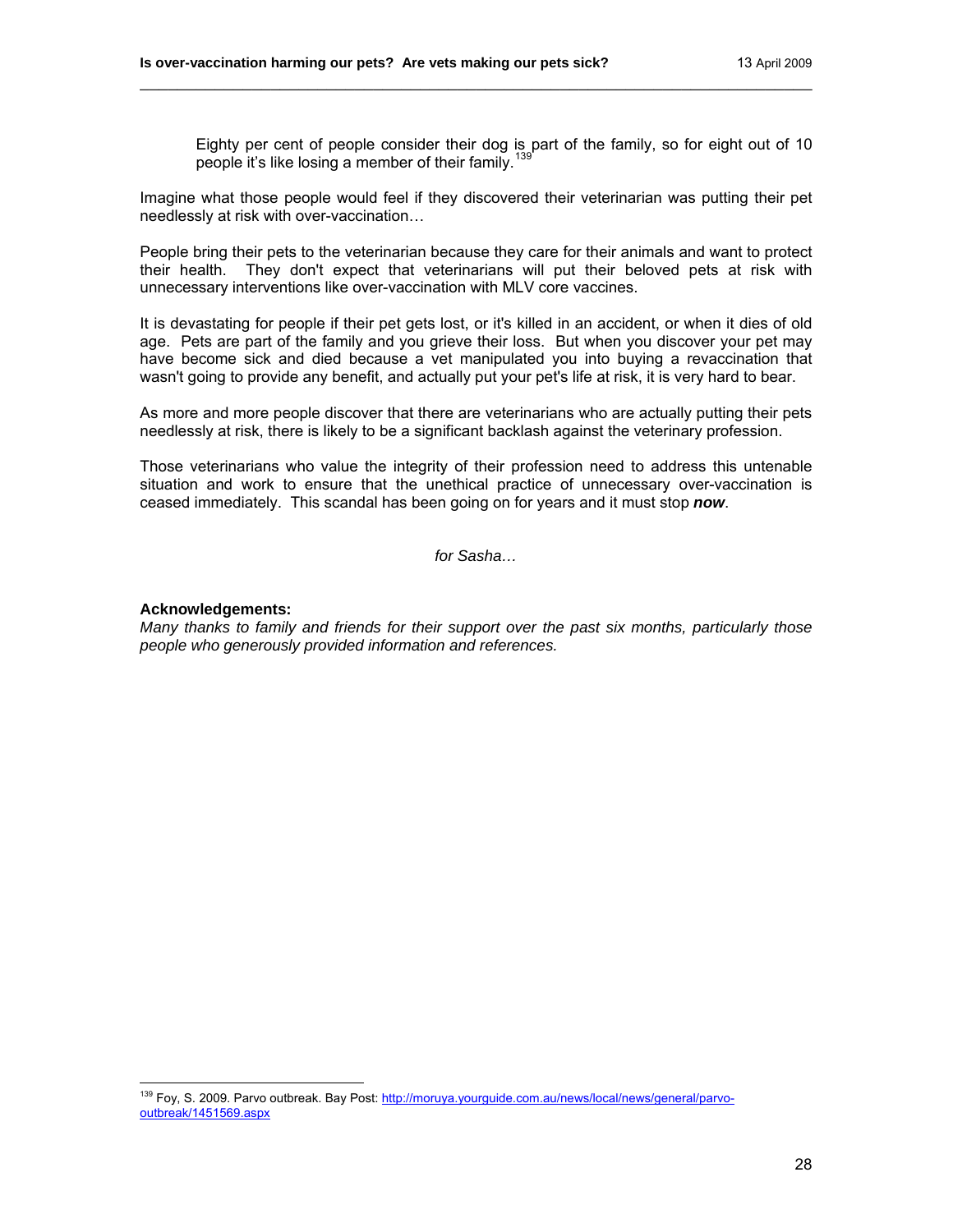> Eighty per cent of people consider their dog is part of the family, so for eight out of 10 people it's like losing a member of their family.[139]

Imagine what those people would feel if they discovered their veterinarian was putting their pet needlessly at risk with over-vaccination…

People bring their pets to the veterinarian because they care for their animals and want to protect their health. They don't expect that veterinarians will put their beloved pets at risk with unnecessary interventions like over-vaccination with MLV core vaccines.

It is devastating for people if their pet gets lost, or it's killed in an accident, or when it dies of old age. Pets are part of the family and you grieve their loss. But when you discover your pet may have become sick and died because a vet manipulated you into buying a revaccination that wasn't going to provide any benefit, and actually put your pet's life at risk, it is very hard to bear.

As more and more people discover that there are veterinarians who are actually putting their pets needlessly at risk, there is likely to be a significant backlash against the veterinary profession.

Those veterinarians who value the integrity of their profession need to address this untenable situation and work to ensure that the unethical practice of unnecessary over-vaccination is ceased immediately. This scandal has been going on for years and it must stop ***now***.

*for Sasha…*

**Acknowledgements:**
*Many thanks to family and friends for their support over the past six months, particularly those people who generously provided information and references.*

---

[139] Foy, S. 2009. Parvo outbreak. Bay Post: http://moruya.yourguide.com.au/news/local/news/general/parvo-outbreak/1451569.aspx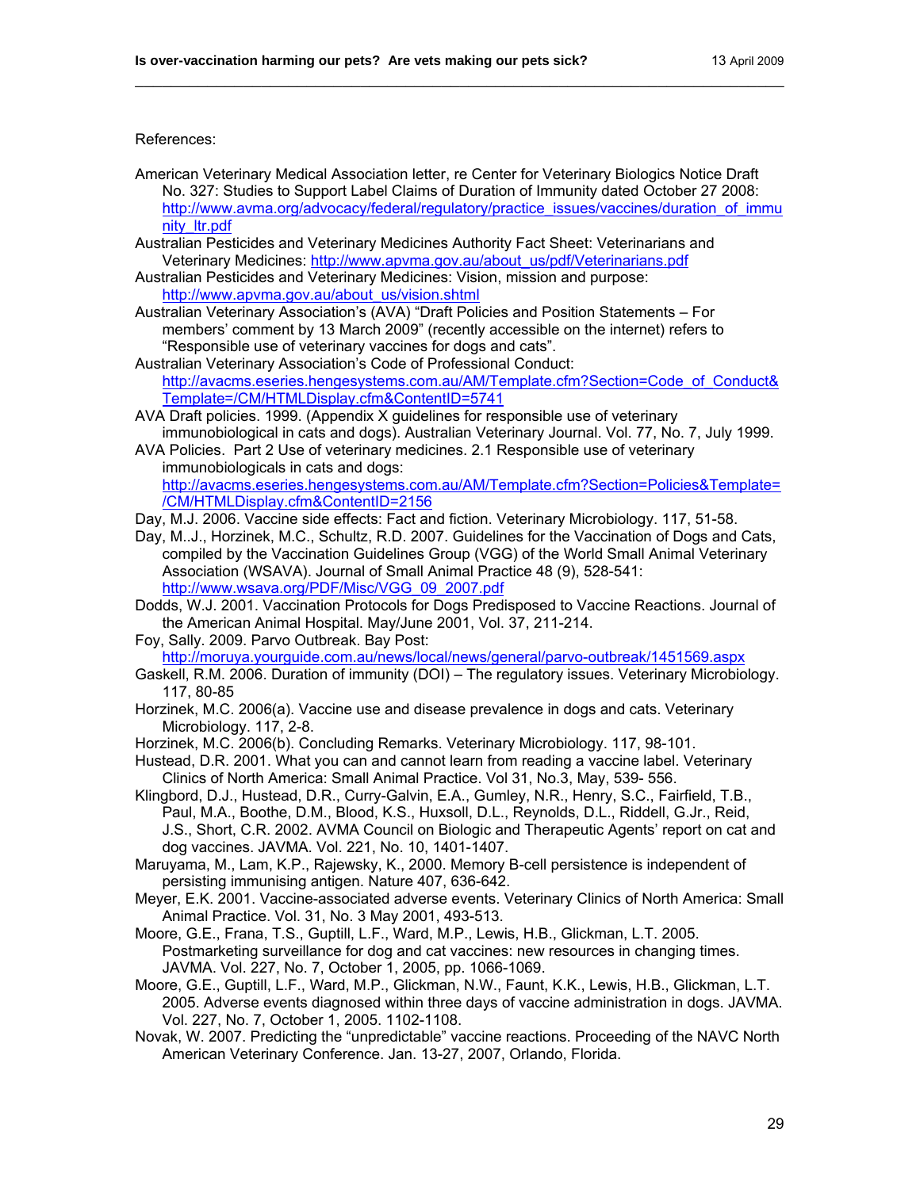References:

American Veterinary Medical Association letter, re Center for Veterinary Biologics Notice Draft No. 327: Studies to Support Label Claims of Duration of Immunity dated October 27 2008: http://www.avma.org/advocacy/federal/regulatory/practice_issues/vaccines/duration_of_immunity_ltr.pdf

Australian Pesticides and Veterinary Medicines Authority Fact Sheet: Veterinarians and Veterinary Medicines: http://www.apvma.gov.au/about_us/pdf/Veterinarians.pdf

Australian Pesticides and Veterinary Medicines: Vision, mission and purpose: http://www.apvma.gov.au/about_us/vision.shtml

Australian Veterinary Association's (AVA) "Draft Policies and Position Statements – For members' comment by 13 March 2009" (recently accessible on the internet) refers to "Responsible use of veterinary vaccines for dogs and cats".

Australian Veterinary Association's Code of Professional Conduct: http://avacms.eseries.hengesystems.com.au/AM/Template.cfm?Section=Code_of_Conduct&Template=/CM/HTMLDisplay.cfm&ContentID=5741

AVA Draft policies. 1999. (Appendix X guidelines for responsible use of veterinary immunobiological in cats and dogs). Australian Veterinary Journal. Vol. 77, No. 7, July 1999.

AVA Policies. Part 2 Use of veterinary medicines. 2.1 Responsible use of veterinary immunobiologicals in cats and dogs: http://avacms.eseries.hengesystems.com.au/AM/Template.cfm?Section=Policies&Template=/CM/HTMLDisplay.cfm&ContentID=2156

Day, M.J. 2006. Vaccine side effects: Fact and fiction. Veterinary Microbiology. 117, 51-58.

Day, M..J., Horzinek, M.C., Schultz, R.D. 2007. Guidelines for the Vaccination of Dogs and Cats, compiled by the Vaccination Guidelines Group (VGG) of the World Small Animal Veterinary Association (WSAVA). Journal of Small Animal Practice 48 (9), 528-541: http://www.wsava.org/PDF/Misc/VGG_09_2007.pdf

Dodds, W.J. 2001. Vaccination Protocols for Dogs Predisposed to Vaccine Reactions. Journal of the American Animal Hospital. May/June 2001, Vol. 37, 211-214.

Foy, Sally. 2009. Parvo Outbreak. Bay Post: http://moruya.yourguide.com.au/news/local/news/general/parvo-outbreak/1451569.aspx

Gaskell, R.M. 2006. Duration of immunity (DOI) – The regulatory issues. Veterinary Microbiology. 117, 80-85

Horzinek, M.C. 2006(a). Vaccine use and disease prevalence in dogs and cats. Veterinary Microbiology. 117, 2-8.

Horzinek, M.C. 2006(b). Concluding Remarks. Veterinary Microbiology. 117, 98-101.

Hustead, D.R. 2001. What you can and cannot learn from reading a vaccine label. Veterinary Clinics of North America: Small Animal Practice. Vol 31, No.3, May, 539- 556.

Klingbord, D.J., Hustead, D.R., Curry-Galvin, E.A., Gumley, N.R., Henry, S.C., Fairfield, T.B., Paul, M.A., Boothe, D.M., Blood, K.S., Huxsoll, D.L., Reynolds, D.L., Riddell, G.Jr., Reid, J.S., Short, C.R. 2002. AVMA Council on Biologic and Therapeutic Agents' report on cat and dog vaccines. JAVMA. Vol. 221, No. 10, 1401-1407.

Maruyama, M., Lam, K.P., Rajewsky, K., 2000. Memory B-cell persistence is independent of persisting immunising antigen. Nature 407, 636-642.

Meyer, E.K. 2001. Vaccine-associated adverse events. Veterinary Clinics of North America: Small Animal Practice. Vol. 31, No. 3 May 2001, 493-513.

Moore, G.E., Frana, T.S., Guptill, L.F., Ward, M.P., Lewis, H.B., Glickman, L.T. 2005. Postmarketing surveillance for dog and cat vaccines: new resources in changing times. JAVMA. Vol. 227, No. 7, October 1, 2005, pp. 1066-1069.

Moore, G.E., Guptill, L.F., Ward, M.P., Glickman, N.W., Faunt, K.K., Lewis, H.B., Glickman, L.T. 2005. Adverse events diagnosed within three days of vaccine administration in dogs. JAVMA. Vol. 227, No. 7, October 1, 2005. 1102-1108.

Novak, W. 2007. Predicting the "unpredictable" vaccine reactions. Proceeding of the NAVC North American Veterinary Conference. Jan. 13-27, 2007, Orlando, Florida.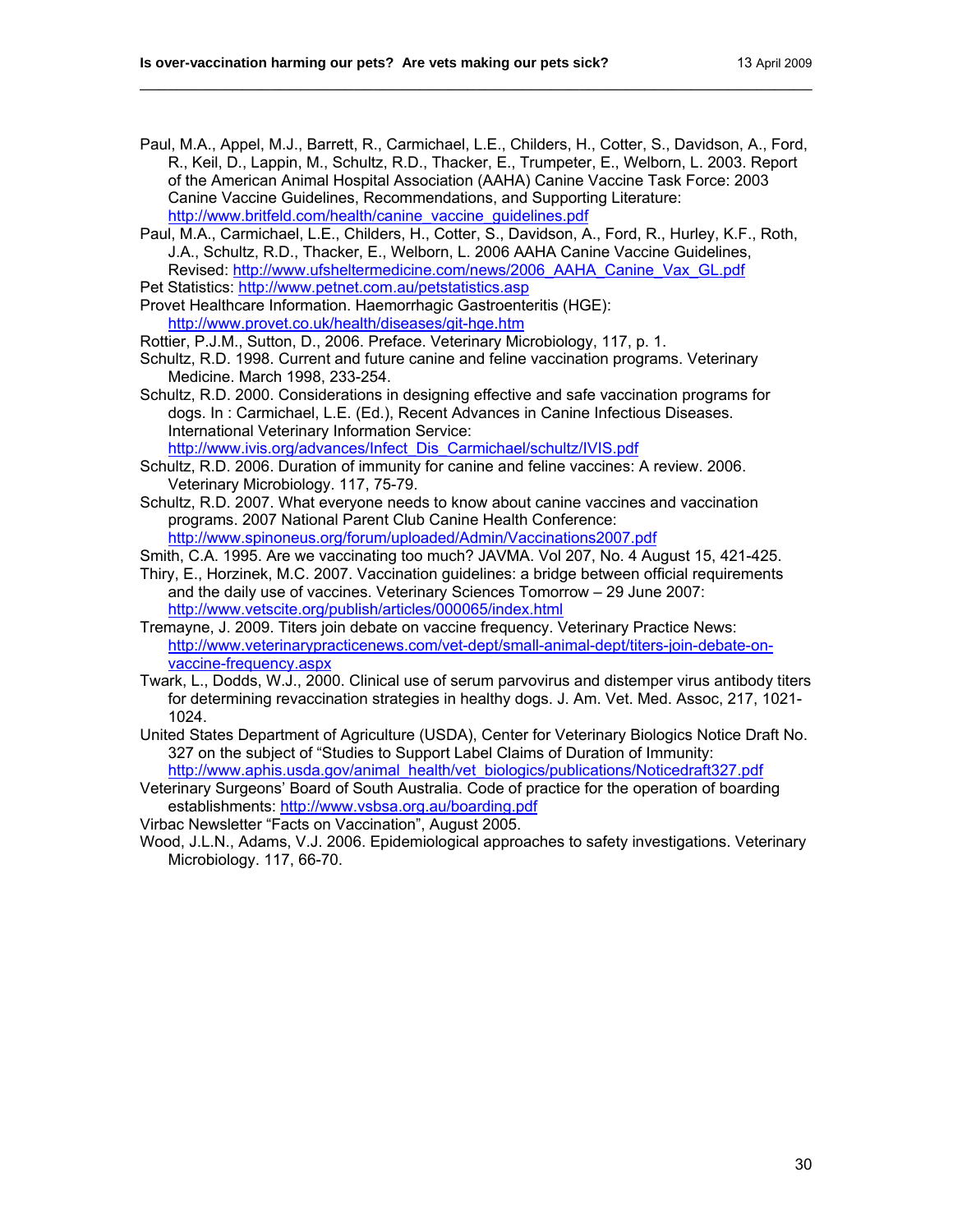Paul, M.A., Appel, M.J., Barrett, R., Carmichael, L.E., Childers, H., Cotter, S., Davidson, A., Ford, R., Keil, D., Lappin, M., Schultz, R.D., Thacker, E., Trumpeter, E., Welborn, L. 2003. Report of the American Animal Hospital Association (AAHA) Canine Vaccine Task Force: 2003 Canine Vaccine Guidelines, Recommendations, and Supporting Literature: http://www.britfeld.com/health/canine_vaccine_guidelines.pdf

Paul, M.A., Carmichael, L.E., Childers, H., Cotter, S., Davidson, A., Ford, R., Hurley, K.F., Roth, J.A., Schultz, R.D., Thacker, E., Welborn, L. 2006 AAHA Canine Vaccine Guidelines, Revised: http://www.ufsheltermedicine.com/news/2006_AAHA_Canine_Vax_GL.pdf

Pet Statistics: http://www.petnet.com.au/petstatistics.asp

Provet Healthcare Information. Haemorrhagic Gastroenteritis (HGE): http://www.provet.co.uk/health/diseases/git-hge.htm

Rottier, P.J.M., Sutton, D., 2006. Preface. Veterinary Microbiology, 117, p. 1.

Schultz, R.D. 1998. Current and future canine and feline vaccination programs. Veterinary Medicine. March 1998, 233-254.

Schultz, R.D. 2000. Considerations in designing effective and safe vaccination programs for dogs. In : Carmichael, L.E. (Ed.), Recent Advances in Canine Infectious Diseases. International Veterinary Information Service: http://www.ivis.org/advances/Infect_Dis_Carmichael/schultz/IVIS.pdf

Schultz, R.D. 2006. Duration of immunity for canine and feline vaccines: A review. 2006. Veterinary Microbiology. 117, 75-79.

Schultz, R.D. 2007. What everyone needs to know about canine vaccines and vaccination programs. 2007 National Parent Club Canine Health Conference: http://www.spinoneus.org/forum/uploaded/Admin/Vaccinations2007.pdf

Smith, C.A. 1995. Are we vaccinating too much? JAVMA. Vol 207, No. 4 August 15, 421-425.

Thiry, E., Horzinek, M.C. 2007. Vaccination guidelines: a bridge between official requirements and the daily use of vaccines. Veterinary Sciences Tomorrow – 29 June 2007: http://www.vetscite.org/publish/articles/000065/index.html

Tremayne, J. 2009. Titers join debate on vaccine frequency. Veterinary Practice News: http://www.veterinarypracticenews.com/vet-dept/small-animal-dept/titers-join-debate-on-vaccine-frequency.aspx

Twark, L., Dodds, W.J., 2000. Clinical use of serum parvovirus and distemper virus antibody titers for determining revaccination strategies in healthy dogs. J. Am. Vet. Med. Assoc, 217, 1021-1024.

United States Department of Agriculture (USDA), Center for Veterinary Biologics Notice Draft No. 327 on the subject of "Studies to Support Label Claims of Duration of Immunity: http://www.aphis.usda.gov/animal_health/vet_biologics/publications/Noticedraft327.pdf

Veterinary Surgeons' Board of South Australia. Code of practice for the operation of boarding establishments: http://www.vsbsa.org.au/boarding.pdf

Virbac Newsletter "Facts on Vaccination", August 2005.

Wood, J.L.N., Adams, V.J. 2006. Epidemiological approaches to safety investigations. Veterinary Microbiology. 117, 66-70.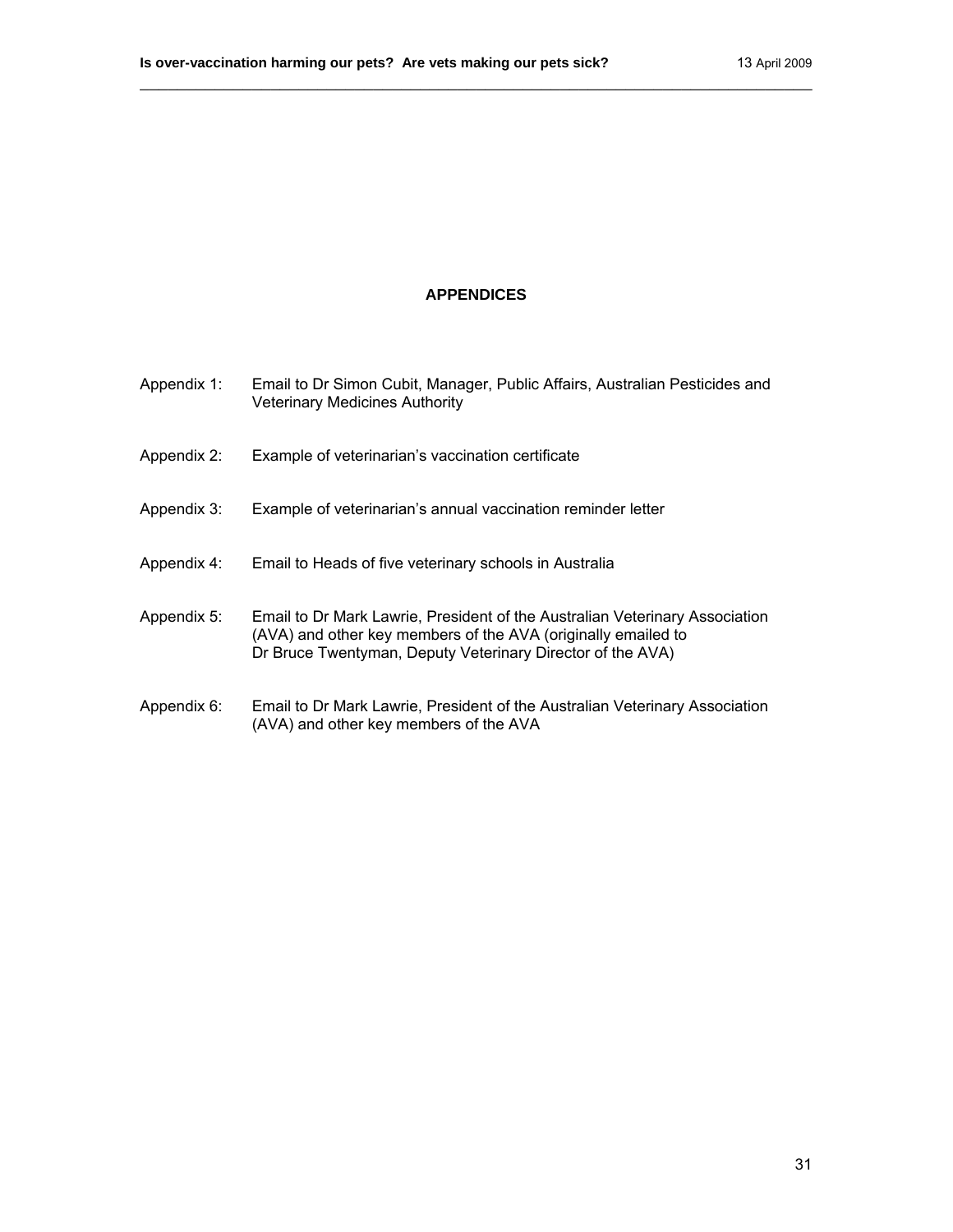## APPENDICES

| | |
|---|---|
| Appendix 1: | Email to Dr Simon Cubit, Manager, Public Affairs, Australian Pesticides and Veterinary Medicines Authority |
| Appendix 2: | Example of veterinarian's vaccination certificate |
| Appendix 3: | Example of veterinarian's annual vaccination reminder letter |
| Appendix 4: | Email to Heads of five veterinary schools in Australia |
| Appendix 5: | Email to Dr Mark Lawrie, President of the Australian Veterinary Association (AVA) and other key members of the AVA (originally emailed to Dr Bruce Twentyman, Deputy Veterinary Director of the AVA) |
| Appendix 6: | Email to Dr Mark Lawrie, President of the Australian Veterinary Association (AVA) and other key members of the AVA |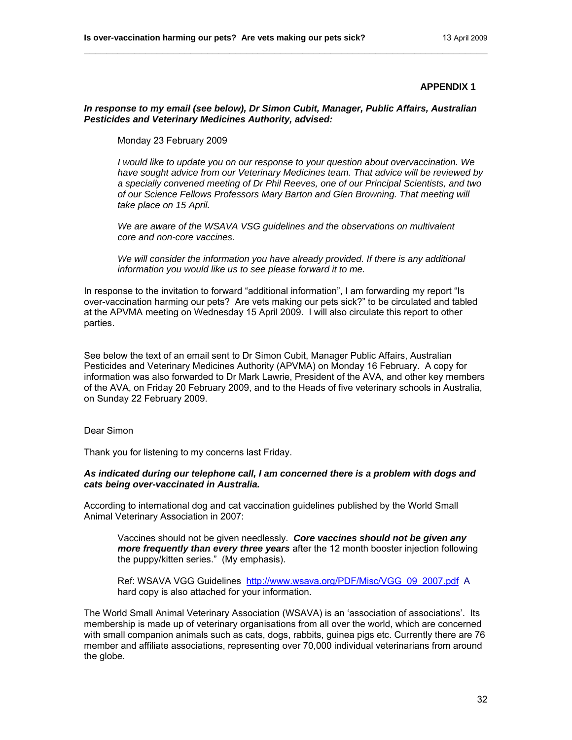**APPENDIX 1**

***In response to my email (see below), Dr Simon Cubit, Manager, Public Affairs, Australian Pesticides and Veterinary Medicines Authority, advised:***

> Monday 23 February 2009
>
> *I would like to update you on our response to your question about overvaccination. We have sought advice from our Veterinary Medicines team. That advice will be reviewed by a specially convened meeting of Dr Phil Reeves, one of our Principal Scientists, and two of our Science Fellows Professors Mary Barton and Glen Browning. That meeting will take place on 15 April.*
>
> *We are aware of the WSAVA VSG guidelines and the observations on multivalent core and non-core vaccines.*
>
> *We will consider the information you have already provided. If there is any additional information you would like us to see please forward it to me.*

In response to the invitation to forward "additional information", I am forwarding my report "Is over-vaccination harming our pets? Are vets making our pets sick?" to be circulated and tabled at the APVMA meeting on Wednesday 15 April 2009. I will also circulate this report to other parties.

See below the text of an email sent to Dr Simon Cubit, Manager Public Affairs, Australian Pesticides and Veterinary Medicines Authority (APVMA) on Monday 16 February. A copy for information was also forwarded to Dr Mark Lawrie, President of the AVA, and other key members of the AVA, on Friday 20 February 2009, and to the Heads of five veterinary schools in Australia, on Sunday 22 February 2009.

Dear Simon

Thank you for listening to my concerns last Friday.

***As indicated during our telephone call, I am concerned there is a problem with dogs and cats being over-vaccinated in Australia.***

According to international dog and cat vaccination guidelines published by the World Small Animal Veterinary Association in 2007:

> Vaccines should not be given needlessly. ***Core vaccines should not be given any more frequently than every three years*** after the 12 month booster injection following the puppy/kitten series." (My emphasis).
>
> Ref: WSAVA VGG Guidelines http://www.wsava.org/PDF/Misc/VGG_09_2007.pdf A hard copy is also attached for your information.

The World Small Animal Veterinary Association (WSAVA) is an 'association of associations'. Its membership is made up of veterinary organisations from all over the world, which are concerned with small companion animals such as cats, dogs, rabbits, guinea pigs etc. Currently there are 76 member and affiliate associations, representing over 70,000 individual veterinarians from around the globe.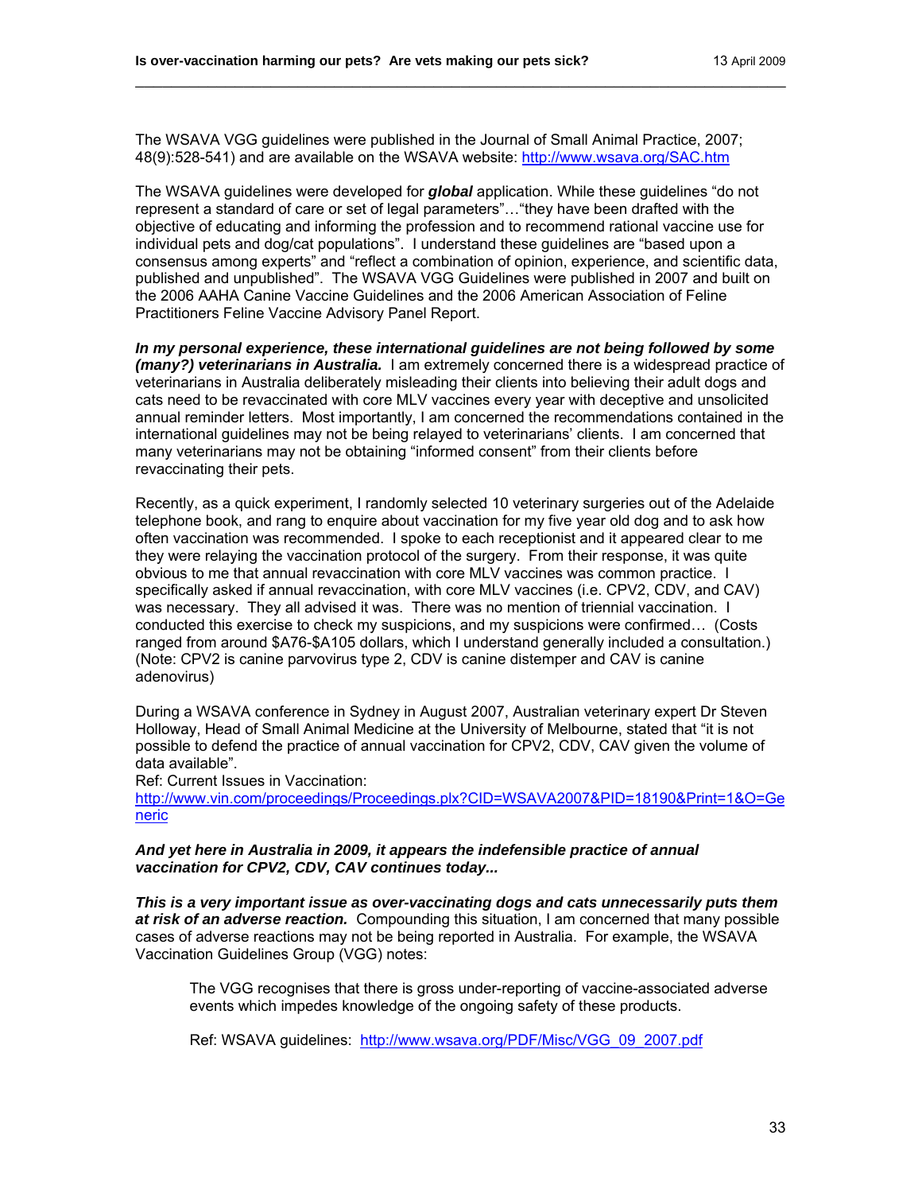The WSAVA VGG guidelines were published in the Journal of Small Animal Practice, 2007; 48(9):528-541) and are available on the WSAVA website: http://www.wsava.org/SAC.htm

The WSAVA guidelines were developed for ***global*** application. While these guidelines "do not represent a standard of care or set of legal parameters"…"they have been drafted with the objective of educating and informing the profession and to recommend rational vaccine use for individual pets and dog/cat populations". I understand these guidelines are "based upon a consensus among experts" and "reflect a combination of opinion, experience, and scientific data, published and unpublished". The WSAVA VGG Guidelines were published in 2007 and built on the 2006 AAHA Canine Vaccine Guidelines and the 2006 American Association of Feline Practitioners Feline Vaccine Advisory Panel Report.

***In my personal experience, these international guidelines are not being followed by some (many?) veterinarians in Australia.*** I am extremely concerned there is a widespread practice of veterinarians in Australia deliberately misleading their clients into believing their adult dogs and cats need to be revaccinated with core MLV vaccines every year with deceptive and unsolicited annual reminder letters. Most importantly, I am concerned the recommendations contained in the international guidelines may not be being relayed to veterinarians' clients. I am concerned that many veterinarians may not be obtaining "informed consent" from their clients before revaccinating their pets.

Recently, as a quick experiment, I randomly selected 10 veterinary surgeries out of the Adelaide telephone book, and rang to enquire about vaccination for my five year old dog and to ask how often vaccination was recommended. I spoke to each receptionist and it appeared clear to me they were relaying the vaccination protocol of the surgery. From their response, it was quite obvious to me that annual revaccination with core MLV vaccines was common practice. I specifically asked if annual revaccination, with core MLV vaccines (i.e. CPV2, CDV, and CAV) was necessary. They all advised it was. There was no mention of triennial vaccination. I conducted this exercise to check my suspicions, and my suspicions were confirmed… (Costs ranged from around $A76-$A105 dollars, which I understand generally included a consultation.) (Note: CPV2 is canine parvovirus type 2, CDV is canine distemper and CAV is canine adenovirus)

During a WSAVA conference in Sydney in August 2007, Australian veterinary expert Dr Steven Holloway, Head of Small Animal Medicine at the University of Melbourne, stated that "it is not possible to defend the practice of annual vaccination for CPV2, CDV, CAV given the volume of data available".
Ref: Current Issues in Vaccination:
http://www.vin.com/proceedings/Proceedings.plx?CID=WSAVA2007&PID=18190&Print=1&O=Generic

***And yet here in Australia in 2009, it appears the indefensible practice of annual vaccination for CPV2, CDV, CAV continues today...***

***This is a very important issue as over-vaccinating dogs and cats unnecessarily puts them at risk of an adverse reaction.*** Compounding this situation, I am concerned that many possible cases of adverse reactions may not be being reported in Australia. For example, the WSAVA Vaccination Guidelines Group (VGG) notes:

> The VGG recognises that there is gross under-reporting of vaccine-associated adverse events which impedes knowledge of the ongoing safety of these products.
>
> Ref: WSAVA guidelines: http://www.wsava.org/PDF/Misc/VGG_09_2007.pdf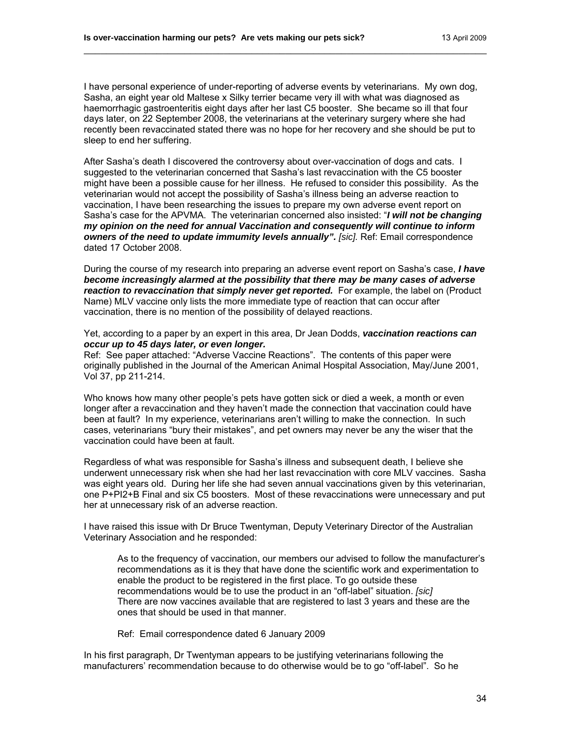I have personal experience of under-reporting of adverse events by veterinarians. My own dog, Sasha, an eight year old Maltese x Silky terrier became very ill with what was diagnosed as haemorrhagic gastroenteritis eight days after her last C5 booster. She became so ill that four days later, on 22 September 2008, the veterinarians at the veterinary surgery where she had recently been revaccinated stated there was no hope for her recovery and she should be put to sleep to end her suffering.

After Sasha's death I discovered the controversy about over-vaccination of dogs and cats. I suggested to the veterinarian concerned that Sasha's last revaccination with the C5 booster might have been a possible cause for her illness. He refused to consider this possibility. As the veterinarian would not accept the possibility of Sasha's illness being an adverse reaction to vaccination, I have been researching the issues to prepare my own adverse event report on Sasha's case for the APVMA. The veterinarian concerned also insisted: "***I will not be changing my opinion on the need for annual Vaccination and consequently will continue to inform owners of the need to update immumity levels annually".*** *[sic].* Ref: Email correspondence dated 17 October 2008.

During the course of my research into preparing an adverse event report on Sasha's case, ***I have become increasingly alarmed at the possibility that there may be many cases of adverse reaction to revaccination that simply never get reported.*** For example, the label on (Product Name) MLV vaccine only lists the more immediate type of reaction that can occur after vaccination, there is no mention of the possibility of delayed reactions.

Yet, according to a paper by an expert in this area, Dr Jean Dodds, ***vaccination reactions can occur up to 45 days later, or even longer.***
Ref: See paper attached: "Adverse Vaccine Reactions". The contents of this paper were originally published in the Journal of the American Animal Hospital Association, May/June 2001, Vol 37, pp 211-214.

Who knows how many other people's pets have gotten sick or died a week, a month or even longer after a revaccination and they haven't made the connection that vaccination could have been at fault? In my experience, veterinarians aren't willing to make the connection. In such cases, veterinarians "bury their mistakes", and pet owners may never be any the wiser that the vaccination could have been at fault.

Regardless of what was responsible for Sasha's illness and subsequent death, I believe she underwent unnecessary risk when she had her last revaccination with core MLV vaccines. Sasha was eight years old. During her life she had seven annual vaccinations given by this veterinarian, one P+PI2+B Final and six C5 boosters. Most of these revaccinations were unnecessary and put her at unnecessary risk of an adverse reaction.

I have raised this issue with Dr Bruce Twentyman, Deputy Veterinary Director of the Australian Veterinary Association and he responded:

> As to the frequency of vaccination, our members our advised to follow the manufacturer's recommendations as it is they that have done the scientific work and experimentation to enable the product to be registered in the first place. To go outside these recommendations would be to use the product in an "off-label" situation. *[sic]*
> There are now vaccines available that are registered to last 3 years and these are the ones that should be used in that manner.
>
> Ref: Email correspondence dated 6 January 2009

In his first paragraph, Dr Twentyman appears to be justifying veterinarians following the manufacturers' recommendation because to do otherwise would be to go "off-label". So he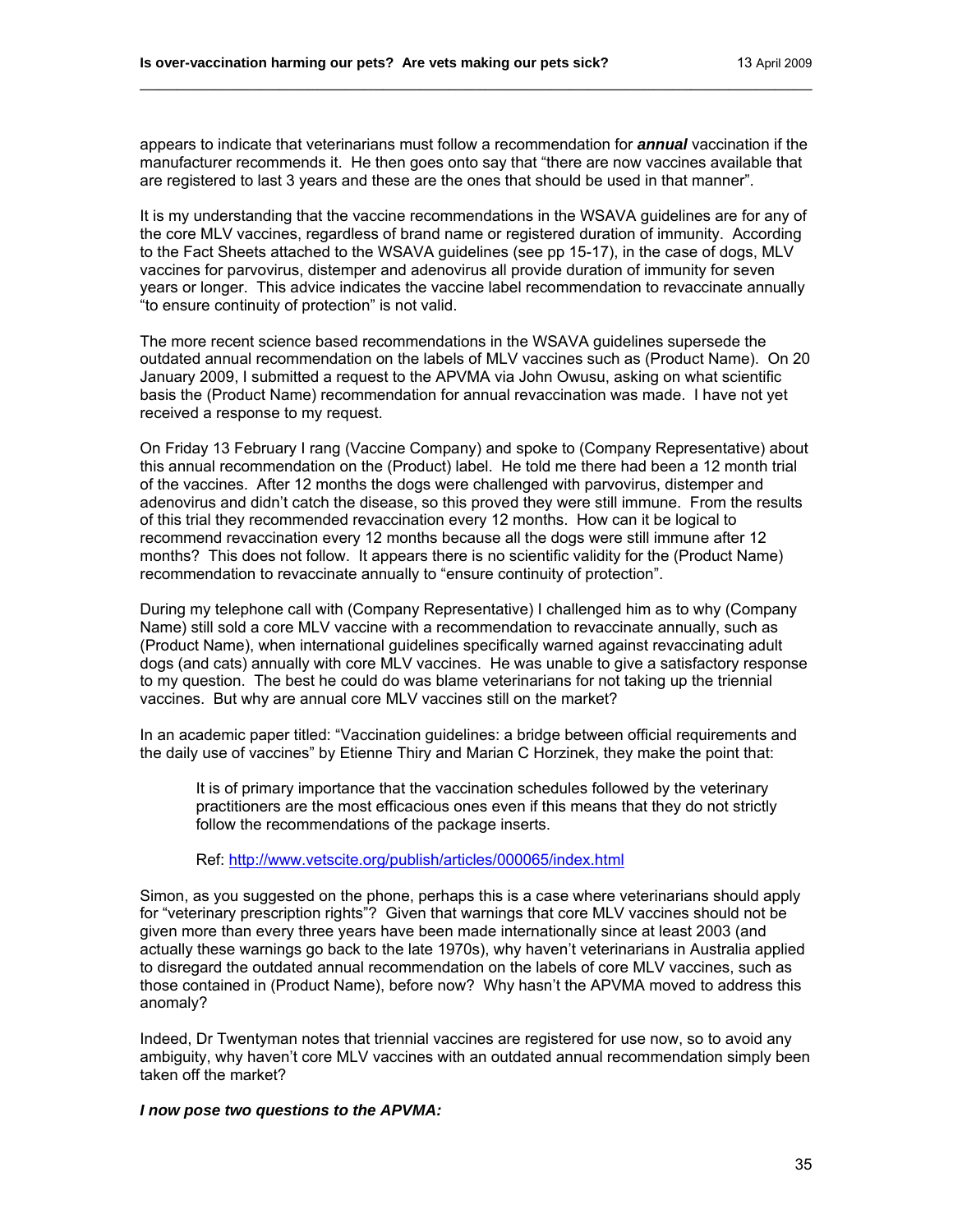appears to indicate that veterinarians must follow a recommendation for ***annual*** vaccination if the manufacturer recommends it. He then goes onto say that "there are now vaccines available that are registered to last 3 years and these are the ones that should be used in that manner".

It is my understanding that the vaccine recommendations in the WSAVA guidelines are for any of the core MLV vaccines, regardless of brand name or registered duration of immunity. According to the Fact Sheets attached to the WSAVA guidelines (see pp 15-17), in the case of dogs, MLV vaccines for parvovirus, distemper and adenovirus all provide duration of immunity for seven years or longer. This advice indicates the vaccine label recommendation to revaccinate annually "to ensure continuity of protection" is not valid.

The more recent science based recommendations in the WSAVA guidelines supersede the outdated annual recommendation on the labels of MLV vaccines such as (Product Name). On 20 January 2009, I submitted a request to the APVMA via John Owusu, asking on what scientific basis the (Product Name) recommendation for annual revaccination was made. I have not yet received a response to my request.

On Friday 13 February I rang (Vaccine Company) and spoke to (Company Representative) about this annual recommendation on the (Product) label. He told me there had been a 12 month trial of the vaccines. After 12 months the dogs were challenged with parvovirus, distemper and adenovirus and didn't catch the disease, so this proved they were still immune. From the results of this trial they recommended revaccination every 12 months. How can it be logical to recommend revaccination every 12 months because all the dogs were still immune after 12 months? This does not follow. It appears there is no scientific validity for the (Product Name) recommendation to revaccinate annually to "ensure continuity of protection".

During my telephone call with (Company Representative) I challenged him as to why (Company Name) still sold a core MLV vaccine with a recommendation to revaccinate annually, such as (Product Name), when international guidelines specifically warned against revaccinating adult dogs (and cats) annually with core MLV vaccines. He was unable to give a satisfactory response to my question. The best he could do was blame veterinarians for not taking up the triennial vaccines. But why are annual core MLV vaccines still on the market?

In an academic paper titled: "Vaccination guidelines: a bridge between official requirements and the daily use of vaccines" by Etienne Thiry and Marian C Horzinek, they make the point that:

> It is of primary importance that the vaccination schedules followed by the veterinary practitioners are the most efficacious ones even if this means that they do not strictly follow the recommendations of the package inserts.
>
> Ref: http://www.vetscite.org/publish/articles/000065/index.html

Simon, as you suggested on the phone, perhaps this is a case where veterinarians should apply for "veterinary prescription rights"? Given that warnings that core MLV vaccines should not be given more than every three years have been made internationally since at least 2003 (and actually these warnings go back to the late 1970s), why haven't veterinarians in Australia applied to disregard the outdated annual recommendation on the labels of core MLV vaccines, such as those contained in (Product Name), before now? Why hasn't the APVMA moved to address this anomaly?

Indeed, Dr Twentyman notes that triennial vaccines are registered for use now, so to avoid any ambiguity, why haven't core MLV vaccines with an outdated annual recommendation simply been taken off the market?

***I now pose two questions to the APVMA:***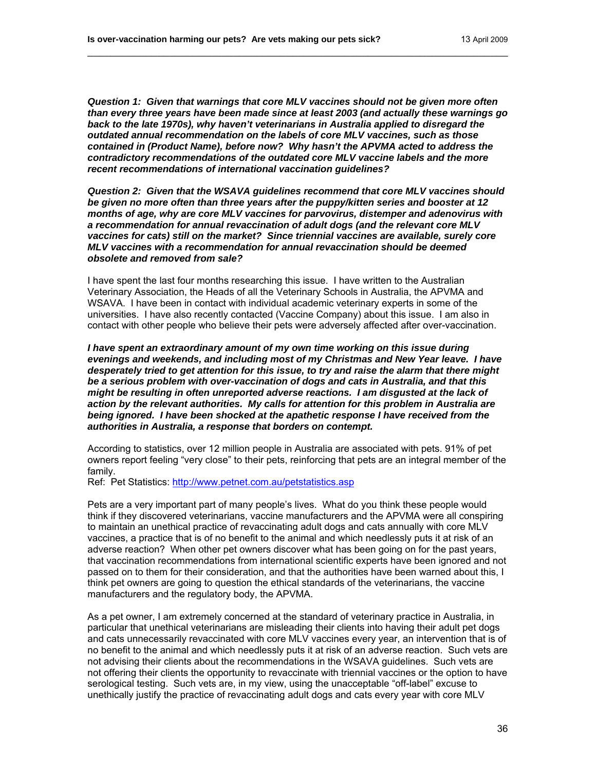***Question 1: Given that warnings that core MLV vaccines should not be given more often than every three years have been made since at least 2003 (and actually these warnings go back to the late 1970s), why haven't veterinarians in Australia applied to disregard the outdated annual recommendation on the labels of core MLV vaccines, such as those contained in (Product Name), before now? Why hasn't the APVMA acted to address the contradictory recommendations of the outdated core MLV vaccine labels and the more recent recommendations of international vaccination guidelines?***

***Question 2: Given that the WSAVA guidelines recommend that core MLV vaccines should be given no more often than three years after the puppy/kitten series and booster at 12 months of age, why are core MLV vaccines for parvovirus, distemper and adenovirus with a recommendation for annual revaccination of adult dogs (and the relevant core MLV vaccines for cats) still on the market? Since triennial vaccines are available, surely core MLV vaccines with a recommendation for annual revaccination should be deemed obsolete and removed from sale?***

I have spent the last four months researching this issue. I have written to the Australian Veterinary Association, the Heads of all the Veterinary Schools in Australia, the APVMA and WSAVA. I have been in contact with individual academic veterinary experts in some of the universities. I have also recently contacted (Vaccine Company) about this issue. I am also in contact with other people who believe their pets were adversely affected after over-vaccination.

***I have spent an extraordinary amount of my own time working on this issue during evenings and weekends, and including most of my Christmas and New Year leave. I have desperately tried to get attention for this issue, to try and raise the alarm that there might be a serious problem with over-vaccination of dogs and cats in Australia, and that this might be resulting in often unreported adverse reactions. I am disgusted at the lack of action by the relevant authorities. My calls for attention for this problem in Australia are being ignored. I have been shocked at the apathetic response I have received from the authorities in Australia, a response that borders on contempt.***

According to statistics, over 12 million people in Australia are associated with pets. 91% of pet owners report feeling "very close" to their pets, reinforcing that pets are an integral member of the family.
Ref: Pet Statistics: http://www.petnet.com.au/petstatistics.asp

Pets are a very important part of many people's lives. What do you think these people would think if they discovered veterinarians, vaccine manufacturers and the APVMA were all conspiring to maintain an unethical practice of revaccinating adult dogs and cats annually with core MLV vaccines, a practice that is of no benefit to the animal and which needlessly puts it at risk of an adverse reaction? When other pet owners discover what has been going on for the past years, that vaccination recommendations from international scientific experts have been ignored and not passed on to them for their consideration, and that the authorities have been warned about this, I think pet owners are going to question the ethical standards of the veterinarians, the vaccine manufacturers and the regulatory body, the APVMA.

As a pet owner, I am extremely concerned at the standard of veterinary practice in Australia, in particular that unethical veterinarians are misleading their clients into having their adult pet dogs and cats unnecessarily revaccinated with core MLV vaccines every year, an intervention that is of no benefit to the animal and which needlessly puts it at risk of an adverse reaction. Such vets are not advising their clients about the recommendations in the WSAVA guidelines. Such vets are not offering their clients the opportunity to revaccinate with triennial vaccines or the option to have serological testing. Such vets are, in my view, using the unacceptable "off-label" excuse to unethically justify the practice of revaccinating adult dogs and cats every year with core MLV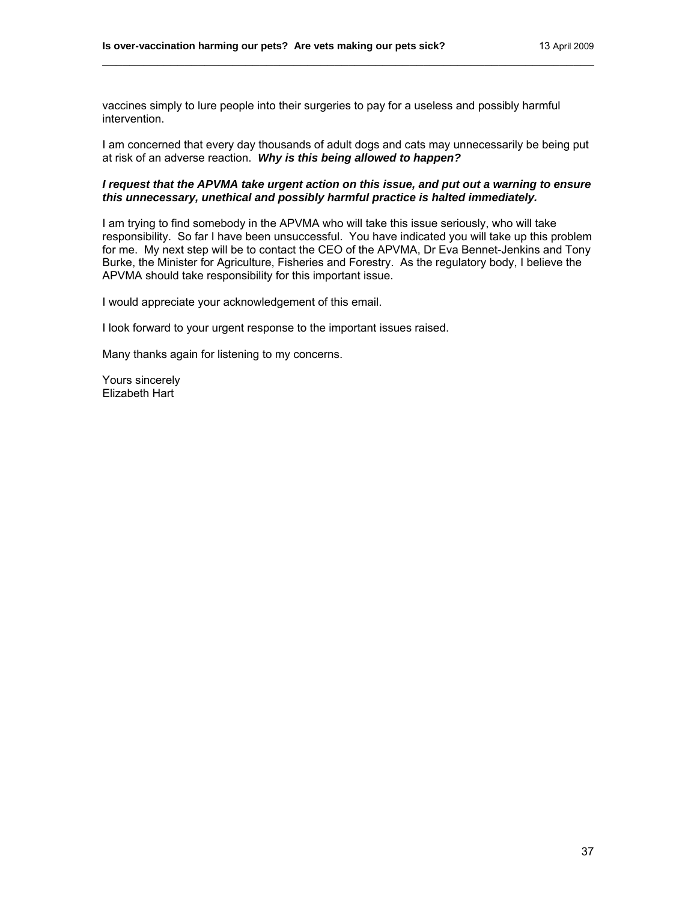vaccines simply to lure people into their surgeries to pay for a useless and possibly harmful intervention.

I am concerned that every day thousands of adult dogs and cats may unnecessarily be being put at risk of an adverse reaction. ***Why is this being allowed to happen?***

***I request that the APVMA take urgent action on this issue, and put out a warning to ensure this unnecessary, unethical and possibly harmful practice is halted immediately.***

I am trying to find somebody in the APVMA who will take this issue seriously, who will take responsibility. So far I have been unsuccessful. You have indicated you will take up this problem for me. My next step will be to contact the CEO of the APVMA, Dr Eva Bennet-Jenkins and Tony Burke, the Minister for Agriculture, Fisheries and Forestry. As the regulatory body, I believe the APVMA should take responsibility for this important issue.

I would appreciate your acknowledgement of this email.

I look forward to your urgent response to the important issues raised.

Many thanks again for listening to my concerns.

Yours sincerely
Elizabeth Hart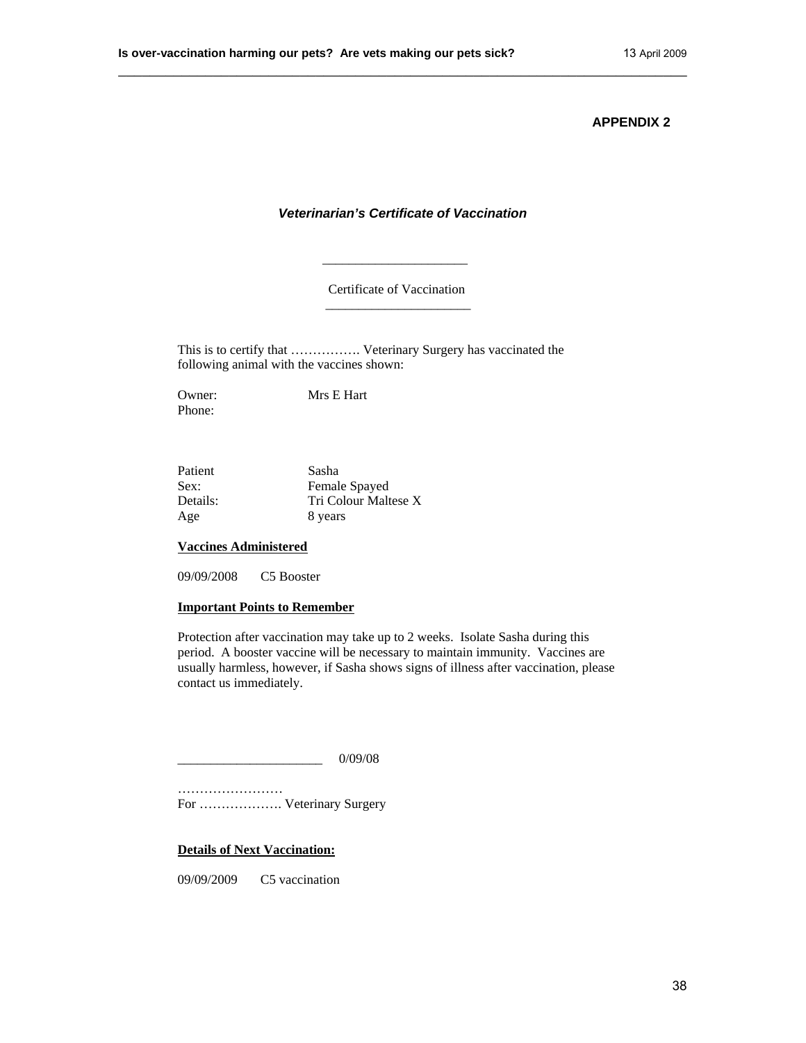**APPENDIX 2**

***Veterinarian's Certificate of Vaccination***

______________________

Certificate of Vaccination

______________________

This is to certify that ……………. Veterinary Surgery has vaccinated the following animal with the vaccines shown:

Owner: Mrs E Hart
Phone:

Patient Sasha
Sex: Female Spayed
Details: Tri Colour Maltese X
Age 8 years

**Vaccines Administered**

09/09/2008 C5 Booster

**Important Points to Remember**

Protection after vaccination may take up to 2 weeks. Isolate Sasha during this period. A booster vaccine will be necessary to maintain immunity. Vaccines are usually harmless, however, if Sasha shows signs of illness after vaccination, please contact us immediately.

______________________ 0/09/08

……………………
For ………………. Veterinary Surgery

**Details of Next Vaccination:**

09/09/2009 C5 vaccination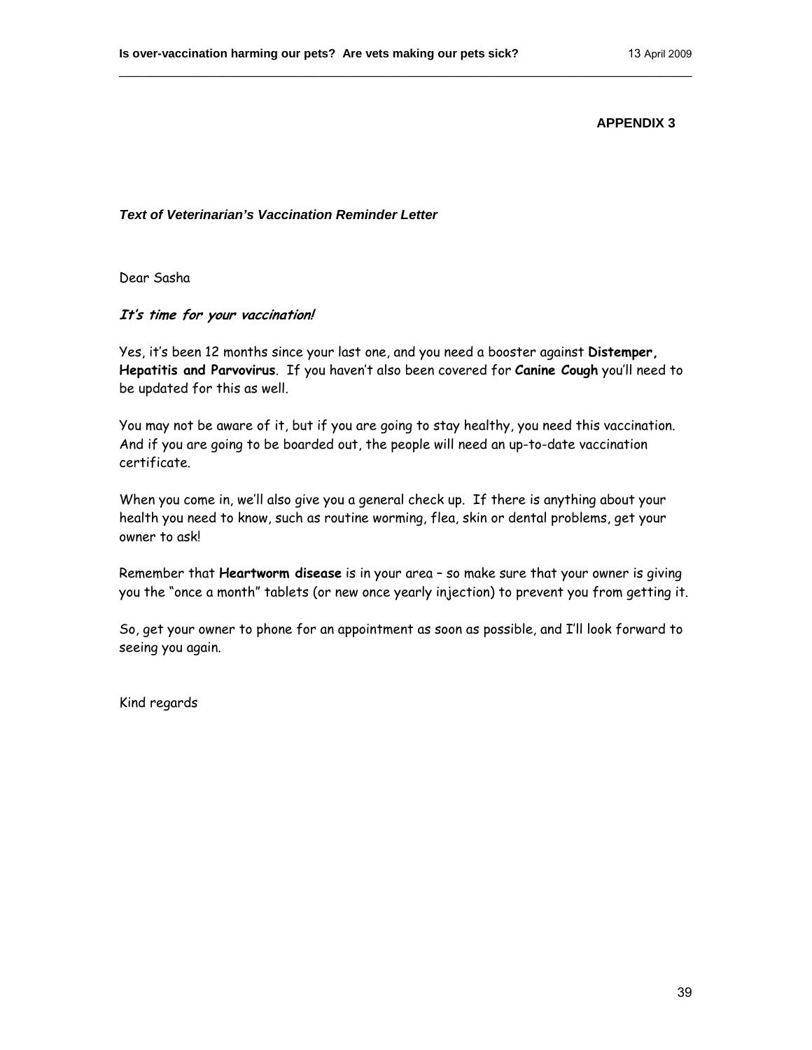**APPENDIX 3**

***Text of Veterinarian's Vaccination Reminder Letter***

Dear Sasha

***It's time for your vaccination!***

Yes, it's been 12 months since your last one, and you need a booster against **Distemper, Hepatitis and Parvovirus**. If you haven't also been covered for **Canine Cough** you'll need to be updated for this as well.

You may not be aware of it, but if you are going to stay healthy, you need this vaccination. And if you are going to be boarded out, the people will need an up-to-date vaccination certificate.

When you come in, we'll also give you a general check up. If there is anything about your health you need to know, such as routine worming, flea, skin or dental problems, get your owner to ask!

Remember that **Heartworm disease** is in your area – so make sure that your owner is giving you the "once a month" tablets (or new once yearly injection) to prevent you from getting it.

So, get your owner to phone for an appointment as soon as possible, and I'll look forward to seeing you again.

Kind regards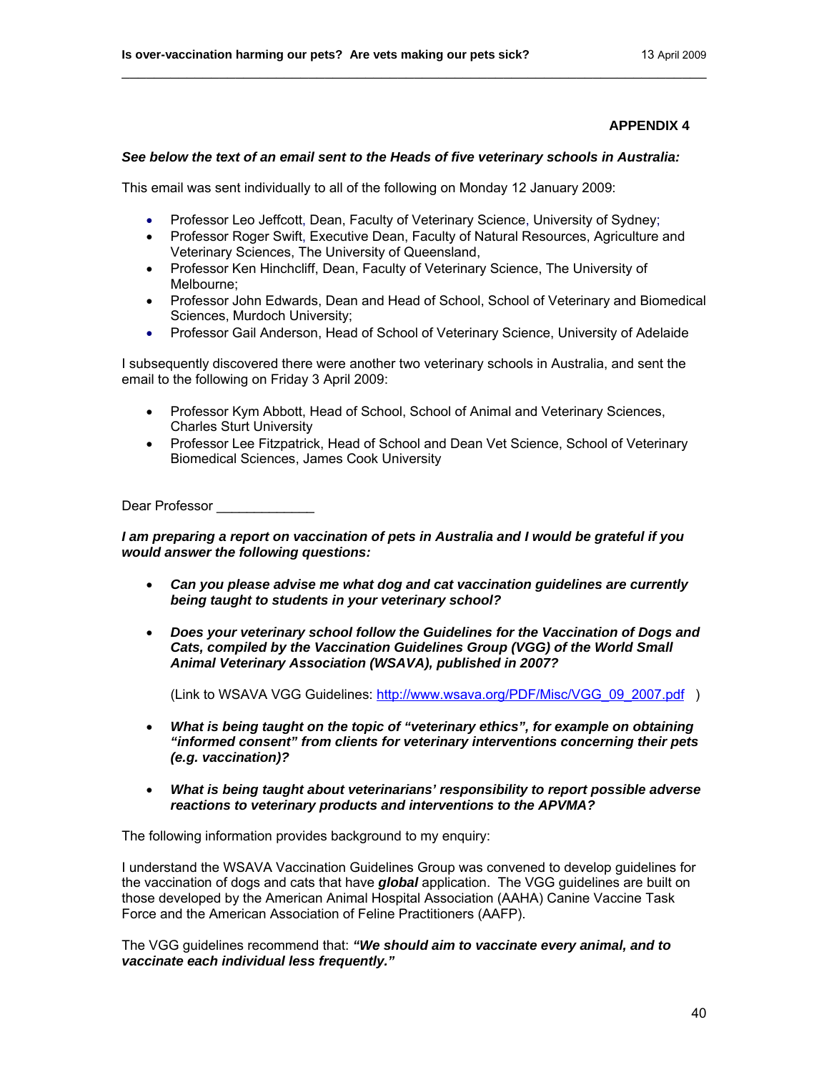**APPENDIX 4**

***See below the text of an email sent to the Heads of five veterinary schools in Australia:***

This email was sent individually to all of the following on Monday 12 January 2009:

- Professor Leo Jeffcott, Dean, Faculty of Veterinary Science, University of Sydney;
- Professor Roger Swift, Executive Dean, Faculty of Natural Resources, Agriculture and Veterinary Sciences, The University of Queensland,
- Professor Ken Hinchcliff, Dean, Faculty of Veterinary Science, The University of Melbourne;
- Professor John Edwards, Dean and Head of School, School of Veterinary and Biomedical Sciences, Murdoch University;
- Professor Gail Anderson, Head of School of Veterinary Science, University of Adelaide

I subsequently discovered there were another two veterinary schools in Australia, and sent the email to the following on Friday 3 April 2009:

- Professor Kym Abbott, Head of School, School of Animal and Veterinary Sciences, Charles Sturt University
- Professor Lee Fitzpatrick, Head of School and Dean Vet Science, School of Veterinary Biomedical Sciences, James Cook University

Dear Professor _____________

***I am preparing a report on vaccination of pets in Australia and I would be grateful if you would answer the following questions:***

- ***Can you please advise me what dog and cat vaccination guidelines are currently being taught to students in your veterinary school?***

- ***Does your veterinary school follow the Guidelines for the Vaccination of Dogs and Cats, compiled by the Vaccination Guidelines Group (VGG) of the World Small Animal Veterinary Association (WSAVA), published in 2007?***

  (Link to WSAVA VGG Guidelines: http://www.wsava.org/PDF/Misc/VGG_09_2007.pdf )

- ***What is being taught on the topic of "veterinary ethics", for example on obtaining "informed consent" from clients for veterinary interventions concerning their pets (e.g. vaccination)?***

- ***What is being taught about veterinarians' responsibility to report possible adverse reactions to veterinary products and interventions to the APVMA?***

The following information provides background to my enquiry:

I understand the WSAVA Vaccination Guidelines Group was convened to develop guidelines for the vaccination of dogs and cats that have ***global*** application. The VGG guidelines are built on those developed by the American Animal Hospital Association (AAHA) Canine Vaccine Task Force and the American Association of Feline Practitioners (AAFP).

The VGG guidelines recommend that: ***"We should aim to vaccinate every animal, and to vaccinate each individual less frequently."***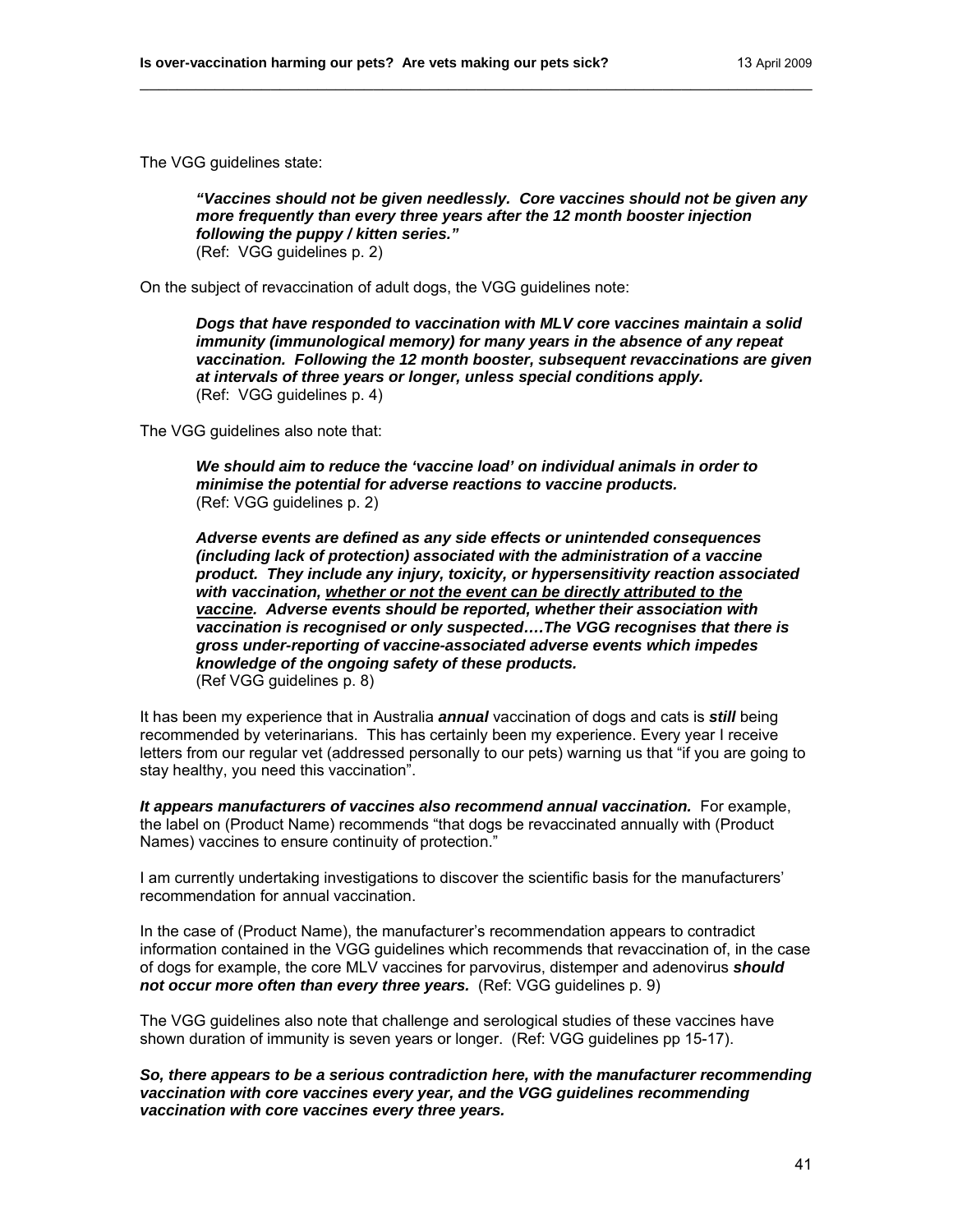The VGG guidelines state:

> ***"Vaccines should not be given needlessly. Core vaccines should not be given any more frequently than every three years after the 12 month booster injection following the puppy / kitten series."***
> (Ref: VGG guidelines p. 2)

On the subject of revaccination of adult dogs, the VGG guidelines note:

> ***Dogs that have responded to vaccination with MLV core vaccines maintain a solid immunity (immunological memory) for many years in the absence of any repeat vaccination. Following the 12 month booster, subsequent revaccinations are given at intervals of three years or longer, unless special conditions apply.***
> (Ref: VGG guidelines p. 4)

The VGG guidelines also note that:

> ***We should aim to reduce the 'vaccine load' on individual animals in order to minimise the potential for adverse reactions to vaccine products.***
> (Ref: VGG guidelines p. 2)
>
> ***Adverse events are defined as any side effects or unintended consequences (including lack of protection) associated with the administration of a vaccine product. They include any injury, toxicity, or hypersensitivity reaction associated with vaccination, <u>whether or not the event can be directly attributed to the vaccine</u>. Adverse events should be reported, whether their association with vaccination is recognised or only suspected….The VGG recognises that there is gross under-reporting of vaccine-associated adverse events which impedes knowledge of the ongoing safety of these products.***
> (Ref VGG guidelines p. 8)

It has been my experience that in Australia ***annual*** vaccination of dogs and cats is ***still*** being recommended by veterinarians. This has certainly been my experience. Every year I receive letters from our regular vet (addressed personally to our pets) warning us that "if you are going to stay healthy, you need this vaccination".

***It appears manufacturers of vaccines also recommend annual vaccination.*** For example, the label on (Product Name) recommends "that dogs be revaccinated annually with (Product Names) vaccines to ensure continuity of protection."

I am currently undertaking investigations to discover the scientific basis for the manufacturers' recommendation for annual vaccination.

In the case of (Product Name), the manufacturer's recommendation appears to contradict information contained in the VGG guidelines which recommends that revaccination of, in the case of dogs for example, the core MLV vaccines for parvovirus, distemper and adenovirus ***should not occur more often than every three years.*** (Ref: VGG guidelines p. 9)

The VGG guidelines also note that challenge and serological studies of these vaccines have shown duration of immunity is seven years or longer. (Ref: VGG guidelines pp 15-17).

***So, there appears to be a serious contradiction here, with the manufacturer recommending vaccination with core vaccines every year, and the VGG guidelines recommending vaccination with core vaccines every three years.***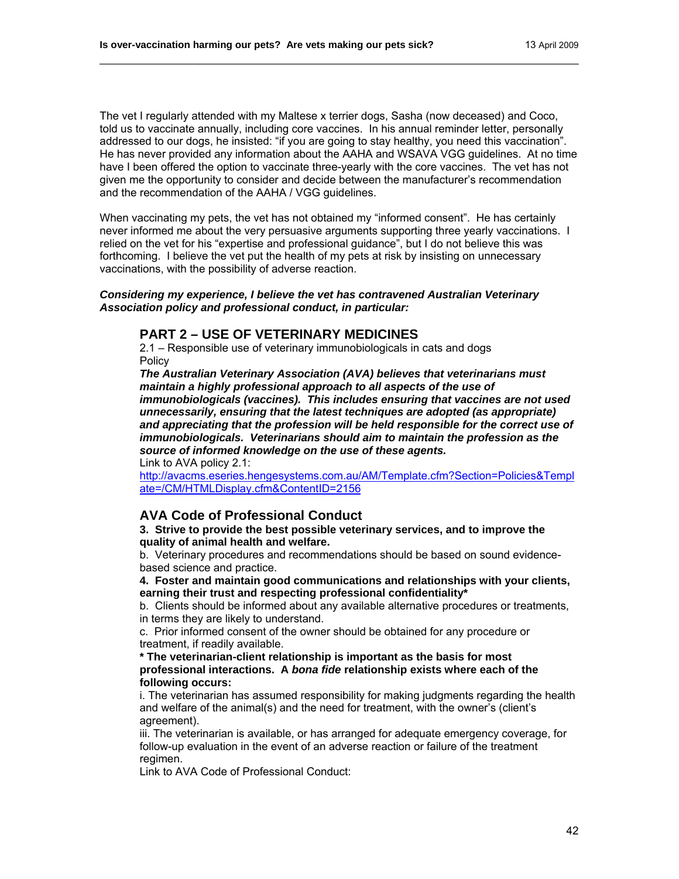The vet I regularly attended with my Maltese x terrier dogs, Sasha (now deceased) and Coco, told us to vaccinate annually, including core vaccines. In his annual reminder letter, personally addressed to our dogs, he insisted: "if you are going to stay healthy, you need this vaccination". He has never provided any information about the AAHA and WSAVA VGG guidelines. At no time have I been offered the option to vaccinate three-yearly with the core vaccines. The vet has not given me the opportunity to consider and decide between the manufacturer's recommendation and the recommendation of the AAHA / VGG guidelines.

When vaccinating my pets, the vet has not obtained my "informed consent". He has certainly never informed me about the very persuasive arguments supporting three yearly vaccinations. I relied on the vet for his "expertise and professional guidance", but I do not believe this was forthcoming. I believe the vet put the health of my pets at risk by insisting on unnecessary vaccinations, with the possibility of adverse reaction.

***Considering my experience, I believe the vet has contravened Australian Veterinary Association policy and professional conduct, in particular:***

## PART 2 – USE OF VETERINARY MEDICINES

2.1 – Responsible use of veterinary immunobiologicals in cats and dogs
Policy

***The Australian Veterinary Association (AVA) believes that veterinarians must maintain a highly professional approach to all aspects of the use of immunobiologicals (vaccines). This includes ensuring that vaccines are not used unnecessarily, ensuring that the latest techniques are adopted (as appropriate) and appreciating that the profession will be held responsible for the correct use of immunobiologicals. Veterinarians should aim to maintain the profession as the source of informed knowledge on the use of these agents.***

Link to AVA policy 2.1:
http://avacms.eseries.hengesystems.com.au/AM/Template.cfm?Section=Policies&Template=/CM/HTMLDisplay.cfm&ContentID=2156

## AVA Code of Professional Conduct

**3. Strive to provide the best possible veterinary services, and to improve the quality of animal health and welfare.**

b. Veterinary procedures and recommendations should be based on sound evidence-based science and practice.

**4. Foster and maintain good communications and relationships with your clients, earning their trust and respecting professional confidentiality***

b. Clients should be informed about any available alternative procedures or treatments, in terms they are likely to understand.

c. Prior informed consent of the owner should be obtained for any procedure or treatment, if readily available.

**\* The veterinarian-client relationship is important as the basis for most professional interactions. A *bona fide* relationship exists where each of the following occurs:**

i. The veterinarian has assumed responsibility for making judgments regarding the health and welfare of the animal(s) and the need for treatment, with the owner's (client's agreement).

iii. The veterinarian is available, or has arranged for adequate emergency coverage, for follow-up evaluation in the event of an adverse reaction or failure of the treatment regimen.

Link to AVA Code of Professional Conduct: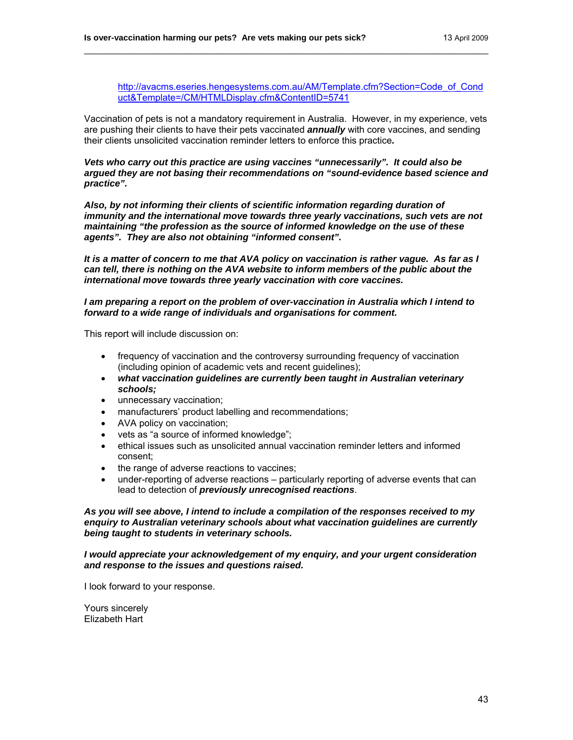http://avacms.eseries.hengesystems.com.au/AM/Template.cfm?Section=Code_of_Conduct&Template=/CM/HTMLDisplay.cfm&ContentID=5741

Vaccination of pets is not a mandatory requirement in Australia. However, in my experience, vets are pushing their clients to have their pets vaccinated ***annually*** with core vaccines, and sending their clients unsolicited vaccination reminder letters to enforce this practice***.***

***Vets who carry out this practice are using vaccines "unnecessarily". It could also be argued they are not basing their recommendations on "sound-evidence based science and practice".***

***Also, by not informing their clients of scientific information regarding duration of immunity and the international move towards three yearly vaccinations, such vets are not maintaining "the profession as the source of informed knowledge on the use of these agents". They are also not obtaining "informed consent".***

***It is a matter of concern to me that AVA policy on vaccination is rather vague. As far as I can tell, there is nothing on the AVA website to inform members of the public about the international move towards three yearly vaccination with core vaccines.***

***I am preparing a report on the problem of over-vaccination in Australia which I intend to forward to a wide range of individuals and organisations for comment.***

This report will include discussion on:

- frequency of vaccination and the controversy surrounding frequency of vaccination (including opinion of academic vets and recent guidelines);
- ***what vaccination guidelines are currently been taught in Australian veterinary schools;***
- unnecessary vaccination;
- manufacturers' product labelling and recommendations;
- AVA policy on vaccination;
- vets as "a source of informed knowledge";
- ethical issues such as unsolicited annual vaccination reminder letters and informed consent;
- the range of adverse reactions to vaccines;
- under-reporting of adverse reactions – particularly reporting of adverse events that can lead to detection of ***previously unrecognised reactions***.

***As you will see above, I intend to include a compilation of the responses received to my enquiry to Australian veterinary schools about what vaccination guidelines are currently being taught to students in veterinary schools.***

***I would appreciate your acknowledgement of my enquiry, and your urgent consideration and response to the issues and questions raised.***

I look forward to your response.

Yours sincerely
Elizabeth Hart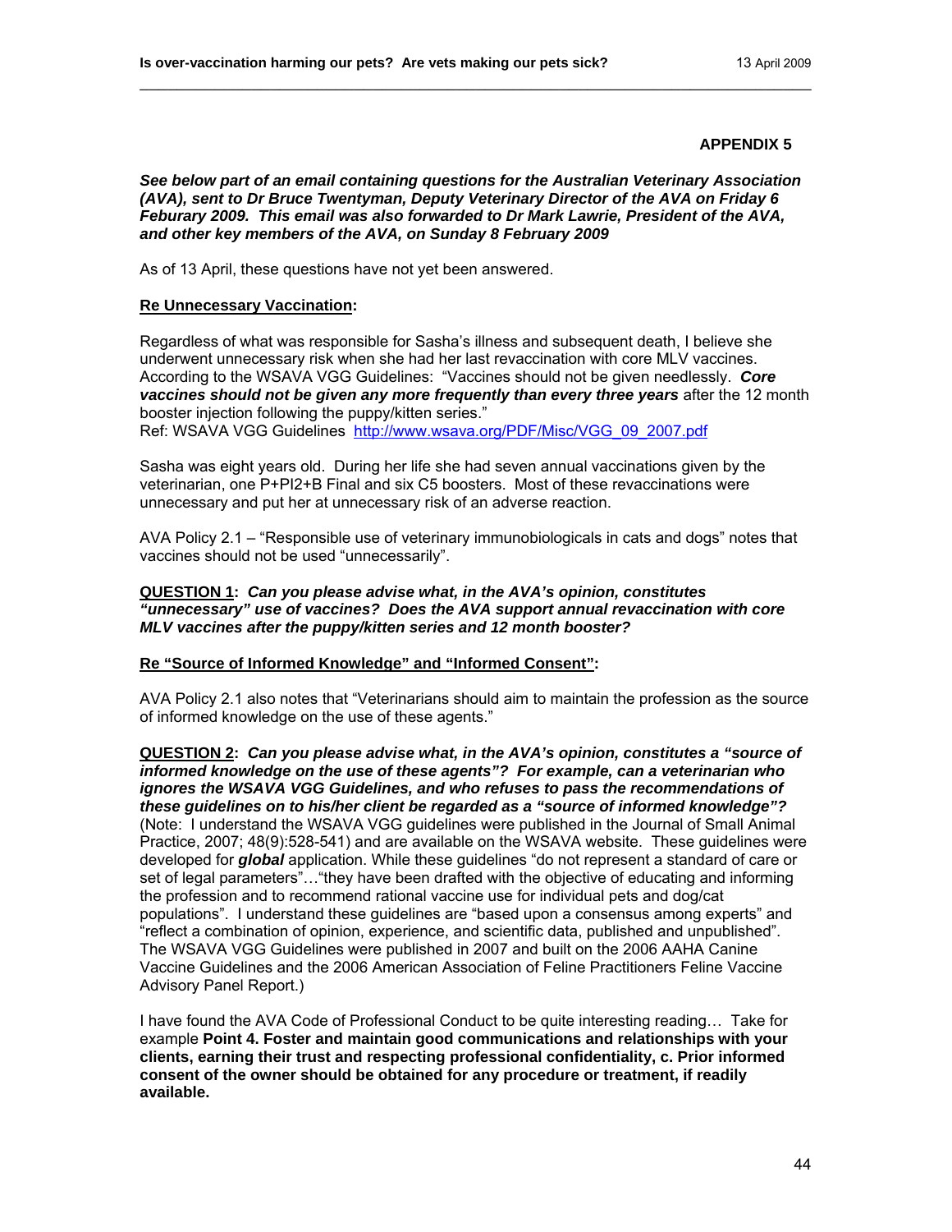**APPENDIX 5**

***See below part of an email containing questions for the Australian Veterinary Association (AVA), sent to Dr Bruce Twentyman, Deputy Veterinary Director of the AVA on Friday 6 Feburary 2009. This email was also forwarded to Dr Mark Lawrie, President of the AVA, and other key members of the AVA, on Sunday 8 February 2009***

As of 13 April, these questions have not yet been answered.

**Re Unnecessary Vaccination:**

Regardless of what was responsible for Sasha's illness and subsequent death, I believe she underwent unnecessary risk when she had her last revaccination with core MLV vaccines. According to the WSAVA VGG Guidelines: "Vaccines should not be given needlessly. ***Core vaccines should not be given any more frequently than every three years*** after the 12 month booster injection following the puppy/kitten series."
Ref: WSAVA VGG Guidelines http://www.wsava.org/PDF/Misc/VGG_09_2007.pdf

Sasha was eight years old. During her life she had seven annual vaccinations given by the veterinarian, one P+PI2+B Final and six C5 boosters. Most of these revaccinations were unnecessary and put her at unnecessary risk of an adverse reaction.

AVA Policy 2.1 – "Responsible use of veterinary immunobiologicals in cats and dogs" notes that vaccines should not be used "unnecessarily".

**QUESTION 1:** ***Can you please advise what, in the AVA's opinion, constitutes "unnecessary" use of vaccines? Does the AVA support annual revaccination with core MLV vaccines after the puppy/kitten series and 12 month booster?***

**Re "Source of Informed Knowledge" and "Informed Consent":**

AVA Policy 2.1 also notes that "Veterinarians should aim to maintain the profession as the source of informed knowledge on the use of these agents."

**QUESTION 2:** ***Can you please advise what, in the AVA's opinion, constitutes a "source of informed knowledge on the use of these agents"? For example, can a veterinarian who ignores the WSAVA VGG Guidelines, and who refuses to pass the recommendations of these guidelines on to his/her client be regarded as a "source of informed knowledge"?*** (Note: I understand the WSAVA VGG guidelines were published in the Journal of Small Animal Practice, 2007; 48(9):528-541) and are available on the WSAVA website. These guidelines were developed for ***global*** application. While these guidelines "do not represent a standard of care or set of legal parameters"…"they have been drafted with the objective of educating and informing the profession and to recommend rational vaccine use for individual pets and dog/cat populations". I understand these guidelines are "based upon a consensus among experts" and "reflect a combination of opinion, experience, and scientific data, published and unpublished". The WSAVA VGG Guidelines were published in 2007 and built on the 2006 AAHA Canine Vaccine Guidelines and the 2006 American Association of Feline Practitioners Feline Vaccine Advisory Panel Report.)

I have found the AVA Code of Professional Conduct to be quite interesting reading… Take for example **Point 4. Foster and maintain good communications and relationships with your clients, earning their trust and respecting professional confidentiality, c. Prior informed consent of the owner should be obtained for any procedure or treatment, if readily available.**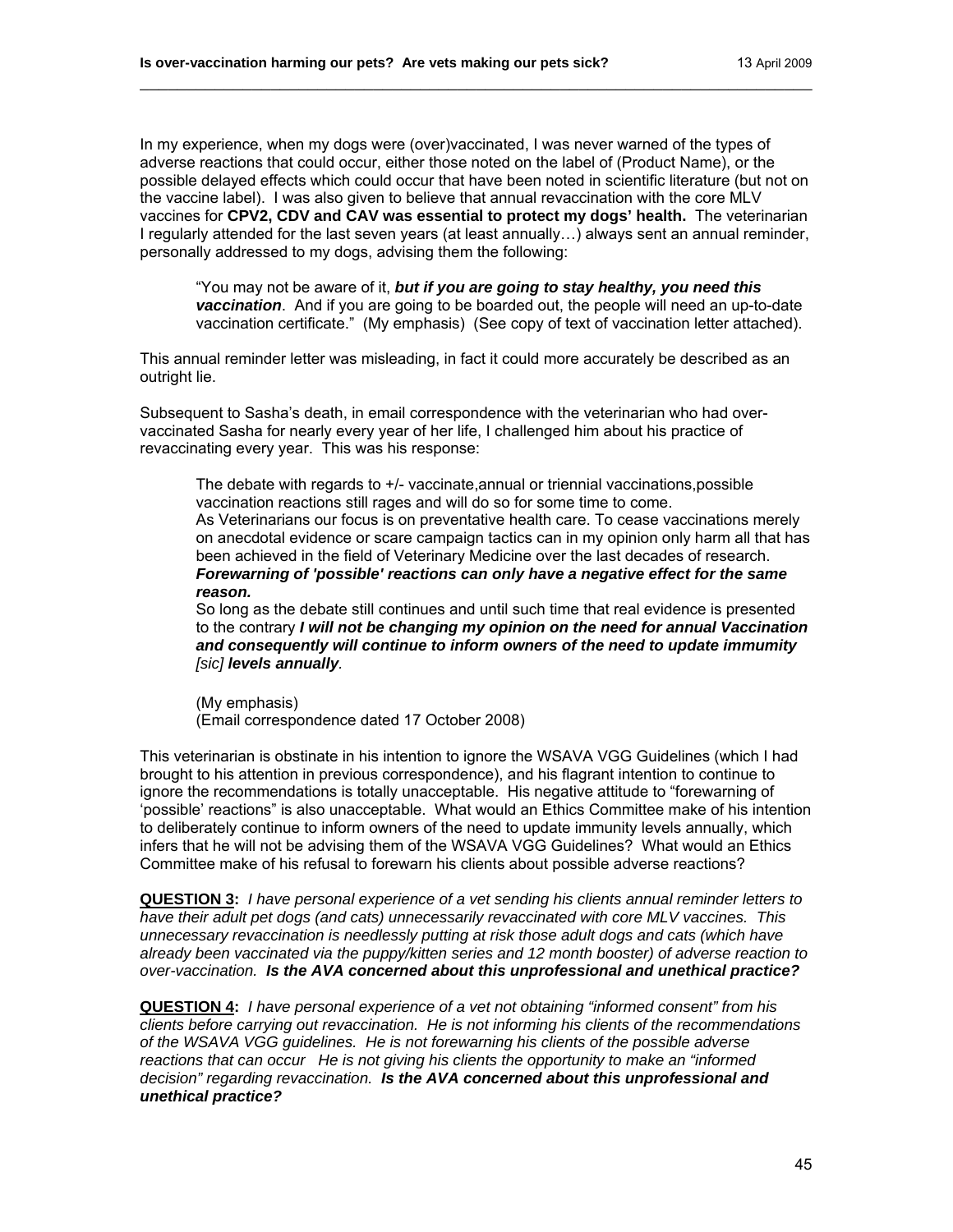In my experience, when my dogs were (over)vaccinated, I was never warned of the types of adverse reactions that could occur, either those noted on the label of (Product Name), or the possible delayed effects which could occur that have been noted in scientific literature (but not on the vaccine label). I was also given to believe that annual revaccination with the core MLV vaccines for **CPV2, CDV and CAV was essential to protect my dogs' health.** The veterinarian I regularly attended for the last seven years (at least annually…) always sent an annual reminder, personally addressed to my dogs, advising them the following:

> "You may not be aware of it, ***but if you are going to stay healthy, you need this vaccination***. And if you are going to be boarded out, the people will need an up-to-date vaccination certificate." (My emphasis) (See copy of text of vaccination letter attached).

This annual reminder letter was misleading, in fact it could more accurately be described as an outright lie.

Subsequent to Sasha's death, in email correspondence with the veterinarian who had over-vaccinated Sasha for nearly every year of her life, I challenged him about his practice of revaccinating every year. This was his response:

> The debate with regards to +/- vaccinate,annual or triennial vaccinations,possible vaccination reactions still rages and will do so for some time to come.
> As Veterinarians our focus is on preventative health care. To cease vaccinations merely on anecdotal evidence or scare campaign tactics can in my opinion only harm all that has been achieved in the field of Veterinary Medicine over the last decades of research. ***Forewarning of 'possible' reactions can only have a negative effect for the same reason.***
> So long as the debate still continues and until such time that real evidence is presented to the contrary ***I will not be changing my opinion on the need for annual Vaccination and consequently will continue to inform owners of the need to update immumity*** *[sic]* ***levels annually***.
>
> (My emphasis)
> (Email correspondence dated 17 October 2008)

This veterinarian is obstinate in his intention to ignore the WSAVA VGG Guidelines (which I had brought to his attention in previous correspondence), and his flagrant intention to continue to ignore the recommendations is totally unacceptable. His negative attitude to "forewarning of 'possible' reactions" is also unacceptable. What would an Ethics Committee make of his intention to deliberately continue to inform owners of the need to update immunity levels annually, which infers that he will not be advising them of the WSAVA VGG Guidelines? What would an Ethics Committee make of his refusal to forewarn his clients about possible adverse reactions?

<u>**QUESTION 3**</u>**:** *I have personal experience of a vet sending his clients annual reminder letters to have their adult pet dogs (and cats) unnecessarily revaccinated with core MLV vaccines. This unnecessary revaccination is needlessly putting at risk those adult dogs and cats (which have already been vaccinated via the puppy/kitten series and 12 month booster) of adverse reaction to over-vaccination.* ***Is the AVA concerned about this unprofessional and unethical practice?***

<u>**QUESTION 4**</u>**:** *I have personal experience of a vet not obtaining "informed consent" from his clients before carrying out revaccination. He is not informing his clients of the recommendations of the WSAVA VGG guidelines. He is not forewarning his clients of the possible adverse reactions that can occur He is not giving his clients the opportunity to make an "informed decision" regarding revaccination.* ***Is the AVA concerned about this unprofessional and unethical practice?***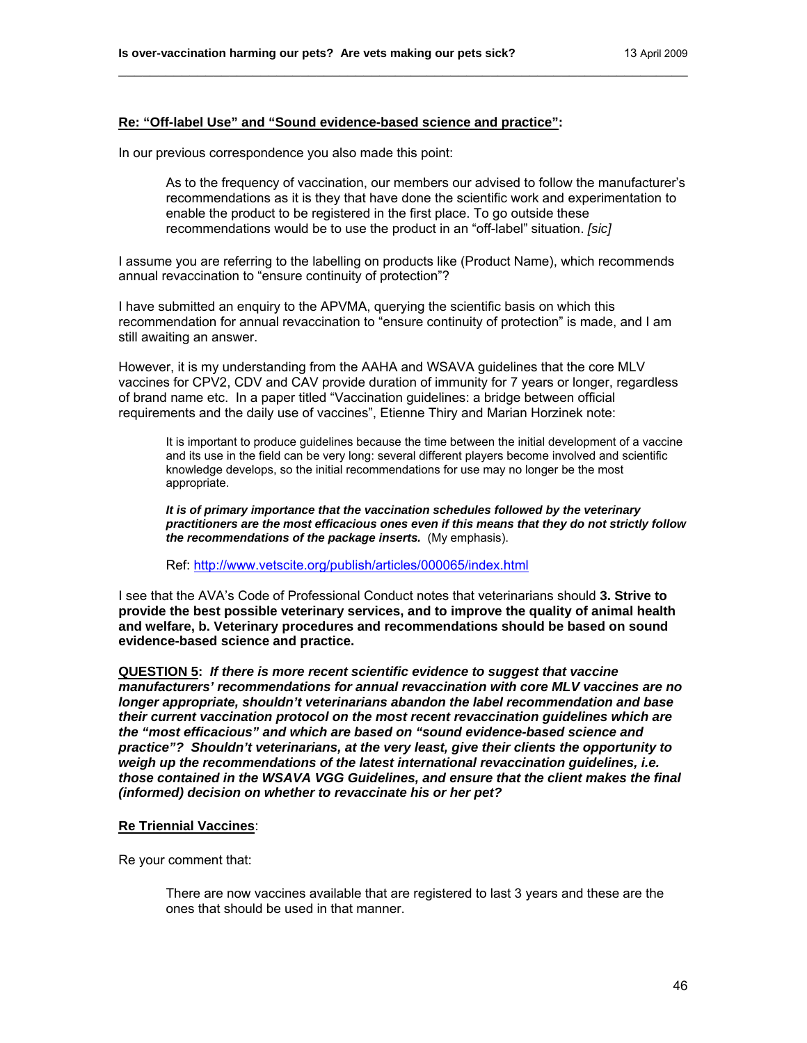**Re: “Off-label Use” and “Sound evidence-based science and practice”:**

In our previous correspondence you also made this point:

> As to the frequency of vaccination, our members our advised to follow the manufacturer’s recommendations as it is they that have done the scientific work and experimentation to enable the product to be registered in the first place. To go outside these recommendations would be to use the product in an “off-label” situation. *[sic]*

I assume you are referring to the labelling on products like (Product Name), which recommends annual revaccination to “ensure continuity of protection”?

I have submitted an enquiry to the APVMA, querying the scientific basis on which this recommendation for annual revaccination to “ensure continuity of protection” is made, and I am still awaiting an answer.

However, it is my understanding from the AAHA and WSAVA guidelines that the core MLV vaccines for CPV2, CDV and CAV provide duration of immunity for 7 years or longer, regardless of brand name etc. In a paper titled “Vaccination guidelines: a bridge between official requirements and the daily use of vaccines”, Etienne Thiry and Marian Horzinek note:

> It is important to produce guidelines because the time between the initial development of a vaccine and its use in the field can be very long: several different players become involved and scientific knowledge develops, so the initial recommendations for use may no longer be the most appropriate.
>
> ***It is of primary importance that the vaccination schedules followed by the veterinary practitioners are the most efficacious ones even if this means that they do not strictly follow the recommendations of the package inserts.*** (My emphasis).
>
> Ref: http://www.vetscite.org/publish/articles/000065/index.html

I see that the AVA’s Code of Professional Conduct notes that veterinarians should **3. Strive to provide the best possible veterinary services, and to improve the quality of animal health and welfare, b. Veterinary procedures and recommendations should be based on sound evidence-based science and practice.**

**QUESTION 5:** ***If there is more recent scientific evidence to suggest that vaccine manufacturers’ recommendations for annual revaccination with core MLV vaccines are no longer appropriate, shouldn’t veterinarians abandon the label recommendation and base their current vaccination protocol on the most recent revaccination guidelines which are the “most efficacious” and which are based on “sound evidence-based science and practice”? Shouldn’t veterinarians, at the very least, give their clients the opportunity to weigh up the recommendations of the latest international revaccination guidelines, i.e. those contained in the WSAVA VGG Guidelines, and ensure that the client makes the final (informed) decision on whether to revaccinate his or her pet?***

**Re Triennial Vaccines**:

Re your comment that:

> There are now vaccines available that are registered to last 3 years and these are the ones that should be used in that manner.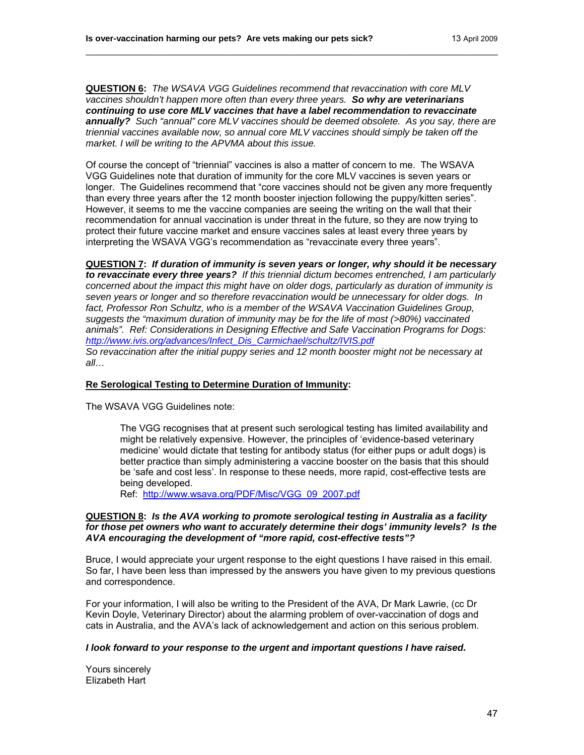**QUESTION 6:** *The WSAVA VGG Guidelines recommend that revaccination with core MLV vaccines shouldn't happen more often than every three years.* ***So why are veterinarians continuing to use core MLV vaccines that have a label recommendation to revaccinate annually?*** *Such "annual" core MLV vaccines should be deemed obsolete. As you say, there are triennial vaccines available now, so annual core MLV vaccines should simply be taken off the market. I will be writing to the APVMA about this issue.*

Of course the concept of "triennial" vaccines is also a matter of concern to me. The WSAVA VGG Guidelines note that duration of immunity for the core MLV vaccines is seven years or longer. The Guidelines recommend that "core vaccines should not be given any more frequently than every three years after the 12 month booster injection following the puppy/kitten series". However, it seems to me the vaccine companies are seeing the writing on the wall that their recommendation for annual vaccination is under threat in the future, so they are now trying to protect their future vaccine market and ensure vaccines sales at least every three years by interpreting the WSAVA VGG's recommendation as "revaccinate every three years".

**QUESTION 7:** ***If duration of immunity is seven years or longer, why should it be necessary to revaccinate every three years?*** *If this triennial dictum becomes entrenched, I am particularly concerned about the impact this might have on older dogs, particularly as duration of immunity is seven years or longer and so therefore revaccination would be unnecessary for older dogs. In fact, Professor Ron Schultz, who is a member of the WSAVA Vaccination Guidelines Group, suggests the "maximum duration of immunity may be for the life of most (>80%) vaccinated animals". Ref: Considerations in Designing Effective and Safe Vaccination Programs for Dogs:* *http://www.ivis.org/advances/Infect_Dis_Carmichael/schultz/IVIS.pdf*
*So revaccination after the initial puppy series and 12 month booster might not be necessary at all…*

**Re Serological Testing to Determine Duration of Immunity:**

The WSAVA VGG Guidelines note:

> The VGG recognises that at present such serological testing has limited availability and might be relatively expensive. However, the principles of 'evidence-based veterinary medicine' would dictate that testing for antibody status (for either pups or adult dogs) is better practice than simply administering a vaccine booster on the basis that this should be 'safe and cost less'. In response to these needs, more rapid, cost-effective tests are being developed.
> Ref: http://www.wsava.org/PDF/Misc/VGG_09_2007.pdf

**QUESTION 8:** ***Is the AVA working to promote serological testing in Australia as a facility for those pet owners who want to accurately determine their dogs' immunity levels? Is the AVA encouraging the development of "more rapid, cost-effective tests"?***

Bruce, I would appreciate your urgent response to the eight questions I have raised in this email. So far, I have been less than impressed by the answers you have given to my previous questions and correspondence.

For your information, I will also be writing to the President of the AVA, Dr Mark Lawrie, (cc Dr Kevin Doyle, Veterinary Director) about the alarming problem of over-vaccination of dogs and cats in Australia, and the AVA's lack of acknowledgement and action on this serious problem.

***I look forward to your response to the urgent and important questions I have raised.***

Yours sincerely
Elizabeth Hart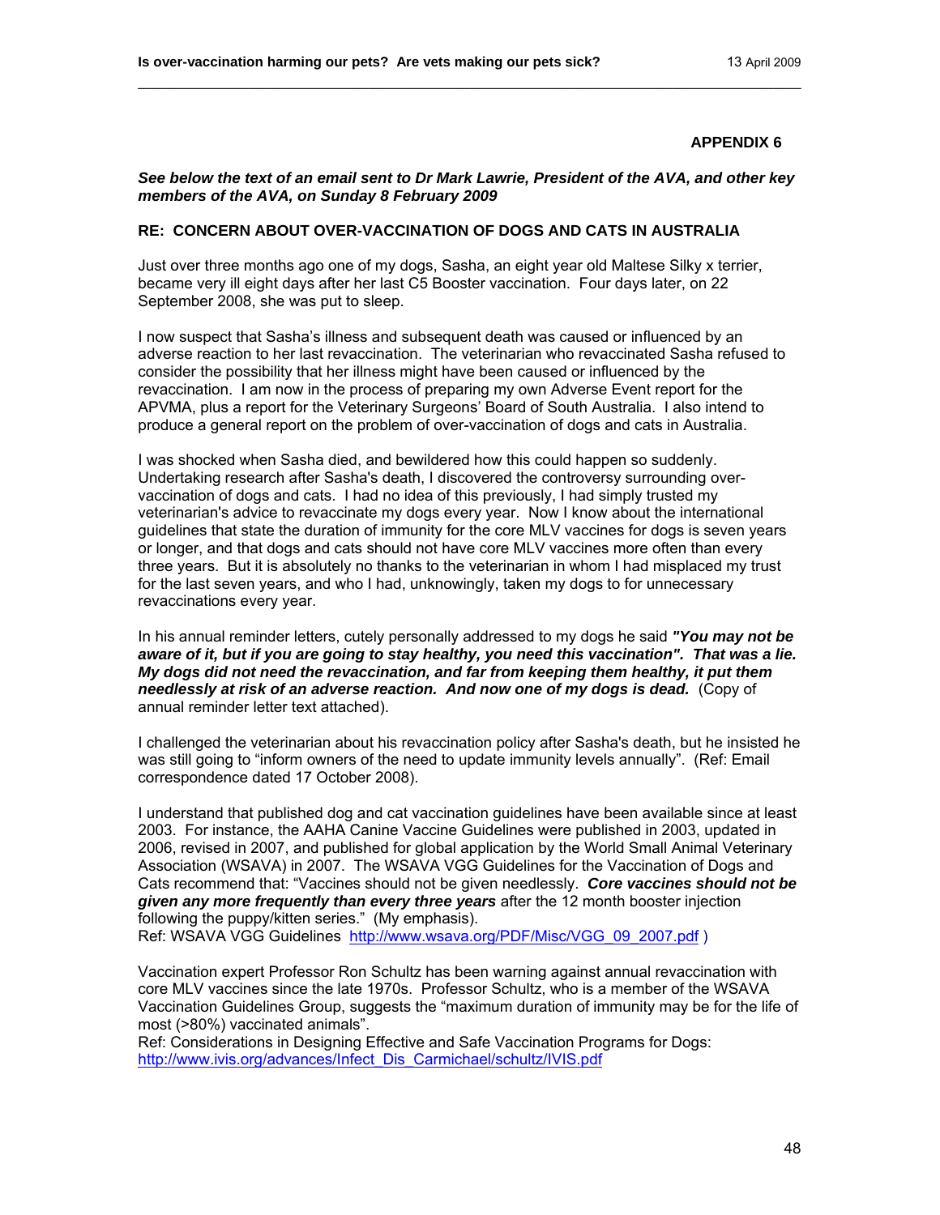**APPENDIX 6**

***See below the text of an email sent to Dr Mark Lawrie, President of the AVA, and other key members of the AVA, on Sunday 8 February 2009***

**RE: CONCERN ABOUT OVER-VACCINATION OF DOGS AND CATS IN AUSTRALIA**

Just over three months ago one of my dogs, Sasha, an eight year old Maltese Silky x terrier, became very ill eight days after her last C5 Booster vaccination. Four days later, on 22 September 2008, she was put to sleep.

I now suspect that Sasha's illness and subsequent death was caused or influenced by an adverse reaction to her last revaccination. The veterinarian who revaccinated Sasha refused to consider the possibility that her illness might have been caused or influenced by the revaccination. I am now in the process of preparing my own Adverse Event report for the APVMA, plus a report for the Veterinary Surgeons' Board of South Australia. I also intend to produce a general report on the problem of over-vaccination of dogs and cats in Australia.

I was shocked when Sasha died, and bewildered how this could happen so suddenly. Undertaking research after Sasha's death, I discovered the controversy surrounding over-vaccination of dogs and cats. I had no idea of this previously, I had simply trusted my veterinarian's advice to revaccinate my dogs every year. Now I know about the international guidelines that state the duration of immunity for the core MLV vaccines for dogs is seven years or longer, and that dogs and cats should not have core MLV vaccines more often than every three years. But it is absolutely no thanks to the veterinarian in whom I had misplaced my trust for the last seven years, and who I had, unknowingly, taken my dogs to for unnecessary revaccinations every year.

In his annual reminder letters, cutely personally addressed to my dogs he said ***"You may not be aware of it, but if you are going to stay healthy, you need this vaccination". That was a lie. My dogs did not need the revaccination, and far from keeping them healthy, it put them needlessly at risk of an adverse reaction. And now one of my dogs is dead.*** (Copy of annual reminder letter text attached).

I challenged the veterinarian about his revaccination policy after Sasha's death, but he insisted he was still going to "inform owners of the need to update immunity levels annually". (Ref: Email correspondence dated 17 October 2008).

I understand that published dog and cat vaccination guidelines have been available since at least 2003. For instance, the AAHA Canine Vaccine Guidelines were published in 2003, updated in 2006, revised in 2007, and published for global application by the World Small Animal Veterinary Association (WSAVA) in 2007. The WSAVA VGG Guidelines for the Vaccination of Dogs and Cats recommend that: "Vaccines should not be given needlessly. ***Core vaccines should not be given any more frequently than every three years*** after the 12 month booster injection following the puppy/kitten series." (My emphasis).
Ref: WSAVA VGG Guidelines http://www.wsava.org/PDF/Misc/VGG_09_2007.pdf )

Vaccination expert Professor Ron Schultz has been warning against annual revaccination with core MLV vaccines since the late 1970s. Professor Schultz, who is a member of the WSAVA Vaccination Guidelines Group, suggests the "maximum duration of immunity may be for the life of most (>80%) vaccinated animals".
Ref: Considerations in Designing Effective and Safe Vaccination Programs for Dogs: http://www.ivis.org/advances/Infect_Dis_Carmichael/schultz/IVIS.pdf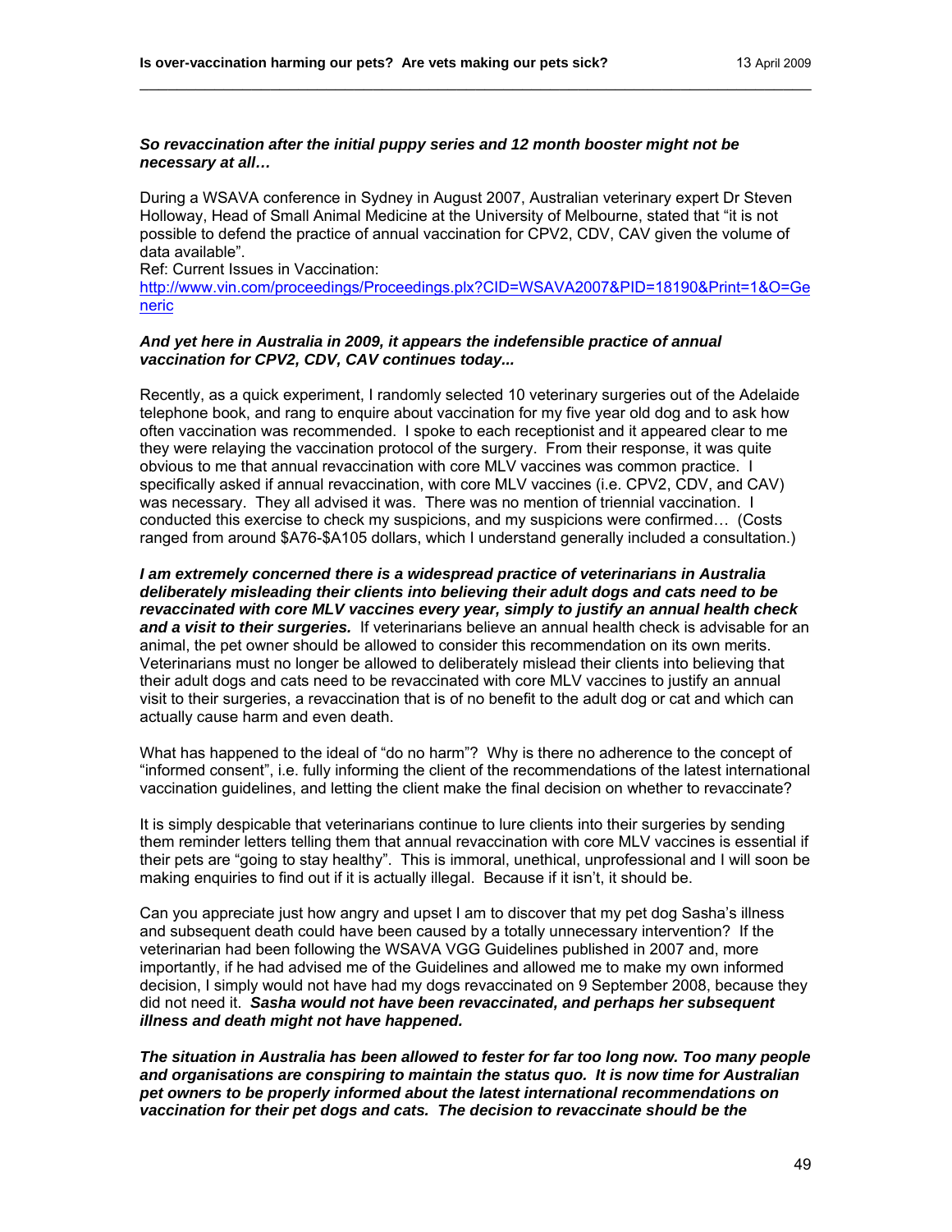***So revaccination after the initial puppy series and 12 month booster might not be necessary at all…***

During a WSAVA conference in Sydney in August 2007, Australian veterinary expert Dr Steven Holloway, Head of Small Animal Medicine at the University of Melbourne, stated that "it is not possible to defend the practice of annual vaccination for CPV2, CDV, CAV given the volume of data available".
Ref: Current Issues in Vaccination:
http://www.vin.com/proceedings/Proceedings.plx?CID=WSAVA2007&PID=18190&Print=1&O=Generic

***And yet here in Australia in 2009, it appears the indefensible practice of annual vaccination for CPV2, CDV, CAV continues today...***

Recently, as a quick experiment, I randomly selected 10 veterinary surgeries out of the Adelaide telephone book, and rang to enquire about vaccination for my five year old dog and to ask how often vaccination was recommended. I spoke to each receptionist and it appeared clear to me they were relaying the vaccination protocol of the surgery. From their response, it was quite obvious to me that annual revaccination with core MLV vaccines was common practice. I specifically asked if annual revaccination, with core MLV vaccines (i.e. CPV2, CDV, and CAV) was necessary. They all advised it was. There was no mention of triennial vaccination. I conducted this exercise to check my suspicions, and my suspicions were confirmed… (Costs ranged from around $A76-$A105 dollars, which I understand generally included a consultation.)

***I am extremely concerned there is a widespread practice of veterinarians in Australia deliberately misleading their clients into believing their adult dogs and cats need to be revaccinated with core MLV vaccines every year, simply to justify an annual health check and a visit to their surgeries.*** If veterinarians believe an annual health check is advisable for an animal, the pet owner should be allowed to consider this recommendation on its own merits. Veterinarians must no longer be allowed to deliberately mislead their clients into believing that their adult dogs and cats need to be revaccinated with core MLV vaccines to justify an annual visit to their surgeries, a revaccination that is of no benefit to the adult dog or cat and which can actually cause harm and even death.

What has happened to the ideal of "do no harm"? Why is there no adherence to the concept of "informed consent", i.e. fully informing the client of the recommendations of the latest international vaccination guidelines, and letting the client make the final decision on whether to revaccinate?

It is simply despicable that veterinarians continue to lure clients into their surgeries by sending them reminder letters telling them that annual revaccination with core MLV vaccines is essential if their pets are "going to stay healthy". This is immoral, unethical, unprofessional and I will soon be making enquiries to find out if it is actually illegal. Because if it isn't, it should be.

Can you appreciate just how angry and upset I am to discover that my pet dog Sasha's illness and subsequent death could have been caused by a totally unnecessary intervention? If the veterinarian had been following the WSAVA VGG Guidelines published in 2007 and, more importantly, if he had advised me of the Guidelines and allowed me to make my own informed decision, I simply would not have had my dogs revaccinated on 9 September 2008, because they did not need it. ***Sasha would not have been revaccinated, and perhaps her subsequent illness and death might not have happened.***

***The situation in Australia has been allowed to fester for far too long now. Too many people and organisations are conspiring to maintain the status quo. It is now time for Australian pet owners to be properly informed about the latest international recommendations on vaccination for their pet dogs and cats. The decision to revaccinate should be the***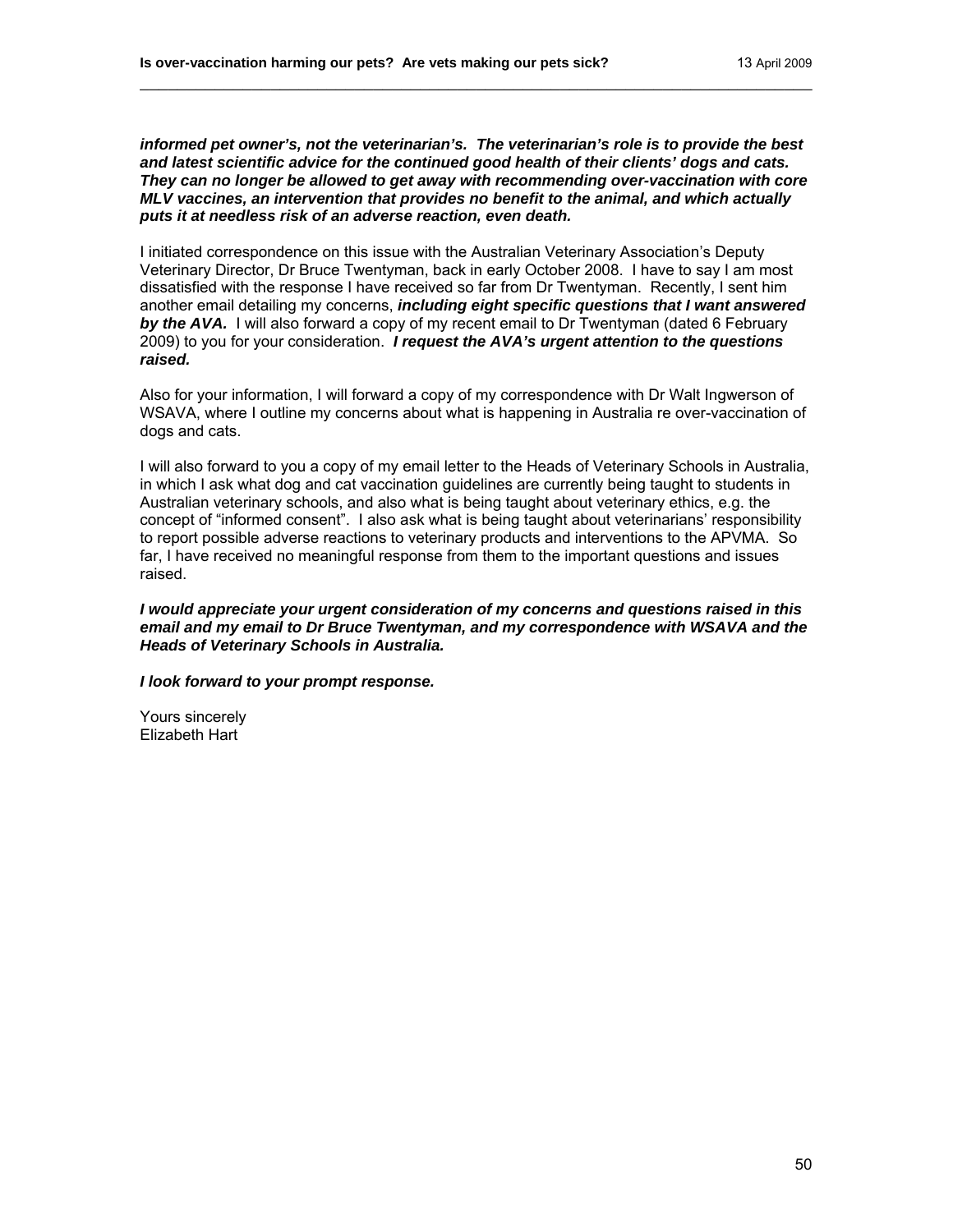***informed pet owner's, not the veterinarian's. The veterinarian's role is to provide the best and latest scientific advice for the continued good health of their clients' dogs and cats. They can no longer be allowed to get away with recommending over-vaccination with core MLV vaccines, an intervention that provides no benefit to the animal, and which actually puts it at needless risk of an adverse reaction, even death.***

I initiated correspondence on this issue with the Australian Veterinary Association's Deputy Veterinary Director, Dr Bruce Twentyman, back in early October 2008. I have to say I am most dissatisfied with the response I have received so far from Dr Twentyman. Recently, I sent him another email detailing my concerns, ***including eight specific questions that I want answered by the AVA.*** I will also forward a copy of my recent email to Dr Twentyman (dated 6 February 2009) to you for your consideration. ***I request the AVA's urgent attention to the questions raised.***

Also for your information, I will forward a copy of my correspondence with Dr Walt Ingwerson of WSAVA, where I outline my concerns about what is happening in Australia re over-vaccination of dogs and cats.

I will also forward to you a copy of my email letter to the Heads of Veterinary Schools in Australia, in which I ask what dog and cat vaccination guidelines are currently being taught to students in Australian veterinary schools, and also what is being taught about veterinary ethics, e.g. the concept of "informed consent". I also ask what is being taught about veterinarians' responsibility to report possible adverse reactions to veterinary products and interventions to the APVMA. So far, I have received no meaningful response from them to the important questions and issues raised.

***I would appreciate your urgent consideration of my concerns and questions raised in this email and my email to Dr Bruce Twentyman, and my correspondence with WSAVA and the Heads of Veterinary Schools in Australia.***

***I look forward to your prompt response.***

Yours sincerely
Elizabeth Hart